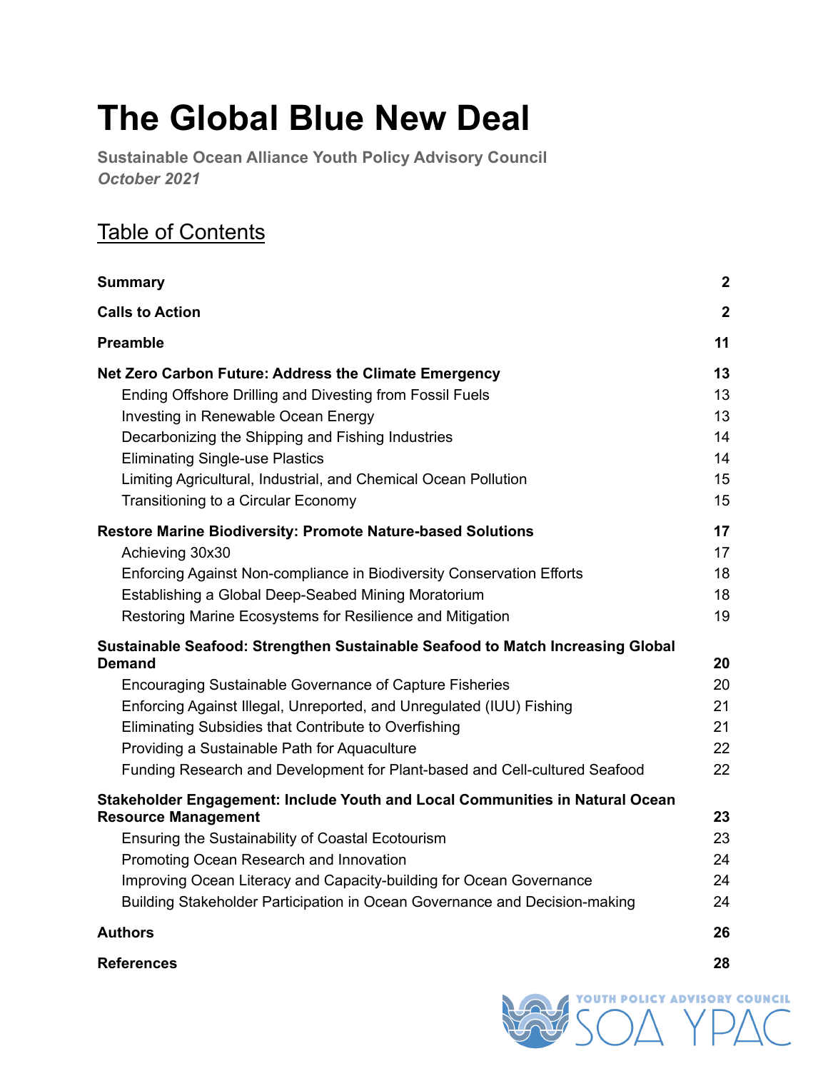# The Global Blue New Deal

**Sustainable Ocean Alliance Youth Policy Advisory Council**
***October 2021***

## Table of Contents

| | |
|---|---|
| **Summary** | **2** |
| **Calls to Action** | **2** |
| **Preamble** | **11** |
| **Net Zero Carbon Future: Address the Climate Emergency** | **13** |
| Ending Offshore Drilling and Divesting from Fossil Fuels | 13 |
| Investing in Renewable Ocean Energy | 13 |
| Decarbonizing the Shipping and Fishing Industries | 14 |
| Eliminating Single-use Plastics | 14 |
| Limiting Agricultural, Industrial, and Chemical Ocean Pollution | 15 |
| Transitioning to a Circular Economy | 15 |
| **Restore Marine Biodiversity: Promote Nature-based Solutions** | **17** |
| Achieving 30x30 | 17 |
| Enforcing Against Non-compliance in Biodiversity Conservation Efforts | 18 |
| Establishing a Global Deep-Seabed Mining Moratorium | 18 |
| Restoring Marine Ecosystems for Resilience and Mitigation | 19 |
| **Sustainable Seafood: Strengthen Sustainable Seafood to Match Increasing Global Demand** | **20** |
| Encouraging Sustainable Governance of Capture Fisheries | 20 |
| Enforcing Against Illegal, Unreported, and Unregulated (IUU) Fishing | 21 |
| Eliminating Subsidies that Contribute to Overfishing | 21 |
| Providing a Sustainable Path for Aquaculture | 22 |
| Funding Research and Development for Plant-based and Cell-cultured Seafood | 22 |
| **Stakeholder Engagement: Include Youth and Local Communities in Natural Ocean Resource Management** | **23** |
| Ensuring the Sustainability of Coastal Ecotourism | 23 |
| Promoting Ocean Research and Innovation | 24 |
| Improving Ocean Literacy and Capacity-building for Ocean Governance | 24 |
| Building Stakeholder Participation in Ocean Governance and Decision-making | 24 |
| **Authors** | **26** |
| **References** | **28** |

YOUTH POLICY ADVISORY COUNCIL
SOA YPAC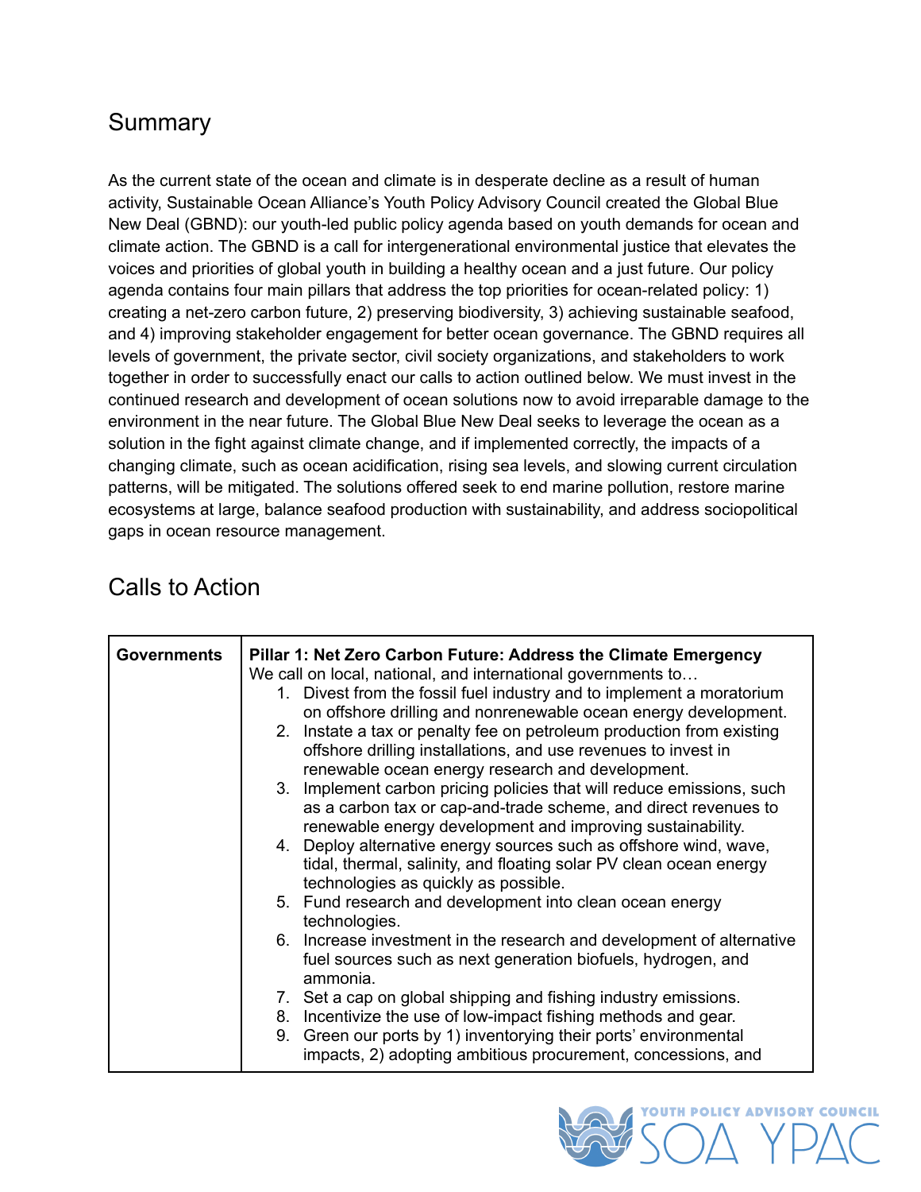## Summary

As the current state of the ocean and climate is in desperate decline as a result of human activity, Sustainable Ocean Alliance's Youth Policy Advisory Council created the Global Blue New Deal (GBND): our youth-led public policy agenda based on youth demands for ocean and climate action. The GBND is a call for intergenerational environmental justice that elevates the voices and priorities of global youth in building a healthy ocean and a just future. Our policy agenda contains four main pillars that address the top priorities for ocean-related policy: 1) creating a net-zero carbon future, 2) preserving biodiversity, 3) achieving sustainable seafood, and 4) improving stakeholder engagement for better ocean governance. The GBND requires all levels of government, the private sector, civil society organizations, and stakeholders to work together in order to successfully enact our calls to action outlined below. We must invest in the continued research and development of ocean solutions now to avoid irreparable damage to the environment in the near future. The Global Blue New Deal seeks to leverage the ocean as a solution in the fight against climate change, and if implemented correctly, the impacts of a changing climate, such as ocean acidification, rising sea levels, and slowing current circulation patterns, will be mitigated. The solutions offered seek to end marine pollution, restore marine ecosystems at large, balance seafood production with sustainability, and address sociopolitical gaps in ocean resource management.

## Calls to Action

| Governments | **Pillar 1: Net Zero Carbon Future: Address the Climate Emergency**<br>We call on local, national, and international governments to…<br>1. Divest from the fossil fuel industry and to implement a moratorium on offshore drilling and nonrenewable ocean energy development.<br>2. Instate a tax or penalty fee on petroleum production from existing offshore drilling installations, and use revenues to invest in renewable ocean energy research and development.<br>3. Implement carbon pricing policies that will reduce emissions, such as a carbon tax or cap-and-trade scheme, and direct revenues to renewable energy development and improving sustainability.<br>4. Deploy alternative energy sources such as offshore wind, wave, tidal, thermal, salinity, and floating solar PV clean ocean energy technologies as quickly as possible.<br>5. Fund research and development into clean ocean energy technologies.<br>6. Increase investment in the research and development of alternative fuel sources such as next generation biofuels, hydrogen, and ammonia.<br>7. Set a cap on global shipping and fishing industry emissions.<br>8. Incentivize the use of low-impact fishing methods and gear.<br>9. Green our ports by 1) inventorying their ports' environmental impacts, 2) adopting ambitious procurement, concessions, and |
|---|---|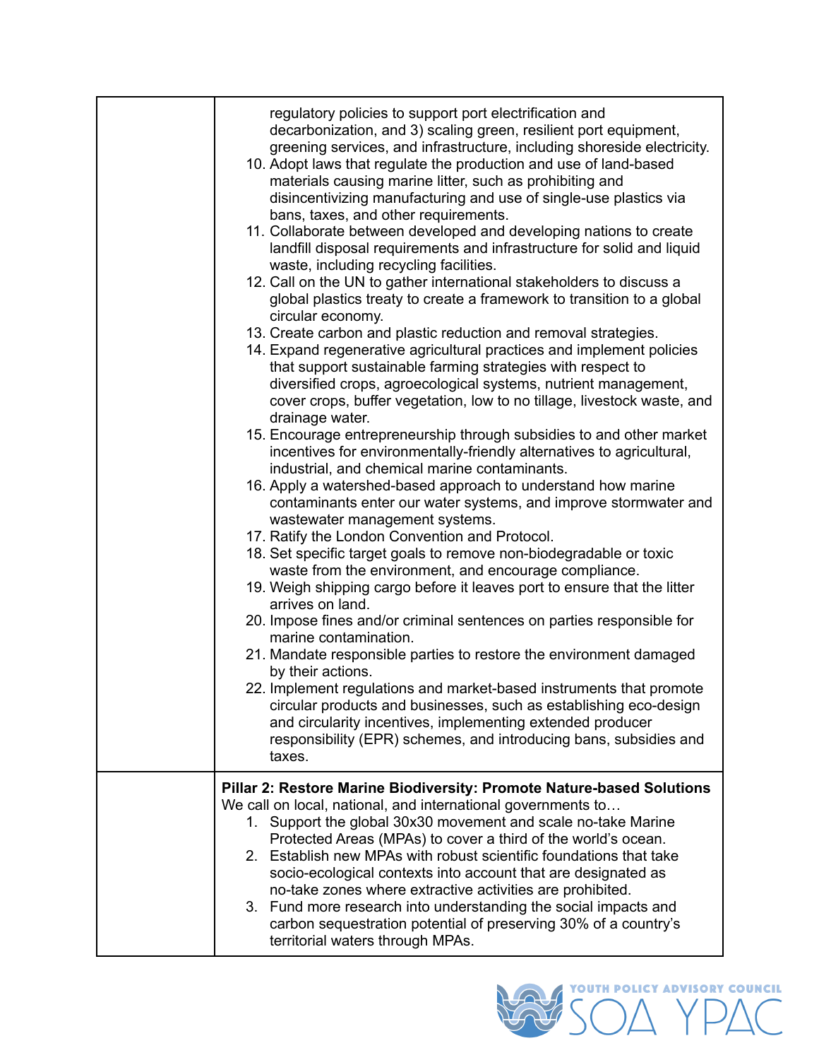| | |
|---|---|
| | regulatory policies to support port electrification and decarbonization, and 3) scaling green, resilient port equipment, greening services, and infrastructure, including shoreside electricity.<br>10. Adopt laws that regulate the production and use of land-based materials causing marine litter, such as prohibiting and disincentivizing manufacturing and use of single-use plastics via bans, taxes, and other requirements.<br>11. Collaborate between developed and developing nations to create landfill disposal requirements and infrastructure for solid and liquid waste, including recycling facilities.<br>12. Call on the UN to gather international stakeholders to discuss a global plastics treaty to create a framework to transition to a global circular economy.<br>13. Create carbon and plastic reduction and removal strategies.<br>14. Expand regenerative agricultural practices and implement policies that support sustainable farming strategies with respect to diversified crops, agroecological systems, nutrient management, cover crops, buffer vegetation, low to no tillage, livestock waste, and drainage water.<br>15. Encourage entrepreneurship through subsidies to and other market incentives for environmentally-friendly alternatives to agricultural, industrial, and chemical marine contaminants.<br>16. Apply a watershed-based approach to understand how marine contaminants enter our water systems, and improve stormwater and wastewater management systems.<br>17. Ratify the London Convention and Protocol.<br>18. Set specific target goals to remove non-biodegradable or toxic waste from the environment, and encourage compliance.<br>19. Weigh shipping cargo before it leaves port to ensure that the litter arrives on land.<br>20. Impose fines and/or criminal sentences on parties responsible for marine contamination.<br>21. Mandate responsible parties to restore the environment damaged by their actions.<br>22. Implement regulations and market-based instruments that promote circular products and businesses, such as establishing eco-design and circularity incentives, implementing extended producer responsibility (EPR) schemes, and introducing bans, subsidies and taxes. |
| | **Pillar 2: Restore Marine Biodiversity: Promote Nature-based Solutions**<br>We call on local, national, and international governments to…<br>1. Support the global 30x30 movement and scale no-take Marine Protected Areas (MPAs) to cover a third of the world's ocean.<br>2. Establish new MPAs with robust scientific foundations that take socio-ecological contexts into account that are designated as no-take zones where extractive activities are prohibited.<br>3. Fund more research into understanding the social impacts and carbon sequestration potential of preserving 30% of a country's territorial waters through MPAs. |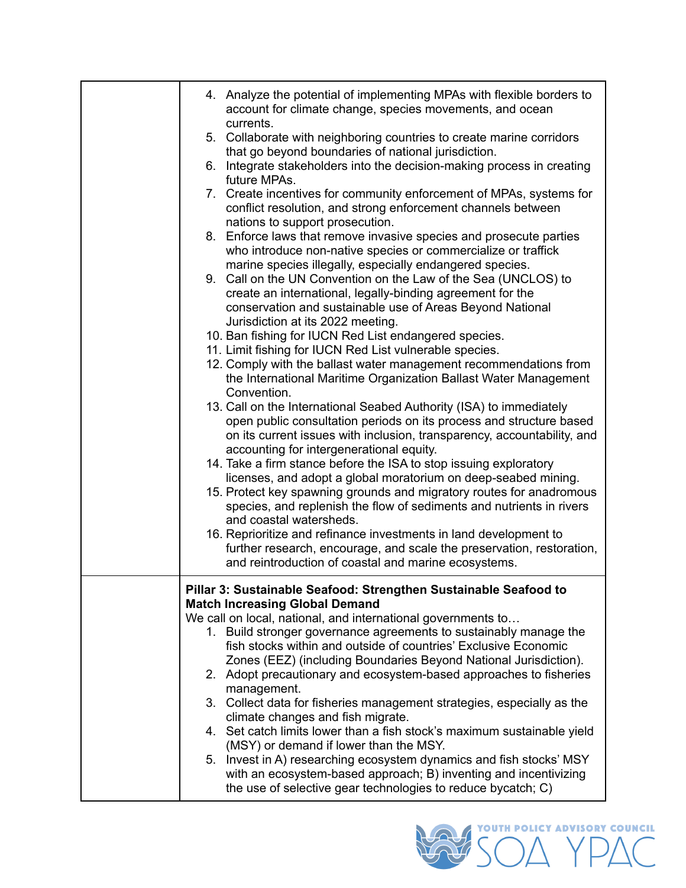| | |
|---|---|
| | 4. Analyze the potential of implementing MPAs with flexible borders to account for climate change, species movements, and ocean currents.<br>5. Collaborate with neighboring countries to create marine corridors that go beyond boundaries of national jurisdiction.<br>6. Integrate stakeholders into the decision-making process in creating future MPAs.<br>7. Create incentives for community enforcement of MPAs, systems for conflict resolution, and strong enforcement channels between nations to support prosecution.<br>8. Enforce laws that remove invasive species and prosecute parties who introduce non-native species or commercialize or traffick marine species illegally, especially endangered species.<br>9. Call on the UN Convention on the Law of the Sea (UNCLOS) to create an international, legally-binding agreement for the conservation and sustainable use of Areas Beyond National Jurisdiction at its 2022 meeting.<br>10. Ban fishing for IUCN Red List endangered species.<br>11. Limit fishing for IUCN Red List vulnerable species.<br>12. Comply with the ballast water management recommendations from the International Maritime Organization Ballast Water Management Convention.<br>13. Call on the International Seabed Authority (ISA) to immediately open public consultation periods on its process and structure based on its current issues with inclusion, transparency, accountability, and accounting for intergenerational equity.<br>14. Take a firm stance before the ISA to stop issuing exploratory licenses, and adopt a global moratorium on deep-seabed mining.<br>15. Protect key spawning grounds and migratory routes for anadromous species, and replenish the flow of sediments and nutrients in rivers and coastal watersheds.<br>16. Reprioritize and refinance investments in land development to further research, encourage, and scale the preservation, restoration, and reintroduction of coastal and marine ecosystems. |
| | **Pillar 3: Sustainable Seafood: Strengthen Sustainable Seafood to Match Increasing Global Demand**<br>We call on local, national, and international governments to…<br>1. Build stronger governance agreements to sustainably manage the fish stocks within and outside of countries' Exclusive Economic Zones (EEZ) (including Boundaries Beyond National Jurisdiction).<br>2. Adopt precautionary and ecosystem-based approaches to fisheries management.<br>3. Collect data for fisheries management strategies, especially as the climate changes and fish migrate.<br>4. Set catch limits lower than a fish stock's maximum sustainable yield (MSY) or demand if lower than the MSY.<br>5. Invest in A) researching ecosystem dynamics and fish stocks' MSY with an ecosystem-based approach; B) inventing and incentivizing the use of selective gear technologies to reduce bycatch; C) |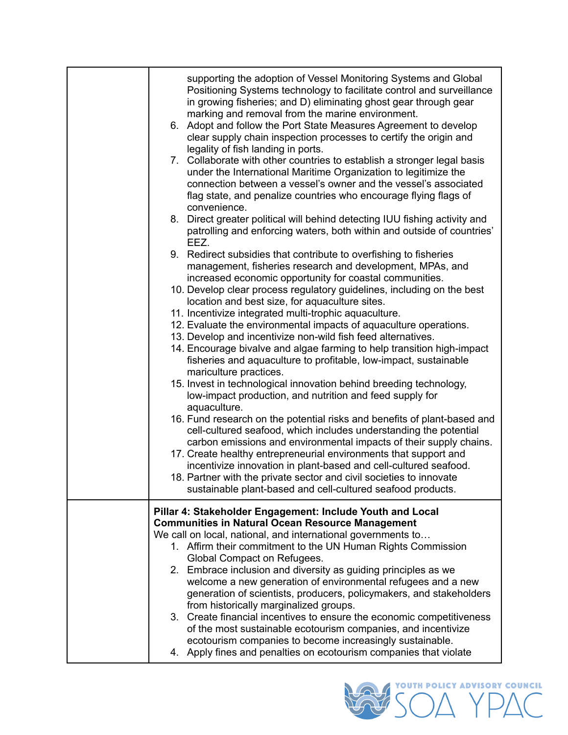| | |
|---|---|
| | supporting the adoption of Vessel Monitoring Systems and Global Positioning Systems technology to facilitate control and surveillance in growing fisheries; and D) eliminating ghost gear through gear marking and removal from the marine environment.<br>6. Adopt and follow the Port State Measures Agreement to develop clear supply chain inspection processes to certify the origin and legality of fish landing in ports.<br>7. Collaborate with other countries to establish a stronger legal basis under the International Maritime Organization to legitimize the connection between a vessel's owner and the vessel's associated flag state, and penalize countries who encourage flying flags of convenience.<br>8. Direct greater political will behind detecting IUU fishing activity and patrolling and enforcing waters, both within and outside of countries' EEZ.<br>9. Redirect subsidies that contribute to overfishing to fisheries management, fisheries research and development, MPAs, and increased economic opportunity for coastal communities.<br>10. Develop clear process regulatory guidelines, including on the best location and best size, for aquaculture sites.<br>11. Incentivize integrated multi-trophic aquaculture.<br>12. Evaluate the environmental impacts of aquaculture operations.<br>13. Develop and incentivize non-wild fish feed alternatives.<br>14. Encourage bivalve and algae farming to help transition high-impact fisheries and aquaculture to profitable, low-impact, sustainable mariculture practices.<br>15. Invest in technological innovation behind breeding technology, low-impact production, and nutrition and feed supply for aquaculture.<br>16. Fund research on the potential risks and benefits of plant-based and cell-cultured seafood, which includes understanding the potential carbon emissions and environmental impacts of their supply chains.<br>17. Create healthy entrepreneurial environments that support and incentivize innovation in plant-based and cell-cultured seafood.<br>18. Partner with the private sector and civil societies to innovate sustainable plant-based and cell-cultured seafood products. |
| | **Pillar 4: Stakeholder Engagement: Include Youth and Local Communities in Natural Ocean Resource Management**<br>We call on local, national, and international governments to…<br>1. Affirm their commitment to the UN Human Rights Commission Global Compact on Refugees.<br>2. Embrace inclusion and diversity as guiding principles as we welcome a new generation of environmental refugees and a new generation of scientists, producers, policymakers, and stakeholders from historically marginalized groups.<br>3. Create financial incentives to ensure the economic competitiveness of the most sustainable ecotourism companies, and incentivize ecotourism companies to become increasingly sustainable.<br>4. Apply fines and penalties on ecotourism companies that violate |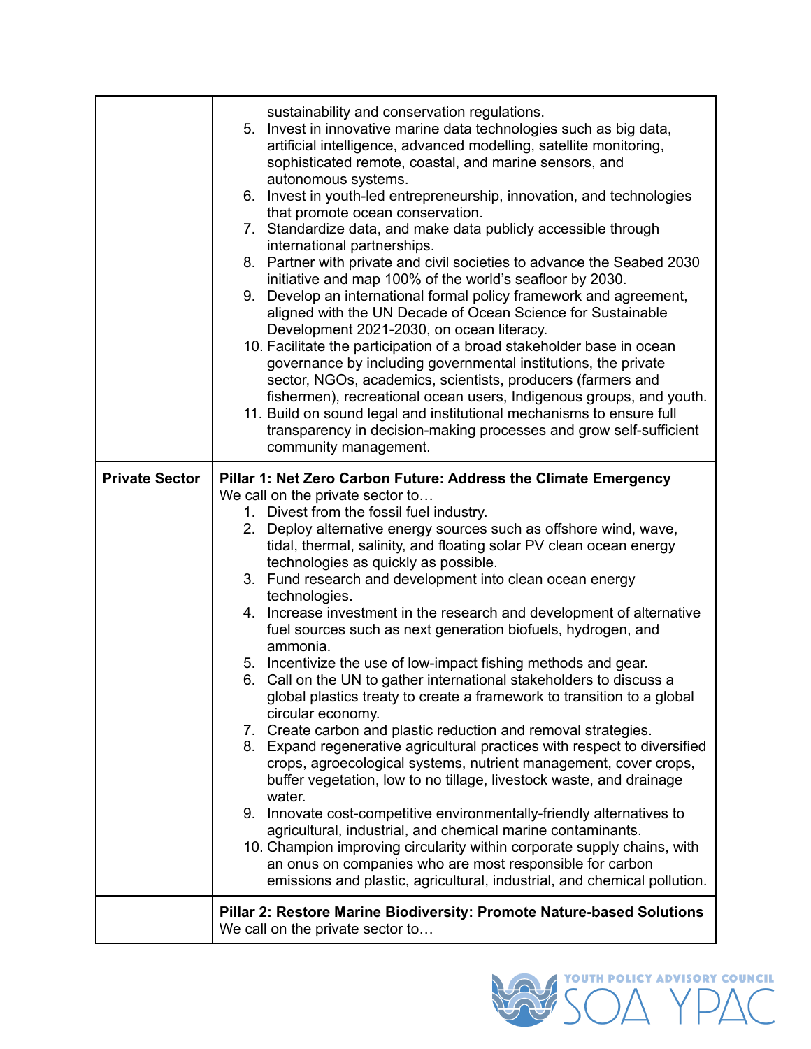| | |
|---|---|
| | sustainability and conservation regulations.<br>5. Invest in innovative marine data technologies such as big data, artificial intelligence, advanced modelling, satellite monitoring, sophisticated remote, coastal, and marine sensors, and autonomous systems.<br>6. Invest in youth-led entrepreneurship, innovation, and technologies that promote ocean conservation.<br>7. Standardize data, and make data publicly accessible through international partnerships.<br>8. Partner with private and civil societies to advance the Seabed 2030 initiative and map 100% of the world's seafloor by 2030.<br>9. Develop an international formal policy framework and agreement, aligned with the UN Decade of Ocean Science for Sustainable Development 2021-2030, on ocean literacy.<br>10. Facilitate the participation of a broad stakeholder base in ocean governance by including governmental institutions, the private sector, NGOs, academics, scientists, producers (farmers and fishermen), recreational ocean users, Indigenous groups, and youth.<br>11. Build on sound legal and institutional mechanisms to ensure full transparency in decision-making processes and grow self-sufficient community management. |
| **Private Sector** | **Pillar 1: Net Zero Carbon Future: Address the Climate Emergency**<br>We call on the private sector to…<br>1. Divest from the fossil fuel industry.<br>2. Deploy alternative energy sources such as offshore wind, wave, tidal, thermal, salinity, and floating solar PV clean ocean energy technologies as quickly as possible.<br>3. Fund research and development into clean ocean energy technologies.<br>4. Increase investment in the research and development of alternative fuel sources such as next generation biofuels, hydrogen, and ammonia.<br>5. Incentivize the use of low-impact fishing methods and gear.<br>6. Call on the UN to gather international stakeholders to discuss a global plastics treaty to create a framework to transition to a global circular economy.<br>7. Create carbon and plastic reduction and removal strategies.<br>8. Expand regenerative agricultural practices with respect to diversified crops, agroecological systems, nutrient management, cover crops, buffer vegetation, low to no tillage, livestock waste, and drainage water.<br>9. Innovate cost-competitive environmentally-friendly alternatives to agricultural, industrial, and chemical marine contaminants.<br>10. Champion improving circularity within corporate supply chains, with an onus on companies who are most responsible for carbon emissions and plastic, agricultural, industrial, and chemical pollution. |
| | **Pillar 2: Restore Marine Biodiversity: Promote Nature-based Solutions**<br>We call on the private sector to… |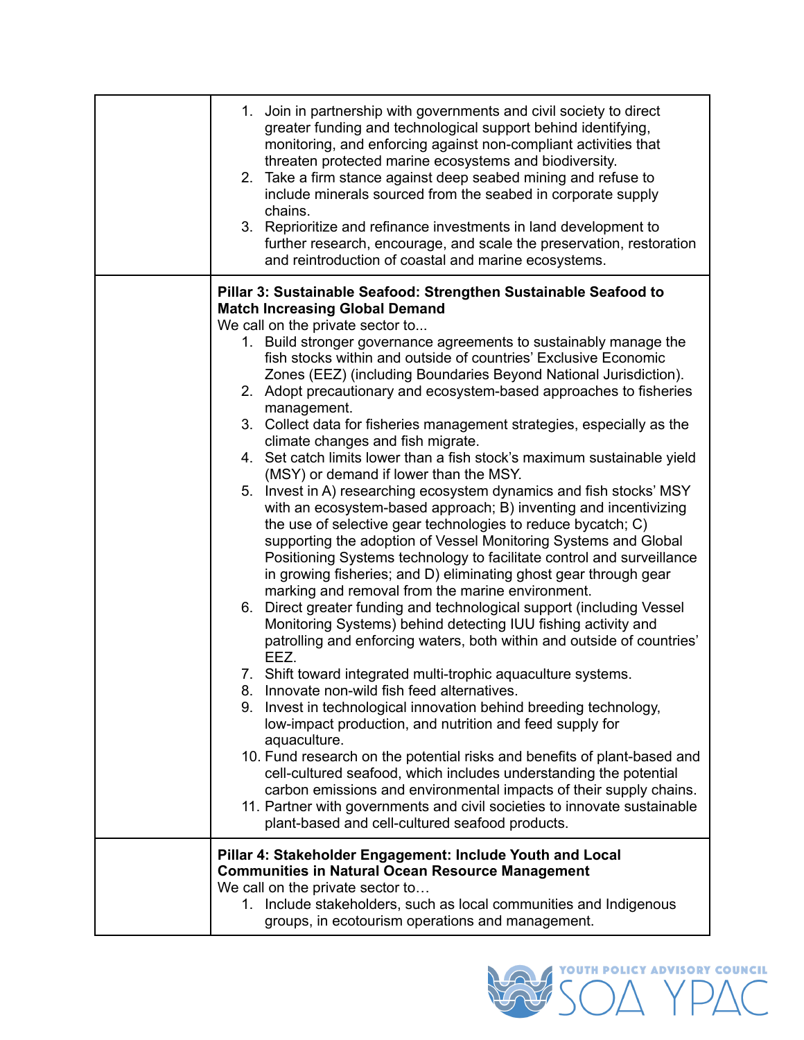| | |
|---|---|
| | 1. Join in partnership with governments and civil society to direct greater funding and technological support behind identifying, monitoring, and enforcing against non-compliant activities that threaten protected marine ecosystems and biodiversity.<br>2. Take a firm stance against deep seabed mining and refuse to include minerals sourced from the seabed in corporate supply chains.<br>3. Reprioritize and refinance investments in land development to further research, encourage, and scale the preservation, restoration and reintroduction of coastal and marine ecosystems. |
| | **Pillar 3: Sustainable Seafood: Strengthen Sustainable Seafood to Match Increasing Global Demand**<br>We call on the private sector to...<br>1. Build stronger governance agreements to sustainably manage the fish stocks within and outside of countries' Exclusive Economic Zones (EEZ) (including Boundaries Beyond National Jurisdiction).<br>2. Adopt precautionary and ecosystem-based approaches to fisheries management.<br>3. Collect data for fisheries management strategies, especially as the climate changes and fish migrate.<br>4. Set catch limits lower than a fish stock's maximum sustainable yield (MSY) or demand if lower than the MSY.<br>5. Invest in A) researching ecosystem dynamics and fish stocks' MSY with an ecosystem-based approach; B) inventing and incentivizing the use of selective gear technologies to reduce bycatch; C) supporting the adoption of Vessel Monitoring Systems and Global Positioning Systems technology to facilitate control and surveillance in growing fisheries; and D) eliminating ghost gear through gear marking and removal from the marine environment.<br>6. Direct greater funding and technological support (including Vessel Monitoring Systems) behind detecting IUU fishing activity and patrolling and enforcing waters, both within and outside of countries' EEZ.<br>7. Shift toward integrated multi-trophic aquaculture systems.<br>8. Innovate non-wild fish feed alternatives.<br>9. Invest in technological innovation behind breeding technology, low-impact production, and nutrition and feed supply for aquaculture.<br>10. Fund research on the potential risks and benefits of plant-based and cell-cultured seafood, which includes understanding the potential carbon emissions and environmental impacts of their supply chains.<br>11. Partner with governments and civil societies to innovate sustainable plant-based and cell-cultured seafood products. |
| | **Pillar 4: Stakeholder Engagement: Include Youth and Local Communities in Natural Ocean Resource Management**<br>We call on the private sector to…<br>1. Include stakeholders, such as local communities and Indigenous groups, in ecotourism operations and management. |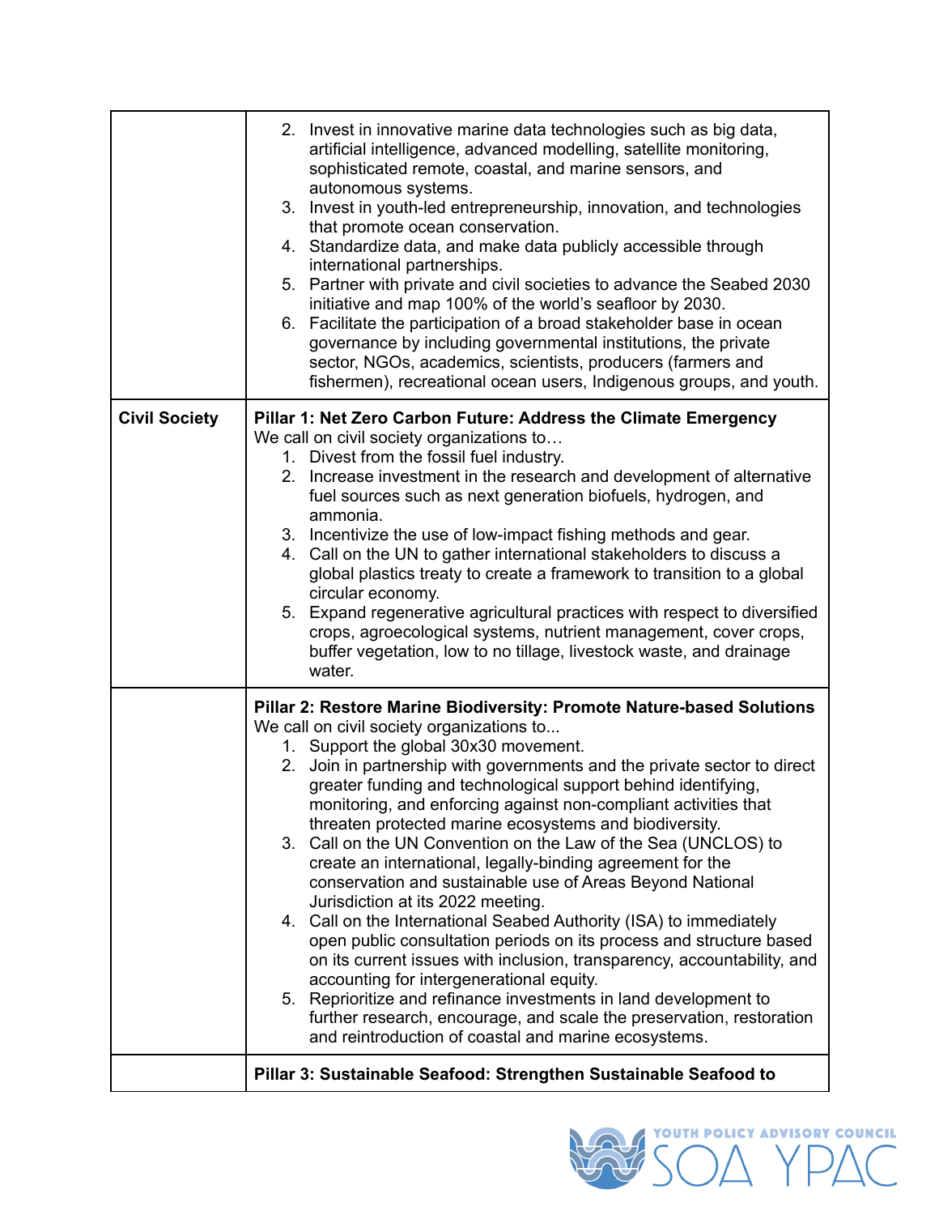| | |
|---|---|
| | 2. Invest in innovative marine data technologies such as big data, artificial intelligence, advanced modelling, satellite monitoring, sophisticated remote, coastal, and marine sensors, and autonomous systems.<br>3. Invest in youth-led entrepreneurship, innovation, and technologies that promote ocean conservation.<br>4. Standardize data, and make data publicly accessible through international partnerships.<br>5. Partner with private and civil societies to advance the Seabed 2030 initiative and map 100% of the world's seafloor by 2030.<br>6. Facilitate the participation of a broad stakeholder base in ocean governance by including governmental institutions, the private sector, NGOs, academics, scientists, producers (farmers and fishermen), recreational ocean users, Indigenous groups, and youth. |
| **Civil Society** | **Pillar 1: Net Zero Carbon Future: Address the Climate Emergency**<br>We call on civil society organizations to…<br>1. Divest from the fossil fuel industry.<br>2. Increase investment in the research and development of alternative fuel sources such as next generation biofuels, hydrogen, and ammonia.<br>3. Incentivize the use of low-impact fishing methods and gear.<br>4. Call on the UN to gather international stakeholders to discuss a global plastics treaty to create a framework to transition to a global circular economy.<br>5. Expand regenerative agricultural practices with respect to diversified crops, agroecological systems, nutrient management, cover crops, buffer vegetation, low to no tillage, livestock waste, and drainage water. |
| | **Pillar 2: Restore Marine Biodiversity: Promote Nature-based Solutions**<br>We call on civil society organizations to...<br>1. Support the global 30x30 movement.<br>2. Join in partnership with governments and the private sector to direct greater funding and technological support behind identifying, monitoring, and enforcing against non-compliant activities that threaten protected marine ecosystems and biodiversity.<br>3. Call on the UN Convention on the Law of the Sea (UNCLOS) to create an international, legally-binding agreement for the conservation and sustainable use of Areas Beyond National Jurisdiction at its 2022 meeting.<br>4. Call on the International Seabed Authority (ISA) to immediately open public consultation periods on its process and structure based on its current issues with inclusion, transparency, accountability, and accounting for intergenerational equity.<br>5. Reprioritize and refinance investments in land development to further research, encourage, and scale the preservation, restoration and reintroduction of coastal and marine ecosystems. |
| | **Pillar 3: Sustainable Seafood: Strengthen Sustainable Seafood to** |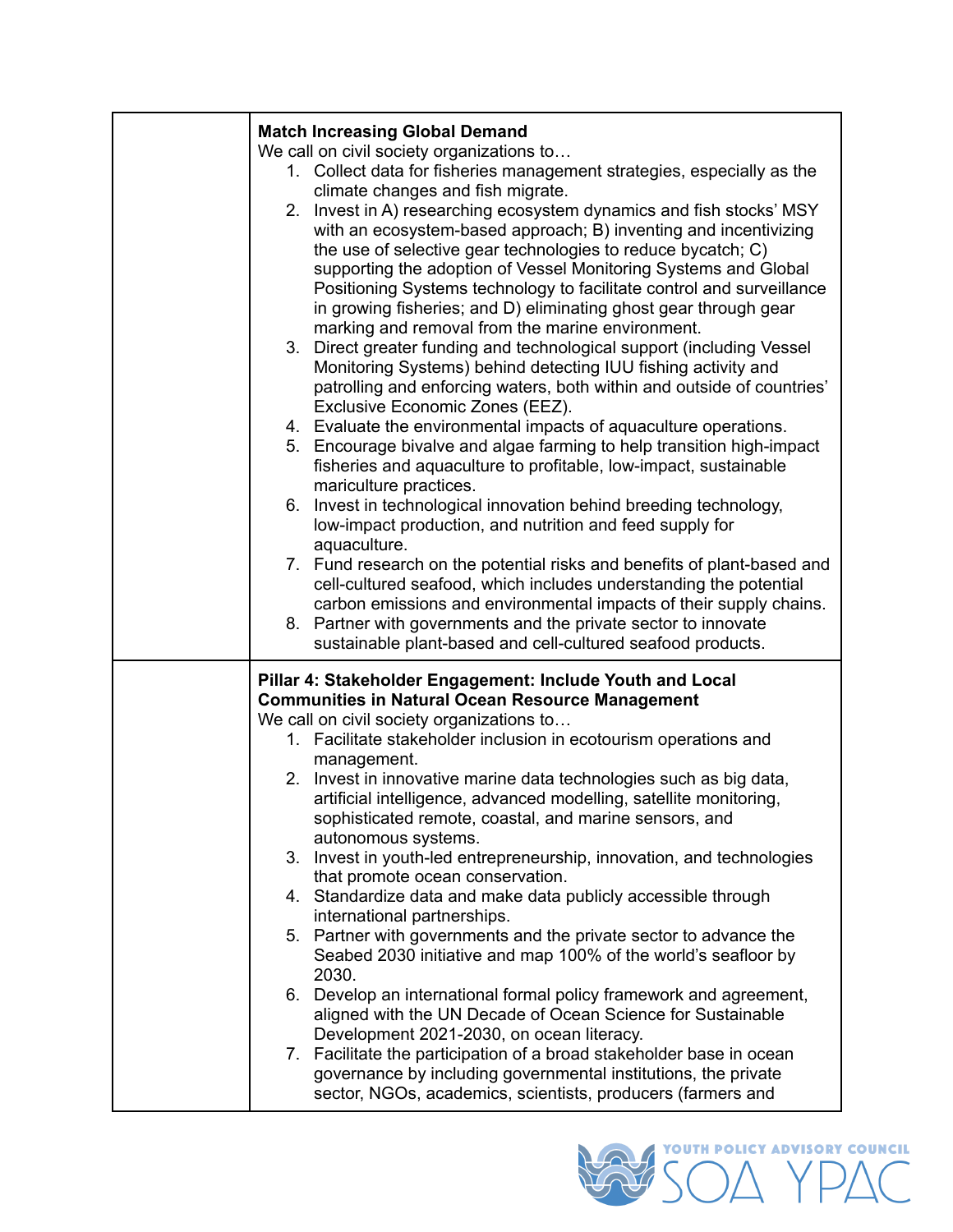| | |
|---|---|
| | **Match Increasing Global Demand**<br>We call on civil society organizations to…<br>1. Collect data for fisheries management strategies, especially as the climate changes and fish migrate.<br>2. Invest in A) researching ecosystem dynamics and fish stocks' MSY with an ecosystem-based approach; B) inventing and incentivizing the use of selective gear technologies to reduce bycatch; C) supporting the adoption of Vessel Monitoring Systems and Global Positioning Systems technology to facilitate control and surveillance in growing fisheries; and D) eliminating ghost gear through gear marking and removal from the marine environment.<br>3. Direct greater funding and technological support (including Vessel Monitoring Systems) behind detecting IUU fishing activity and patrolling and enforcing waters, both within and outside of countries' Exclusive Economic Zones (EEZ).<br>4. Evaluate the environmental impacts of aquaculture operations.<br>5. Encourage bivalve and algae farming to help transition high-impact fisheries and aquaculture to profitable, low-impact, sustainable mariculture practices.<br>6. Invest in technological innovation behind breeding technology, low-impact production, and nutrition and feed supply for aquaculture.<br>7. Fund research on the potential risks and benefits of plant-based and cell-cultured seafood, which includes understanding the potential carbon emissions and environmental impacts of their supply chains.<br>8. Partner with governments and the private sector to innovate sustainable plant-based and cell-cultured seafood products. |
| | **Pillar 4: Stakeholder Engagement: Include Youth and Local Communities in Natural Ocean Resource Management**<br>We call on civil society organizations to…<br>1. Facilitate stakeholder inclusion in ecotourism operations and management.<br>2. Invest in innovative marine data technologies such as big data, artificial intelligence, advanced modelling, satellite monitoring, sophisticated remote, coastal, and marine sensors, and autonomous systems.<br>3. Invest in youth-led entrepreneurship, innovation, and technologies that promote ocean conservation.<br>4. Standardize data and make data publicly accessible through international partnerships.<br>5. Partner with governments and the private sector to advance the Seabed 2030 initiative and map 100% of the world's seafloor by 2030.<br>6. Develop an international formal policy framework and agreement, aligned with the UN Decade of Ocean Science for Sustainable Development 2021-2030, on ocean literacy.<br>7. Facilitate the participation of a broad stakeholder base in ocean governance by including governmental institutions, the private sector, NGOs, academics, scientists, producers (farmers and |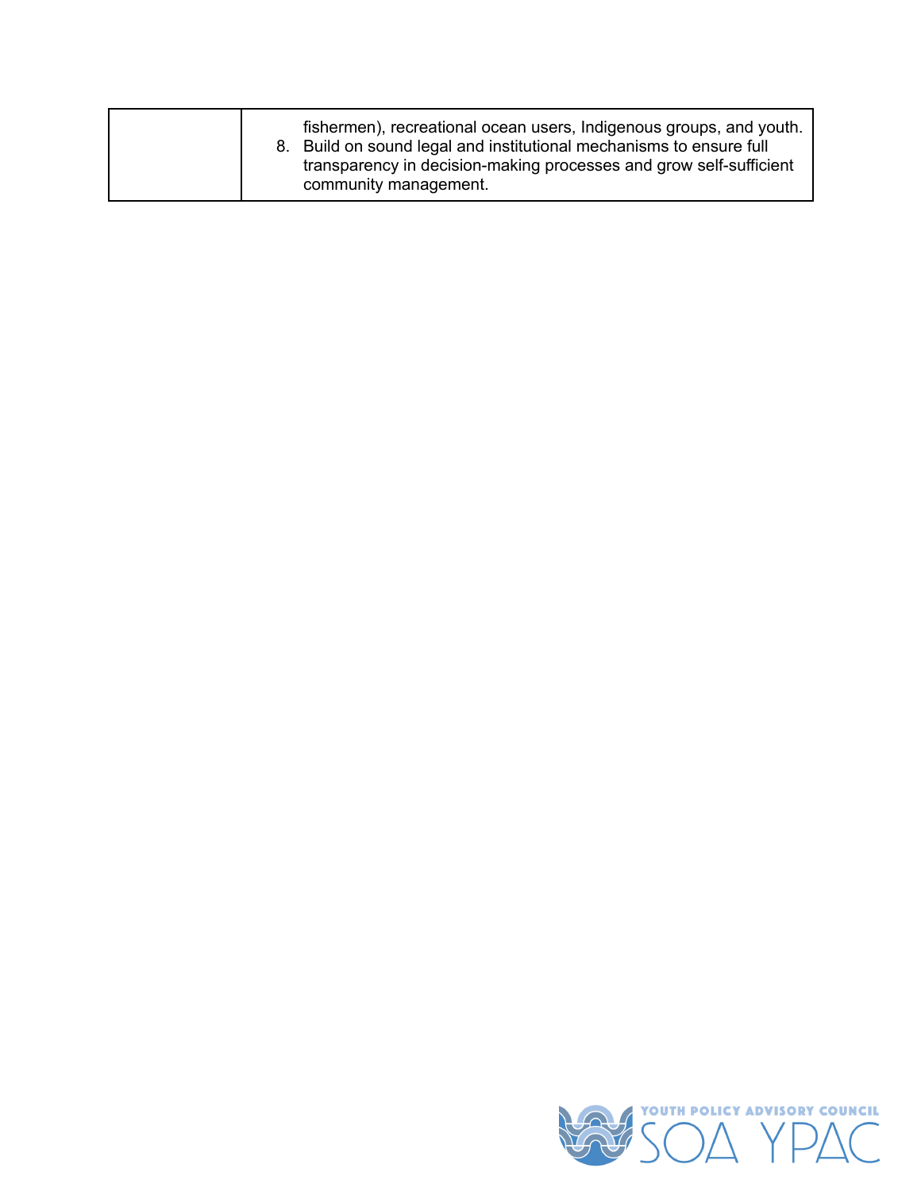| | |
|---|---|
| | fishermen), recreational ocean users, Indigenous groups, and youth.<br>8. Build on sound legal and institutional mechanisms to ensure full transparency in decision-making processes and grow self-sufficient community management. |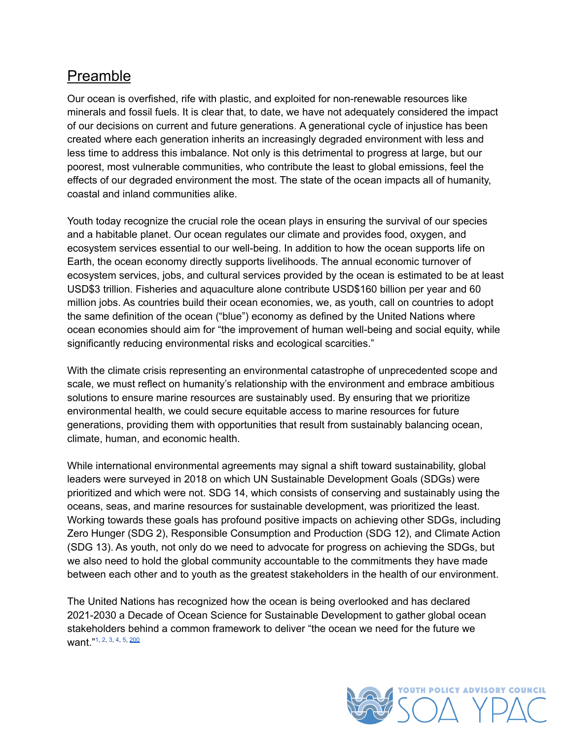## Preamble

Our ocean is overfished, rife with plastic, and exploited for non-renewable resources like minerals and fossil fuels. It is clear that, to date, we have not adequately considered the impact of our decisions on current and future generations. A generational cycle of injustice has been created where each generation inherits an increasingly degraded environment with less and less time to address this imbalance. Not only is this detrimental to progress at large, but our poorest, most vulnerable communities, who contribute the least to global emissions, feel the effects of our degraded environment the most. The state of the ocean impacts all of humanity, coastal and inland communities alike.

Youth today recognize the crucial role the ocean plays in ensuring the survival of our species and a habitable planet. Our ocean regulates our climate and provides food, oxygen, and ecosystem services essential to our well-being. In addition to how the ocean supports life on Earth, the ocean economy directly supports livelihoods. The annual economic turnover of ecosystem services, jobs, and cultural services provided by the ocean is estimated to be at least USD$3 trillion. Fisheries and aquaculture alone contribute USD$160 billion per year and 60 million jobs. As countries build their ocean economies, we, as youth, call on countries to adopt the same definition of the ocean ("blue") economy as defined by the United Nations where ocean economies should aim for "the improvement of human well-being and social equity, while significantly reducing environmental risks and ecological scarcities."

With the climate crisis representing an environmental catastrophe of unprecedented scope and scale, we must reflect on humanity's relationship with the environment and embrace ambitious solutions to ensure marine resources are sustainably used. By ensuring that we prioritize environmental health, we could secure equitable access to marine resources for future generations, providing them with opportunities that result from sustainably balancing ocean, climate, human, and economic health.

While international environmental agreements may signal a shift toward sustainability, global leaders were surveyed in 2018 on which UN Sustainable Development Goals (SDGs) were prioritized and which were not. SDG 14, which consists of conserving and sustainably using the oceans, seas, and marine resources for sustainable development, was prioritized the least. Working towards these goals has profound positive impacts on achieving other SDGs, including Zero Hunger (SDG 2), Responsible Consumption and Production (SDG 12), and Climate Action (SDG 13). As youth, not only do we need to advocate for progress on achieving the SDGs, but we also need to hold the global community accountable to the commitments they have made between each other and to youth as the greatest stakeholders in the health of our environment.

The United Nations has recognized how the ocean is being overlooked and has declared 2021-2030 a Decade of Ocean Science for Sustainable Development to gather global ocean stakeholders behind a common framework to deliver "the ocean we need for the future we want."[1, 2, 3, 4, 5, 200]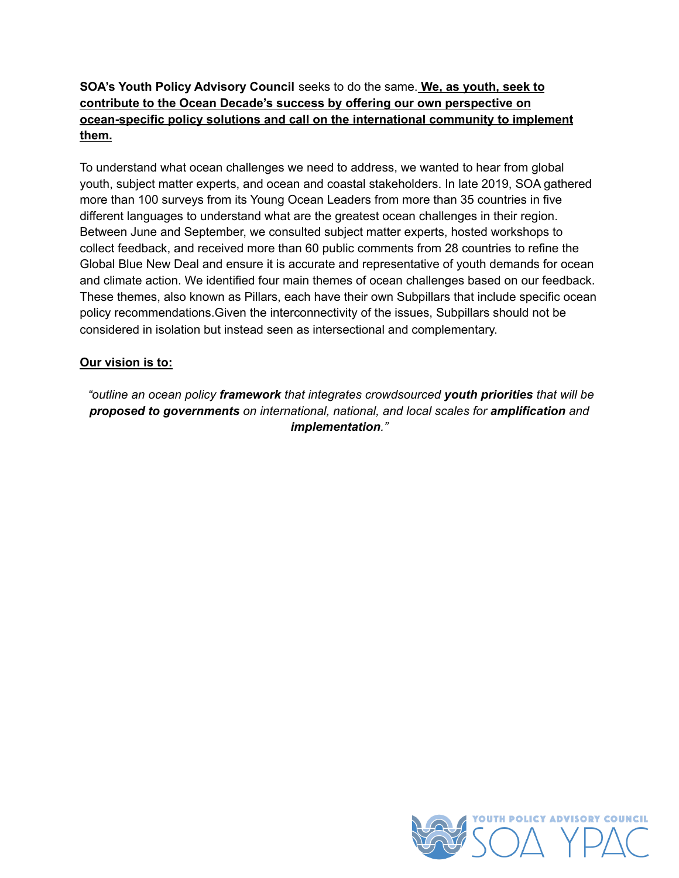**SOA's Youth Policy Advisory Council** seeks to do the same. **<u>We, as youth, seek to contribute to the Ocean Decade's success by offering our own perspective on ocean-specific policy solutions and call on the international community to implement them.</u>**

To understand what ocean challenges we need to address, we wanted to hear from global youth, subject matter experts, and ocean and coastal stakeholders. In late 2019, SOA gathered more than 100 surveys from its Young Ocean Leaders from more than 35 countries in five different languages to understand what are the greatest ocean challenges in their region. Between June and September, we consulted subject matter experts, hosted workshops to collect feedback, and received more than 60 public comments from 28 countries to refine the Global Blue New Deal and ensure it is accurate and representative of youth demands for ocean and climate action. We identified four main themes of ocean challenges based on our feedback. These themes, also known as Pillars, each have their own Subpillars that include specific ocean policy recommendations.Given the interconnectivity of the issues, Subpillars should not be considered in isolation but instead seen as intersectional and complementary.

**<u>Our vision is to:</u>**

*"outline an ocean policy **framework** that integrates crowdsourced **youth priorities** that will be **proposed to governments** on international, national, and local scales for **amplification** and **implementation**."*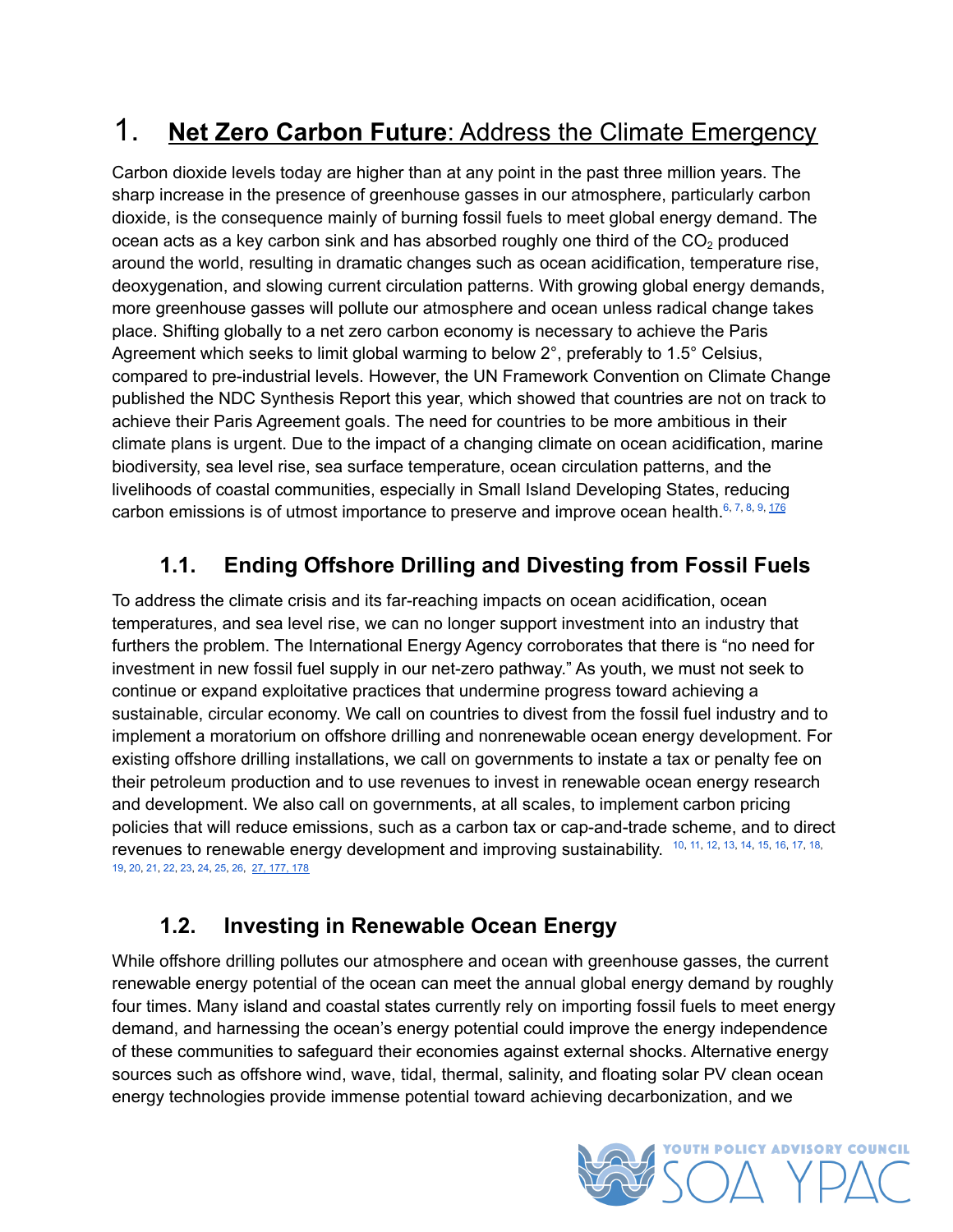# 1. **Net Zero Carbon Future**: Address the Climate Emergency

Carbon dioxide levels today are higher than at any point in the past three million years. The sharp increase in the presence of greenhouse gasses in our atmosphere, particularly carbon dioxide, is the consequence mainly of burning fossil fuels to meet global energy demand. The ocean acts as a key carbon sink and has absorbed roughly one third of the $CO_2$ produced around the world, resulting in dramatic changes such as ocean acidification, temperature rise, deoxygenation, and slowing current circulation patterns. With growing global energy demands, more greenhouse gasses will pollute our atmosphere and ocean unless radical change takes place. Shifting globally to a net zero carbon economy is necessary to achieve the Paris Agreement which seeks to limit global warming to below 2°, preferably to 1.5° Celsius, compared to pre-industrial levels. However, the UN Framework Convention on Climate Change published the NDC Synthesis Report this year, which showed that countries are not on track to achieve their Paris Agreement goals. The need for countries to be more ambitious in their climate plans is urgent. Due to the impact of a changing climate on ocean acidification, marine biodiversity, sea level rise, sea surface temperature, ocean circulation patterns, and the livelihoods of coastal communities, especially in Small Island Developing States, reducing carbon emissions is of utmost importance to preserve and improve ocean health.[6, 7, 8, 9, 176]

## 1.1. Ending Offshore Drilling and Divesting from Fossil Fuels

To address the climate crisis and its far-reaching impacts on ocean acidification, ocean temperatures, and sea level rise, we can no longer support investment into an industry that furthers the problem. The International Energy Agency corroborates that there is "no need for investment in new fossil fuel supply in our net-zero pathway." As youth, we must not seek to continue or expand exploitative practices that undermine progress toward achieving a sustainable, circular economy. We call on countries to divest from the fossil fuel industry and to implement a moratorium on offshore drilling and nonrenewable ocean energy development. For existing offshore drilling installations, we call on governments to instate a tax or penalty fee on their petroleum production and to use revenues to invest in renewable ocean energy research and development. We also call on governments, at all scales, to implement carbon pricing policies that will reduce emissions, such as a carbon tax or cap-and-trade scheme, and to direct revenues to renewable energy development and improving sustainability. [10, 11, 12, 13, 14, 15, 16, 17, 18, 19, 20, 21, 22, 23, 24, 25, 26, 27, 177, 178]

## 1.2. Investing in Renewable Ocean Energy

While offshore drilling pollutes our atmosphere and ocean with greenhouse gasses, the current renewable energy potential of the ocean can meet the annual global energy demand by roughly four times. Many island and coastal states currently rely on importing fossil fuels to meet energy demand, and harnessing the ocean's energy potential could improve the energy independence of these communities to safeguard their economies against external shocks. Alternative energy sources such as offshore wind, wave, tidal, thermal, salinity, and floating solar PV clean ocean energy technologies provide immense potential toward achieving decarbonization, and we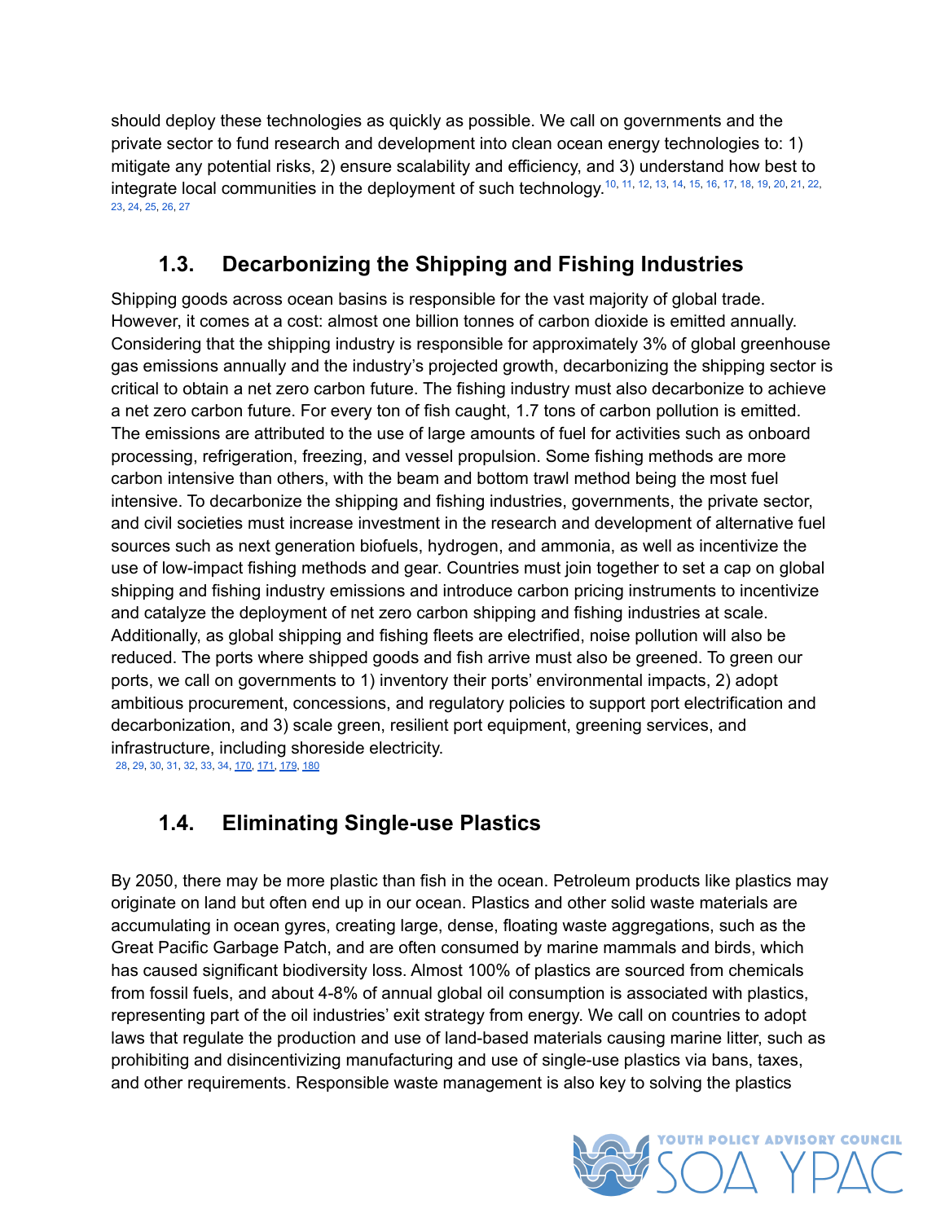should deploy these technologies as quickly as possible. We call on governments and the private sector to fund research and development into clean ocean energy technologies to: 1) mitigate any potential risks, 2) ensure scalability and efficiency, and 3) understand how best to integrate local communities in the deployment of such technology.[10, 11, 12, 13, 14, 15, 16, 17, 18, 19, 20, 21, 22, 23, 24, 25, 26, 27]

## 1.3. Decarbonizing the Shipping and Fishing Industries

Shipping goods across ocean basins is responsible for the vast majority of global trade. However, it comes at a cost: almost one billion tonnes of carbon dioxide is emitted annually. Considering that the shipping industry is responsible for approximately 3% of global greenhouse gas emissions annually and the industry's projected growth, decarbonizing the shipping sector is critical to obtain a net zero carbon future. The fishing industry must also decarbonize to achieve a net zero carbon future. For every ton of fish caught, 1.7 tons of carbon pollution is emitted. The emissions are attributed to the use of large amounts of fuel for activities such as onboard processing, refrigeration, freezing, and vessel propulsion. Some fishing methods are more carbon intensive than others, with the beam and bottom trawl method being the most fuel intensive. To decarbonize the shipping and fishing industries, governments, the private sector, and civil societies must increase investment in the research and development of alternative fuel sources such as next generation biofuels, hydrogen, and ammonia, as well as incentivize the use of low-impact fishing methods and gear. Countries must join together to set a cap on global shipping and fishing industry emissions and introduce carbon pricing instruments to incentivize and catalyze the deployment of net zero carbon shipping and fishing industries at scale. Additionally, as global shipping and fishing fleets are electrified, noise pollution will also be reduced. The ports where shipped goods and fish arrive must also be greened. To green our ports, we call on governments to 1) inventory their ports' environmental impacts, 2) adopt ambitious procurement, concessions, and regulatory policies to support port electrification and decarbonization, and 3) scale green, resilient port equipment, greening services, and infrastructure, including shoreside electricity.
[28, 29, 30, 31, 32, 33, 34, 170, 171, 179, 180]

## 1.4. Eliminating Single-use Plastics

By 2050, there may be more plastic than fish in the ocean. Petroleum products like plastics may originate on land but often end up in our ocean. Plastics and other solid waste materials are accumulating in ocean gyres, creating large, dense, floating waste aggregations, such as the Great Pacific Garbage Patch, and are often consumed by marine mammals and birds, which has caused significant biodiversity loss. Almost 100% of plastics are sourced from chemicals from fossil fuels, and about 4-8% of annual global oil consumption is associated with plastics, representing part of the oil industries' exit strategy from energy. We call on countries to adopt laws that regulate the production and use of land-based materials causing marine litter, such as prohibiting and disincentivizing manufacturing and use of single-use plastics via bans, taxes, and other requirements. Responsible waste management is also key to solving the plastics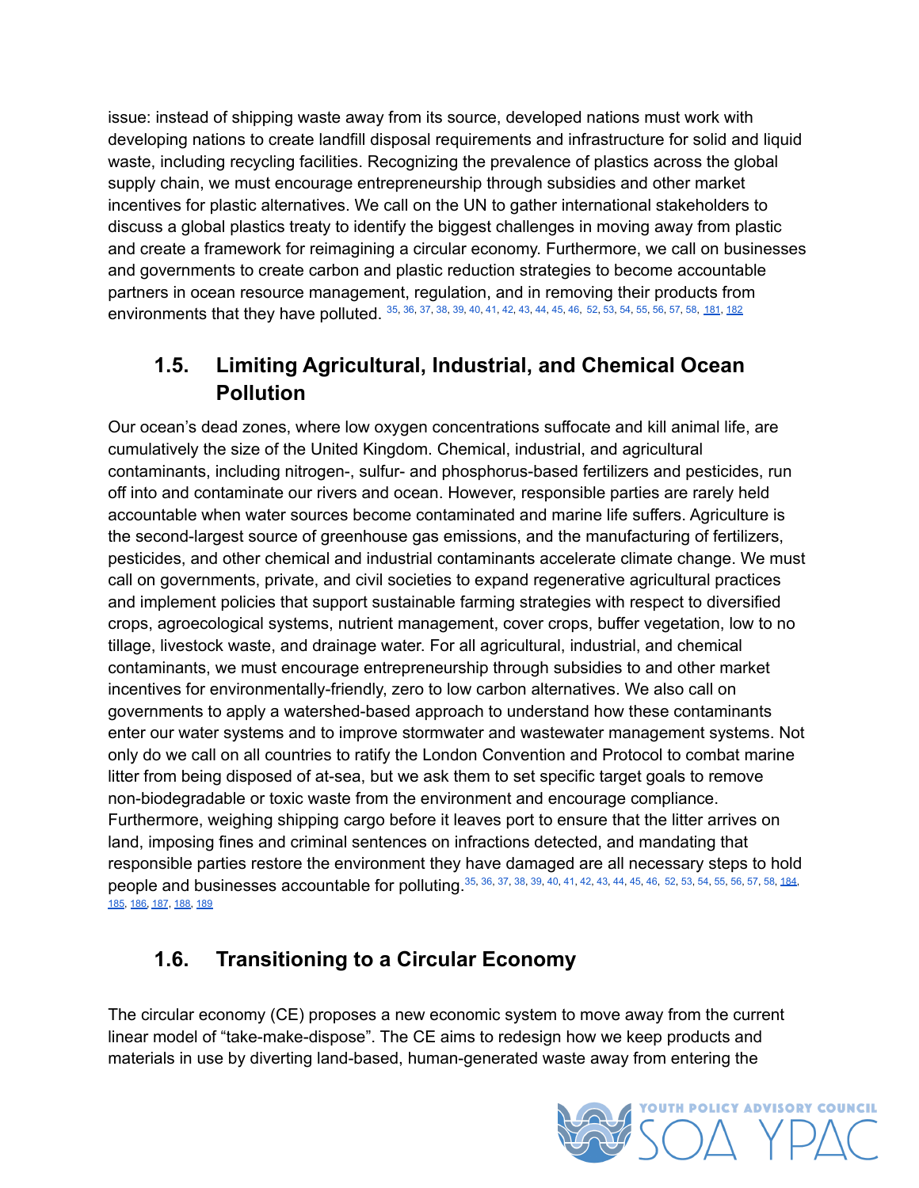issue: instead of shipping waste away from its source, developed nations must work with developing nations to create landfill disposal requirements and infrastructure for solid and liquid waste, including recycling facilities. Recognizing the prevalence of plastics across the global supply chain, we must encourage entrepreneurship through subsidies and other market incentives for plastic alternatives. We call on the UN to gather international stakeholders to discuss a global plastics treaty to identify the biggest challenges in moving away from plastic and create a framework for reimagining a circular economy. Furthermore, we call on businesses and governments to create carbon and plastic reduction strategies to become accountable partners in ocean resource management, regulation, and in removing their products from environments that they have polluted. [35, 36, 37, 38, 39, 40, 41, 42, 43, 44, 45, 46, 52, 53, 54, 55, 56, 57, 58, 181, 182]

## 1.5. Limiting Agricultural, Industrial, and Chemical Ocean Pollution

Our ocean's dead zones, where low oxygen concentrations suffocate and kill animal life, are cumulatively the size of the United Kingdom. Chemical, industrial, and agricultural contaminants, including nitrogen-, sulfur- and phosphorus-based fertilizers and pesticides, run off into and contaminate our rivers and ocean. However, responsible parties are rarely held accountable when water sources become contaminated and marine life suffers. Agriculture is the second-largest source of greenhouse gas emissions, and the manufacturing of fertilizers, pesticides, and other chemical and industrial contaminants accelerate climate change. We must call on governments, private, and civil societies to expand regenerative agricultural practices and implement policies that support sustainable farming strategies with respect to diversified crops, agroecological systems, nutrient management, cover crops, buffer vegetation, low to no tillage, livestock waste, and drainage water. For all agricultural, industrial, and chemical contaminants, we must encourage entrepreneurship through subsidies to and other market incentives for environmentally-friendly, zero to low carbon alternatives. We also call on governments to apply a watershed-based approach to understand how these contaminants enter our water systems and to improve stormwater and wastewater management systems. Not only do we call on all countries to ratify the London Convention and Protocol to combat marine litter from being disposed of at-sea, but we ask them to set specific target goals to remove non-biodegradable or toxic waste from the environment and encourage compliance. Furthermore, weighing shipping cargo before it leaves port to ensure that the litter arrives on land, imposing fines and criminal sentences on infractions detected, and mandating that responsible parties restore the environment they have damaged are all necessary steps to hold people and businesses accountable for polluting.[35, 36, 37, 38, 39, 40, 41, 42, 43, 44, 45, 46, 52, 53, 54, 55, 56, 57, 58, 184, 185, 186, 187, 188, 189]

## 1.6. Transitioning to a Circular Economy

The circular economy (CE) proposes a new economic system to move away from the current linear model of "take-make-dispose". The CE aims to redesign how we keep products and materials in use by diverting land-based, human-generated waste away from entering the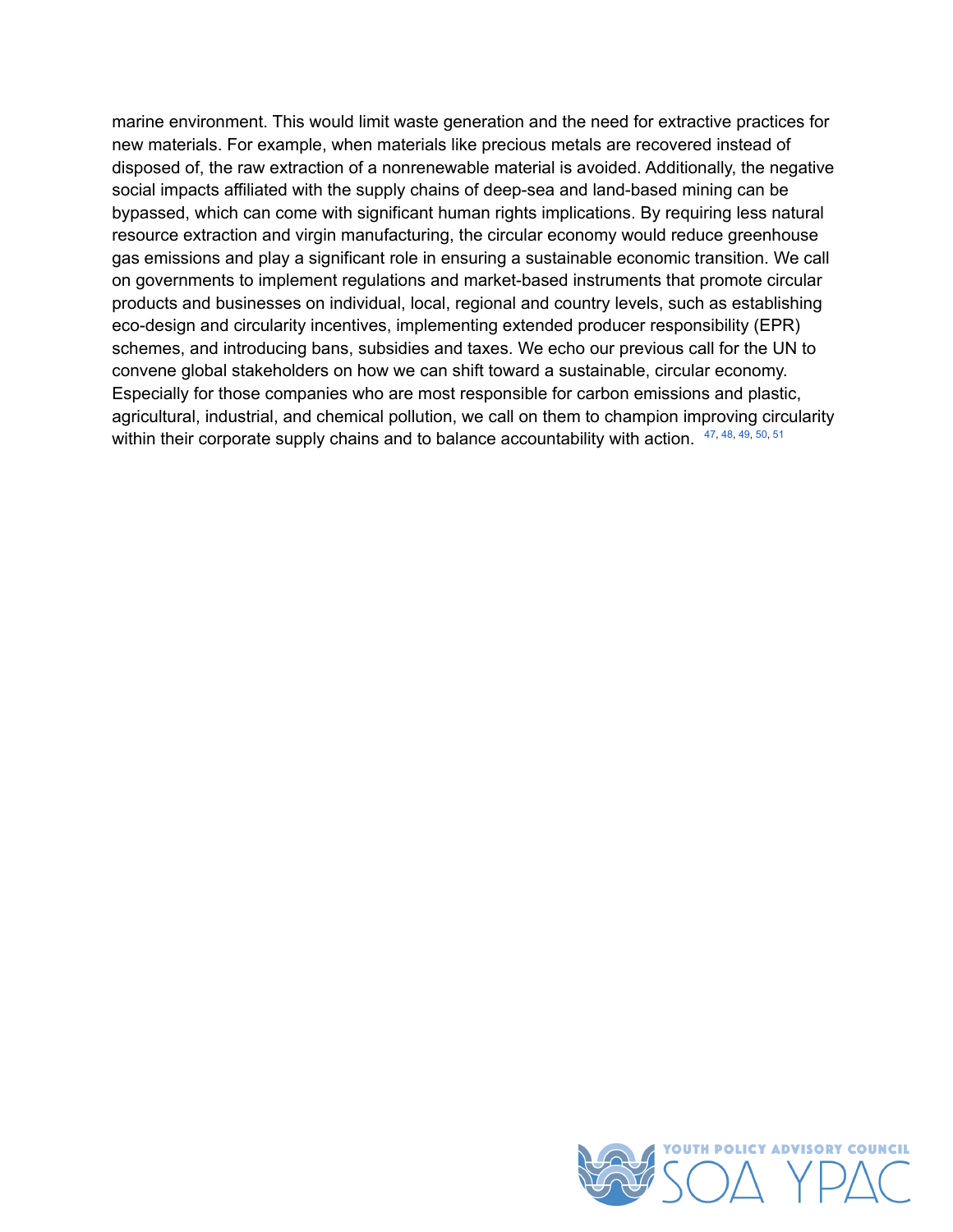marine environment. This would limit waste generation and the need for extractive practices for new materials. For example, when materials like precious metals are recovered instead of disposed of, the raw extraction of a nonrenewable material is avoided. Additionally, the negative social impacts affiliated with the supply chains of deep-sea and land-based mining can be bypassed, which can come with significant human rights implications. By requiring less natural resource extraction and virgin manufacturing, the circular economy would reduce greenhouse gas emissions and play a significant role in ensuring a sustainable economic transition. We call on governments to implement regulations and market-based instruments that promote circular products and businesses on individual, local, regional and country levels, such as establishing eco-design and circularity incentives, implementing extended producer responsibility (EPR) schemes, and introducing bans, subsidies and taxes. We echo our previous call for the UN to convene global stakeholders on how we can shift toward a sustainable, circular economy. Especially for those companies who are most responsible for carbon emissions and plastic, agricultural, industrial, and chemical pollution, we call on them to champion improving circularity within their corporate supply chains and to balance accountability with action. [47, 48, 49, 50, 51]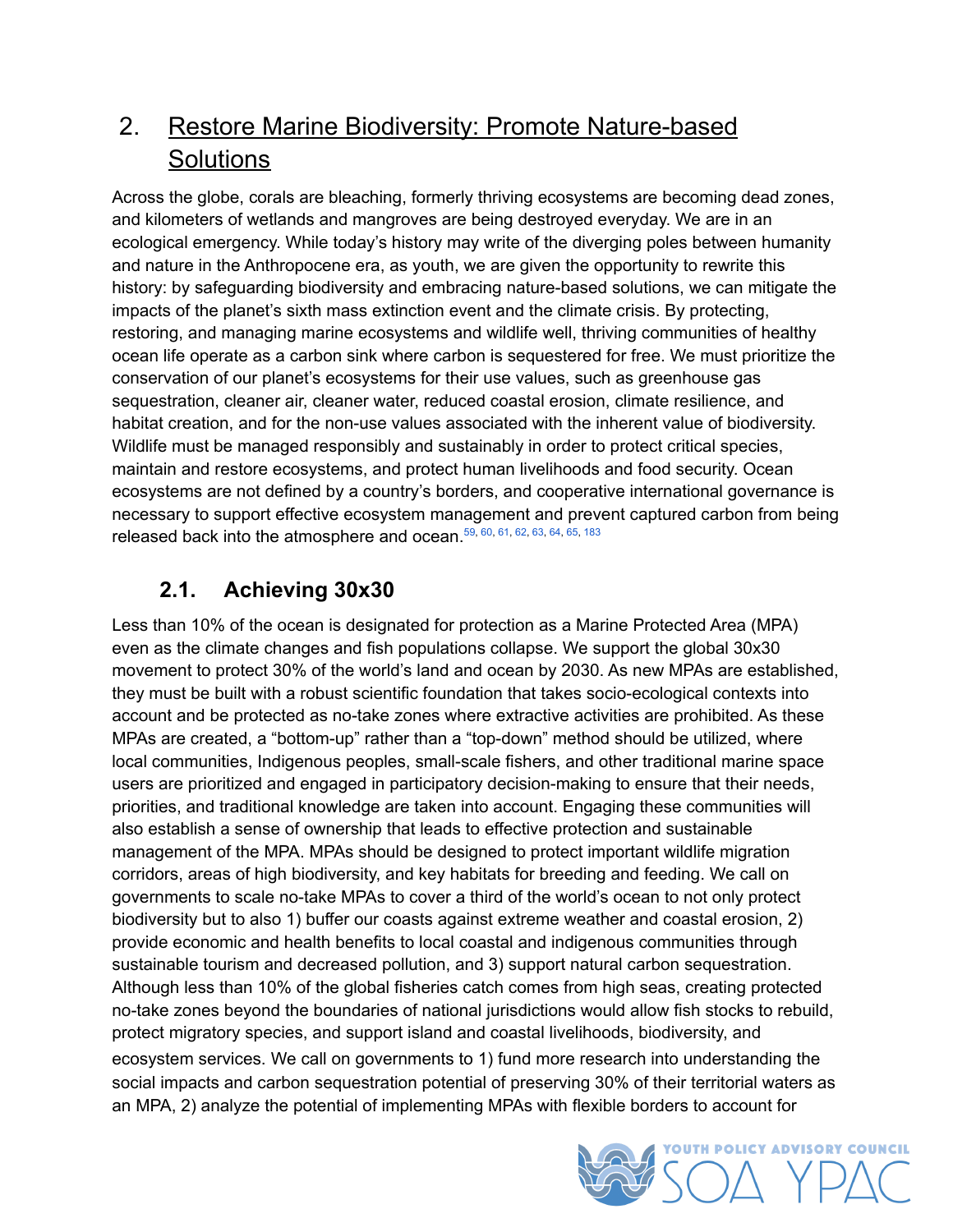## 2. Restore Marine Biodiversity: Promote Nature-based Solutions

Across the globe, corals are bleaching, formerly thriving ecosystems are becoming dead zones, and kilometers of wetlands and mangroves are being destroyed everyday. We are in an ecological emergency. While today's history may write of the diverging poles between humanity and nature in the Anthropocene era, as youth, we are given the opportunity to rewrite this history: by safeguarding biodiversity and embracing nature-based solutions, we can mitigate the impacts of the planet's sixth mass extinction event and the climate crisis. By protecting, restoring, and managing marine ecosystems and wildlife well, thriving communities of healthy ocean life operate as a carbon sink where carbon is sequestered for free. We must prioritize the conservation of our planet's ecosystems for their use values, such as greenhouse gas sequestration, cleaner air, cleaner water, reduced coastal erosion, climate resilience, and habitat creation, and for the non-use values associated with the inherent value of biodiversity. Wildlife must be managed responsibly and sustainably in order to protect critical species, maintain and restore ecosystems, and protect human livelihoods and food security. Ocean ecosystems are not defined by a country's borders, and cooperative international governance is necessary to support effective ecosystem management and prevent captured carbon from being released back into the atmosphere and ocean.[59, 60, 61, 62, 63, 64, 65, 183]

### 2.1. Achieving 30x30

Less than 10% of the ocean is designated for protection as a Marine Protected Area (MPA) even as the climate changes and fish populations collapse. We support the global 30x30 movement to protect 30% of the world's land and ocean by 2030. As new MPAs are established, they must be built with a robust scientific foundation that takes socio-ecological contexts into account and be protected as no-take zones where extractive activities are prohibited. As these MPAs are created, a "bottom-up" rather than a "top-down" method should be utilized, where local communities, Indigenous peoples, small-scale fishers, and other traditional marine space users are prioritized and engaged in participatory decision-making to ensure that their needs, priorities, and traditional knowledge are taken into account. Engaging these communities will also establish a sense of ownership that leads to effective protection and sustainable management of the MPA. MPAs should be designed to protect important wildlife migration corridors, areas of high biodiversity, and key habitats for breeding and feeding. We call on governments to scale no-take MPAs to cover a third of the world's ocean to not only protect biodiversity but to also 1) buffer our coasts against extreme weather and coastal erosion, 2) provide economic and health benefits to local coastal and indigenous communities through sustainable tourism and decreased pollution, and 3) support natural carbon sequestration. Although less than 10% of the global fisheries catch comes from high seas, creating protected no-take zones beyond the boundaries of national jurisdictions would allow fish stocks to rebuild, protect migratory species, and support island and coastal livelihoods, biodiversity, and ecosystem services. We call on governments to 1) fund more research into understanding the social impacts and carbon sequestration potential of preserving 30% of their territorial waters as an MPA, 2) analyze the potential of implementing MPAs with flexible borders to account for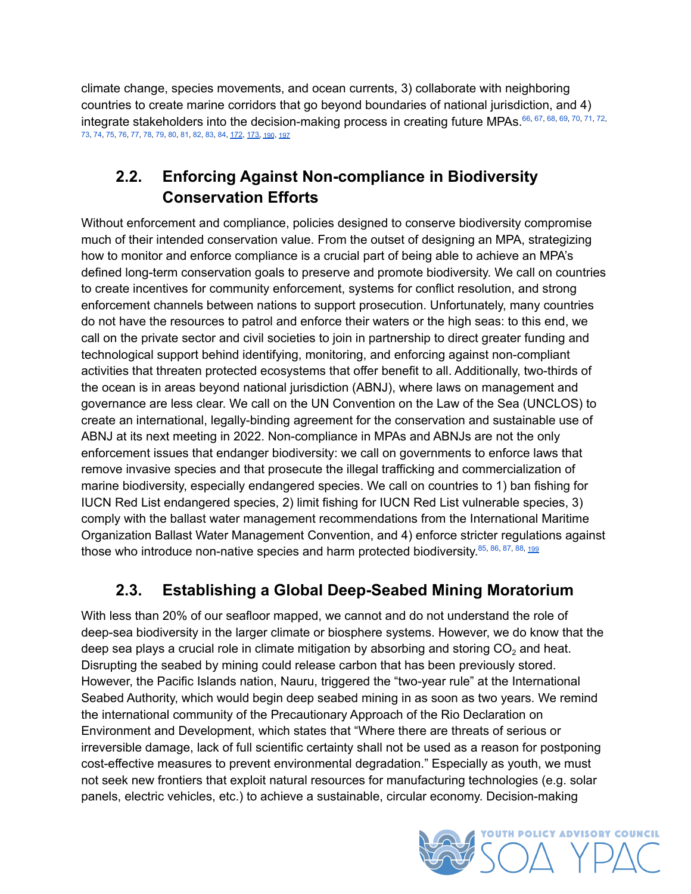climate change, species movements, and ocean currents, 3) collaborate with neighboring countries to create marine corridors that go beyond boundaries of national jurisdiction, and 4) integrate stakeholders into the decision-making process in creating future MPAs.[66, 67, 68, 69, 70, 71, 72, 73, 74, 75, 76, 77, 78, 79, 80, 81, 82, 83, 84, 172, 173, 190, 197]

## 2.2. Enforcing Against Non-compliance in Biodiversity Conservation Efforts

Without enforcement and compliance, policies designed to conserve biodiversity compromise much of their intended conservation value. From the outset of designing an MPA, strategizing how to monitor and enforce compliance is a crucial part of being able to achieve an MPA's defined long-term conservation goals to preserve and promote biodiversity. We call on countries to create incentives for community enforcement, systems for conflict resolution, and strong enforcement channels between nations to support prosecution. Unfortunately, many countries do not have the resources to patrol and enforce their waters or the high seas: to this end, we call on the private sector and civil societies to join in partnership to direct greater funding and technological support behind identifying, monitoring, and enforcing against non-compliant activities that threaten protected ecosystems that offer benefit to all. Additionally, two-thirds of the ocean is in areas beyond national jurisdiction (ABNJ), where laws on management and governance are less clear. We call on the UN Convention on the Law of the Sea (UNCLOS) to create an international, legally-binding agreement for the conservation and sustainable use of ABNJ at its next meeting in 2022. Non-compliance in MPAs and ABNJs are not the only enforcement issues that endanger biodiversity: we call on governments to enforce laws that remove invasive species and that prosecute the illegal trafficking and commercialization of marine biodiversity, especially endangered species. We call on countries to 1) ban fishing for IUCN Red List endangered species, 2) limit fishing for IUCN Red List vulnerable species, 3) comply with the ballast water management recommendations from the International Maritime Organization Ballast Water Management Convention, and 4) enforce stricter regulations against those who introduce non-native species and harm protected biodiversity.[85, 86, 87, 88, 199]

## 2.3. Establishing a Global Deep-Seabed Mining Moratorium

With less than 20% of our seafloor mapped, we cannot and do not understand the role of deep-sea biodiversity in the larger climate or biosphere systems. However, we do know that the deep sea plays a crucial role in climate mitigation by absorbing and storing $CO_2$ and heat. Disrupting the seabed by mining could release carbon that has been previously stored. However, the Pacific Islands nation, Nauru, triggered the "two-year rule" at the International Seabed Authority, which would begin deep seabed mining in as soon as two years. We remind the international community of the Precautionary Approach of the Rio Declaration on Environment and Development, which states that "Where there are threats of serious or irreversible damage, lack of full scientific certainty shall not be used as a reason for postponing cost-effective measures to prevent environmental degradation." Especially as youth, we must not seek new frontiers that exploit natural resources for manufacturing technologies (e.g. solar panels, electric vehicles, etc.) to achieve a sustainable, circular economy. Decision-making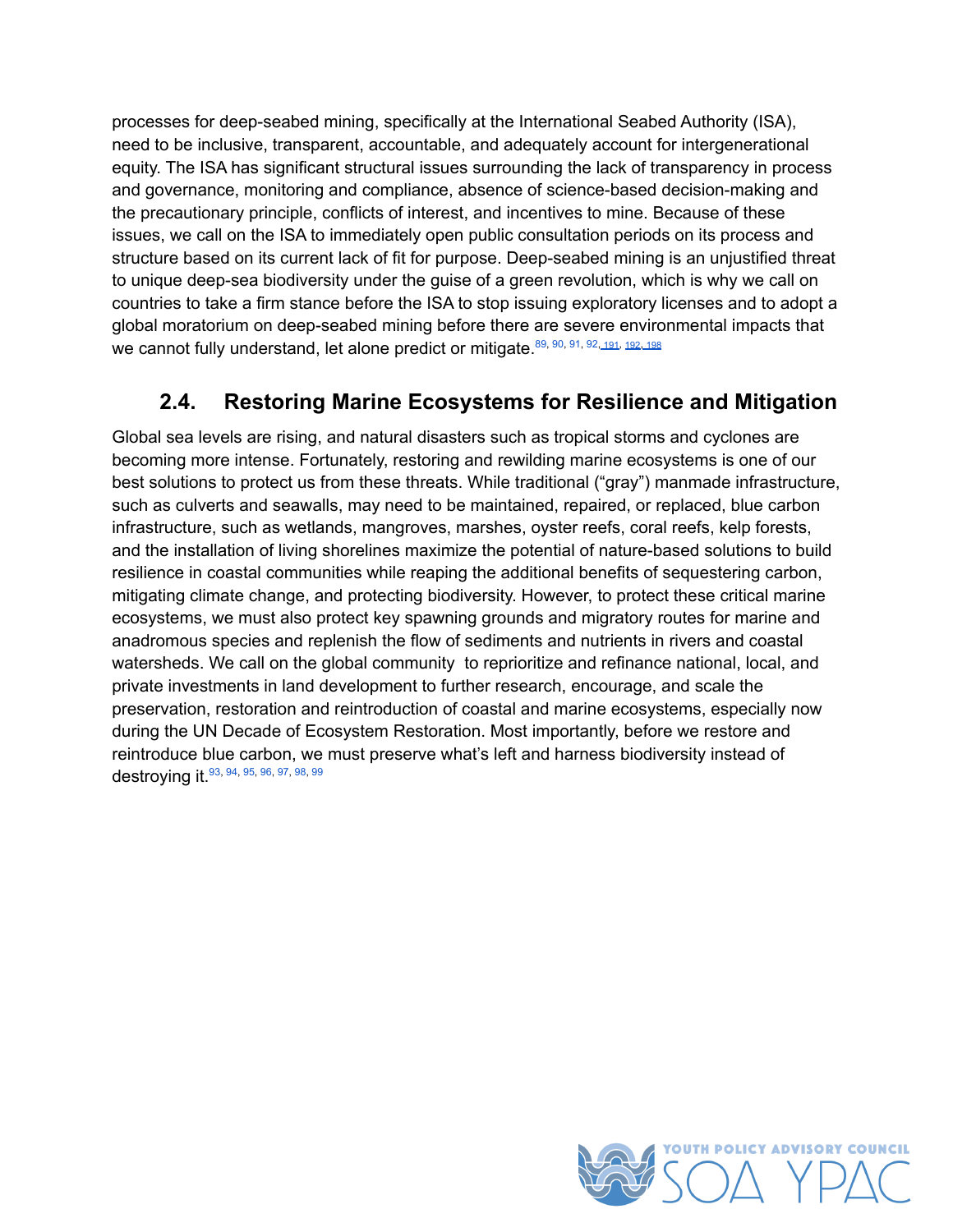processes for deep-seabed mining, specifically at the International Seabed Authority (ISA), need to be inclusive, transparent, accountable, and adequately account for intergenerational equity. The ISA has significant structural issues surrounding the lack of transparency in process and governance, monitoring and compliance, absence of science-based decision-making and the precautionary principle, conflicts of interest, and incentives to mine. Because of these issues, we call on the ISA to immediately open public consultation periods on its process and structure based on its current lack of fit for purpose. Deep-seabed mining is an unjustified threat to unique deep-sea biodiversity under the guise of a green revolution, which is why we call on countries to take a firm stance before the ISA to stop issuing exploratory licenses and to adopt a global moratorium on deep-seabed mining before there are severe environmental impacts that we cannot fully understand, let alone predict or mitigate.[89, 90, 91, 92, 191, 192, 198]

## 2.4. Restoring Marine Ecosystems for Resilience and Mitigation

Global sea levels are rising, and natural disasters such as tropical storms and cyclones are becoming more intense. Fortunately, restoring and rewilding marine ecosystems is one of our best solutions to protect us from these threats. While traditional ("gray") manmade infrastructure, such as culverts and seawalls, may need to be maintained, repaired, or replaced, blue carbon infrastructure, such as wetlands, mangroves, marshes, oyster reefs, coral reefs, kelp forests, and the installation of living shorelines maximize the potential of nature-based solutions to build resilience in coastal communities while reaping the additional benefits of sequestering carbon, mitigating climate change, and protecting biodiversity. However, to protect these critical marine ecosystems, we must also protect key spawning grounds and migratory routes for marine and anadromous species and replenish the flow of sediments and nutrients in rivers and coastal watersheds. We call on the global community to reprioritize and refinance national, local, and private investments in land development to further research, encourage, and scale the preservation, restoration and reintroduction of coastal and marine ecosystems, especially now during the UN Decade of Ecosystem Restoration. Most importantly, before we restore and reintroduce blue carbon, we must preserve what's left and harness biodiversity instead of destroying it.[93, 94, 95, 96, 97, 98, 99]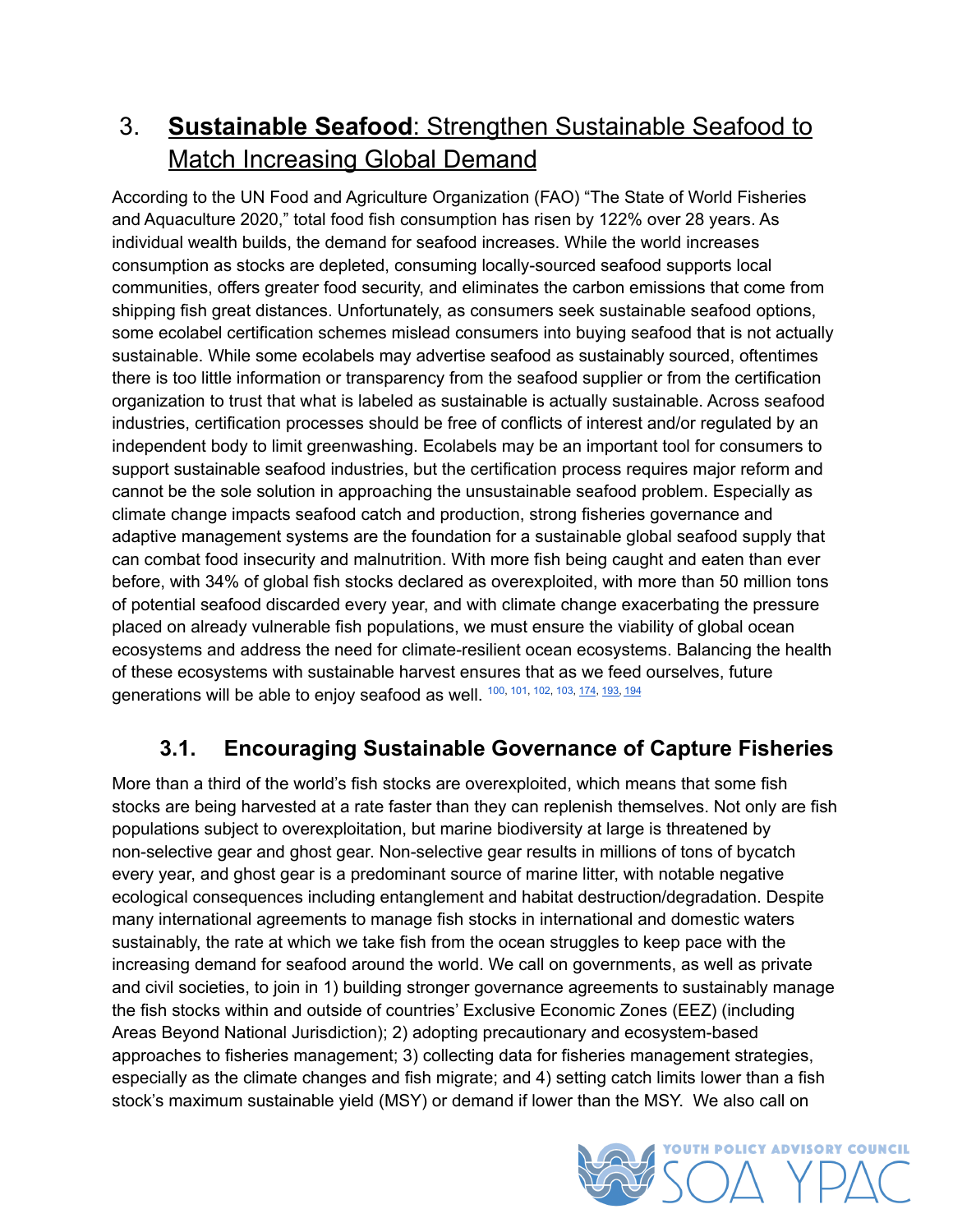## 3. **Sustainable Seafood**: Strengthen Sustainable Seafood to Match Increasing Global Demand

According to the UN Food and Agriculture Organization (FAO) "The State of World Fisheries and Aquaculture 2020," total food fish consumption has risen by 122% over 28 years. As individual wealth builds, the demand for seafood increases. While the world increases consumption as stocks are depleted, consuming locally-sourced seafood supports local communities, offers greater food security, and eliminates the carbon emissions that come from shipping fish great distances. Unfortunately, as consumers seek sustainable seafood options, some ecolabel certification schemes mislead consumers into buying seafood that is not actually sustainable. While some ecolabels may advertise seafood as sustainably sourced, oftentimes there is too little information or transparency from the seafood supplier or from the certification organization to trust that what is labeled as sustainable is actually sustainable. Across seafood industries, certification processes should be free of conflicts of interest and/or regulated by an independent body to limit greenwashing. Ecolabels may be an important tool for consumers to support sustainable seafood industries, but the certification process requires major reform and cannot be the sole solution in approaching the unsustainable seafood problem. Especially as climate change impacts seafood catch and production, strong fisheries governance and adaptive management systems are the foundation for a sustainable global seafood supply that can combat food insecurity and malnutrition. With more fish being caught and eaten than ever before, with 34% of global fish stocks declared as overexploited, with more than 50 million tons of potential seafood discarded every year, and with climate change exacerbating the pressure placed on already vulnerable fish populations, we must ensure the viability of global ocean ecosystems and address the need for climate-resilient ocean ecosystems. Balancing the health of these ecosystems with sustainable harvest ensures that as we feed ourselves, future generations will be able to enjoy seafood as well. [100, 101, 102, 103, 174, 193, 194]

### 3.1. Encouraging Sustainable Governance of Capture Fisheries

More than a third of the world's fish stocks are overexploited, which means that some fish stocks are being harvested at a rate faster than they can replenish themselves. Not only are fish populations subject to overexploitation, but marine biodiversity at large is threatened by non-selective gear and ghost gear. Non-selective gear results in millions of tons of bycatch every year, and ghost gear is a predominant source of marine litter, with notable negative ecological consequences including entanglement and habitat destruction/degradation. Despite many international agreements to manage fish stocks in international and domestic waters sustainably, the rate at which we take fish from the ocean struggles to keep pace with the increasing demand for seafood around the world. We call on governments, as well as private and civil societies, to join in 1) building stronger governance agreements to sustainably manage the fish stocks within and outside of countries' Exclusive Economic Zones (EEZ) (including Areas Beyond National Jurisdiction); 2) adopting precautionary and ecosystem-based approaches to fisheries management; 3) collecting data for fisheries management strategies, especially as the climate changes and fish migrate; and 4) setting catch limits lower than a fish stock's maximum sustainable yield (MSY) or demand if lower than the MSY. We also call on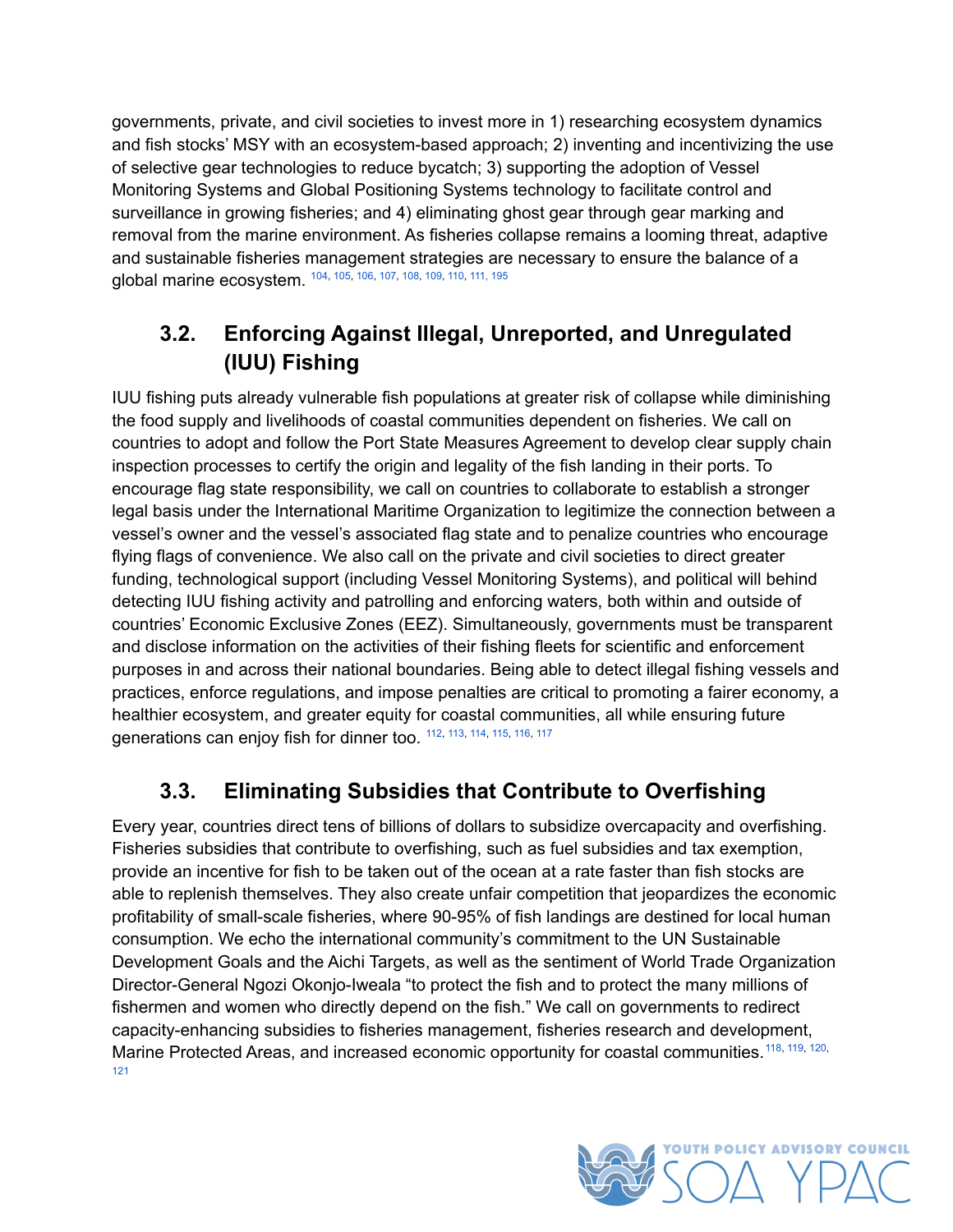governments, private, and civil societies to invest more in 1) researching ecosystem dynamics and fish stocks' MSY with an ecosystem-based approach; 2) inventing and incentivizing the use of selective gear technologies to reduce bycatch; 3) supporting the adoption of Vessel Monitoring Systems and Global Positioning Systems technology to facilitate control and surveillance in growing fisheries; and 4) eliminating ghost gear through gear marking and removal from the marine environment. As fisheries collapse remains a looming threat, adaptive and sustainable fisheries management strategies are necessary to ensure the balance of a global marine ecosystem. [104, 105, 106, 107, 108, 109, 110, 111, 195]

## 3.2. Enforcing Against Illegal, Unreported, and Unregulated (IUU) Fishing

IUU fishing puts already vulnerable fish populations at greater risk of collapse while diminishing the food supply and livelihoods of coastal communities dependent on fisheries. We call on countries to adopt and follow the Port State Measures Agreement to develop clear supply chain inspection processes to certify the origin and legality of the fish landing in their ports. To encourage flag state responsibility, we call on countries to collaborate to establish a stronger legal basis under the International Maritime Organization to legitimize the connection between a vessel's owner and the vessel's associated flag state and to penalize countries who encourage flying flags of convenience. We also call on the private and civil societies to direct greater funding, technological support (including Vessel Monitoring Systems), and political will behind detecting IUU fishing activity and patrolling and enforcing waters, both within and outside of countries' Economic Exclusive Zones (EEZ). Simultaneously, governments must be transparent and disclose information on the activities of their fishing fleets for scientific and enforcement purposes in and across their national boundaries. Being able to detect illegal fishing vessels and practices, enforce regulations, and impose penalties are critical to promoting a fairer economy, a healthier ecosystem, and greater equity for coastal communities, all while ensuring future generations can enjoy fish for dinner too. [112, 113, 114, 115, 116, 117]

## 3.3. Eliminating Subsidies that Contribute to Overfishing

Every year, countries direct tens of billions of dollars to subsidize overcapacity and overfishing. Fisheries subsidies that contribute to overfishing, such as fuel subsidies and tax exemption, provide an incentive for fish to be taken out of the ocean at a rate faster than fish stocks are able to replenish themselves. They also create unfair competition that jeopardizes the economic profitability of small-scale fisheries, where 90-95% of fish landings are destined for local human consumption. We echo the international community's commitment to the UN Sustainable Development Goals and the Aichi Targets, as well as the sentiment of World Trade Organization Director-General Ngozi Okonjo-Iweala "to protect the fish and to protect the many millions of fishermen and women who directly depend on the fish." We call on governments to redirect capacity-enhancing subsidies to fisheries management, fisheries research and development, Marine Protected Areas, and increased economic opportunity for coastal communities. [118, 119, 120, 121]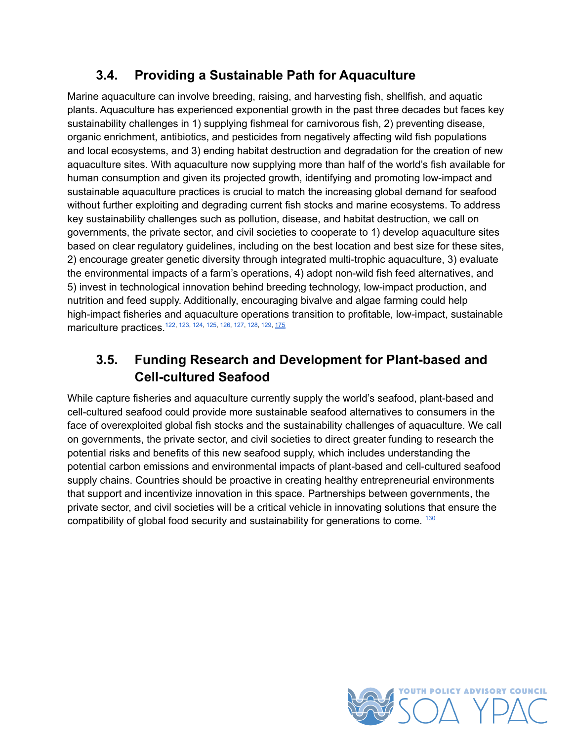## 3.4. Providing a Sustainable Path for Aquaculture

Marine aquaculture can involve breeding, raising, and harvesting fish, shellfish, and aquatic plants. Aquaculture has experienced exponential growth in the past three decades but faces key sustainability challenges in 1) supplying fishmeal for carnivorous fish, 2) preventing disease, organic enrichment, antibiotics, and pesticides from negatively affecting wild fish populations and local ecosystems, and 3) ending habitat destruction and degradation for the creation of new aquaculture sites. With aquaculture now supplying more than half of the world's fish available for human consumption and given its projected growth, identifying and promoting low-impact and sustainable aquaculture practices is crucial to match the increasing global demand for seafood without further exploiting and degrading current fish stocks and marine ecosystems. To address key sustainability challenges such as pollution, disease, and habitat destruction, we call on governments, the private sector, and civil societies to cooperate to 1) develop aquaculture sites based on clear regulatory guidelines, including on the best location and best size for these sites, 2) encourage greater genetic diversity through integrated multi-trophic aquaculture, 3) evaluate the environmental impacts of a farm's operations, 4) adopt non-wild fish feed alternatives, and 5) invest in technological innovation behind breeding technology, low-impact production, and nutrition and feed supply. Additionally, encouraging bivalve and algae farming could help high-impact fisheries and aquaculture operations transition to profitable, low-impact, sustainable mariculture practices.[122, 123, 124, 125, 126, 127, 128, 129, 175]

## 3.5. Funding Research and Development for Plant-based and Cell-cultured Seafood

While capture fisheries and aquaculture currently supply the world's seafood, plant-based and cell-cultured seafood could provide more sustainable seafood alternatives to consumers in the face of overexploited global fish stocks and the sustainability challenges of aquaculture. We call on governments, the private sector, and civil societies to direct greater funding to research the potential risks and benefits of this new seafood supply, which includes understanding the potential carbon emissions and environmental impacts of plant-based and cell-cultured seafood supply chains. Countries should be proactive in creating healthy entrepreneurial environments that support and incentivize innovation in this space. Partnerships between governments, the private sector, and civil societies will be a critical vehicle in innovating solutions that ensure the compatibility of global food security and sustainability for generations to come.[130]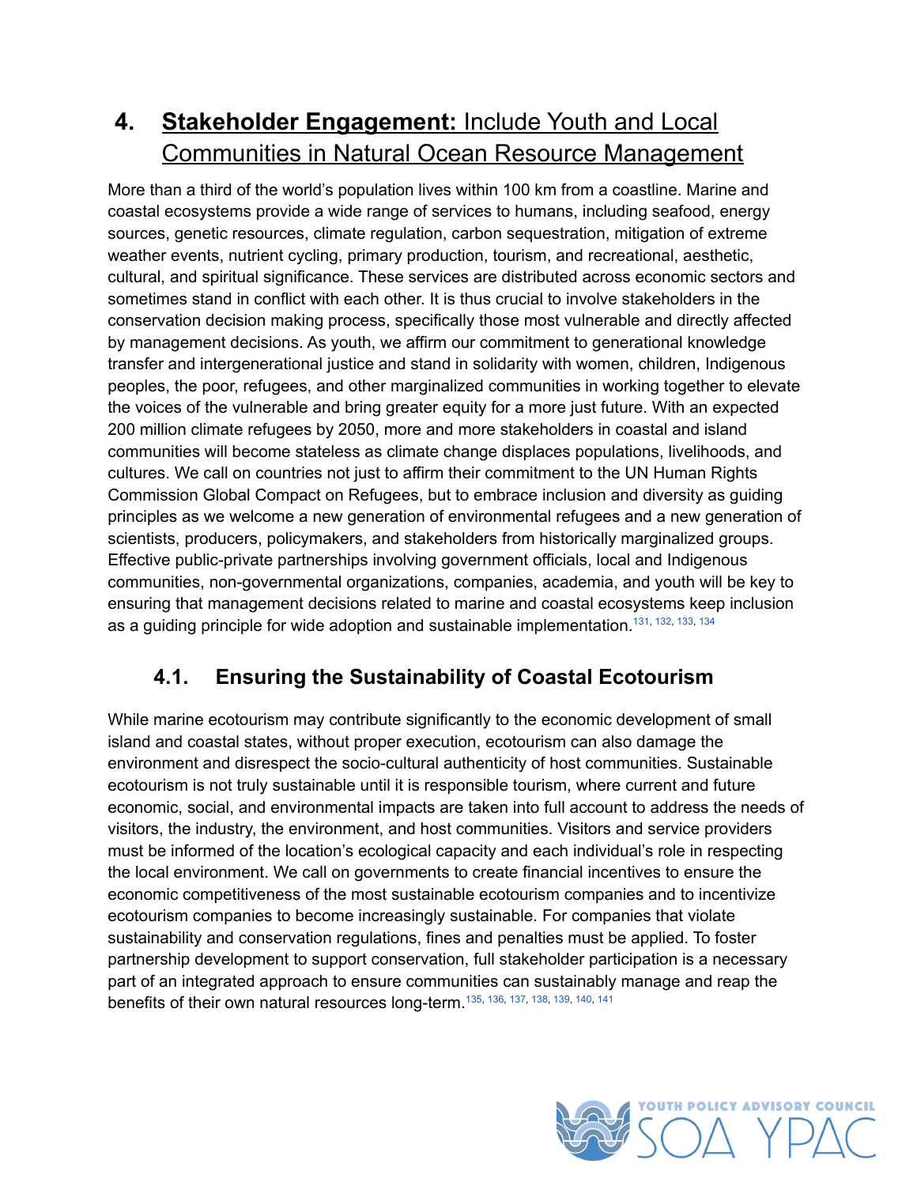## 4. **Stakeholder Engagement:** Include Youth and Local Communities in Natural Ocean Resource Management

More than a third of the world's population lives within 100 km from a coastline. Marine and coastal ecosystems provide a wide range of services to humans, including seafood, energy sources, genetic resources, climate regulation, carbon sequestration, mitigation of extreme weather events, nutrient cycling, primary production, tourism, and recreational, aesthetic, cultural, and spiritual significance. These services are distributed across economic sectors and sometimes stand in conflict with each other. It is thus crucial to involve stakeholders in the conservation decision making process, specifically those most vulnerable and directly affected by management decisions. As youth, we affirm our commitment to generational knowledge transfer and intergenerational justice and stand in solidarity with women, children, Indigenous peoples, the poor, refugees, and other marginalized communities in working together to elevate the voices of the vulnerable and bring greater equity for a more just future. With an expected 200 million climate refugees by 2050, more and more stakeholders in coastal and island communities will become stateless as climate change displaces populations, livelihoods, and cultures. We call on countries not just to affirm their commitment to the UN Human Rights Commission Global Compact on Refugees, but to embrace inclusion and diversity as guiding principles as we welcome a new generation of environmental refugees and a new generation of scientists, producers, policymakers, and stakeholders from historically marginalized groups. Effective public-private partnerships involving government officials, local and Indigenous communities, non-governmental organizations, companies, academia, and youth will be key to ensuring that management decisions related to marine and coastal ecosystems keep inclusion as a guiding principle for wide adoption and sustainable implementation.[131, 132, 133, 134]

### 4.1. Ensuring the Sustainability of Coastal Ecotourism

While marine ecotourism may contribute significantly to the economic development of small island and coastal states, without proper execution, ecotourism can also damage the environment and disrespect the socio-cultural authenticity of host communities. Sustainable ecotourism is not truly sustainable until it is responsible tourism, where current and future economic, social, and environmental impacts are taken into full account to address the needs of visitors, the industry, the environment, and host communities. Visitors and service providers must be informed of the location's ecological capacity and each individual's role in respecting the local environment. We call on governments to create financial incentives to ensure the economic competitiveness of the most sustainable ecotourism companies and to incentivize ecotourism companies to become increasingly sustainable. For companies that violate sustainability and conservation regulations, fines and penalties must be applied. To foster partnership development to support conservation, full stakeholder participation is a necessary part of an integrated approach to ensure communities can sustainably manage and reap the benefits of their own natural resources long-term.[135, 136, 137, 138, 139, 140, 141]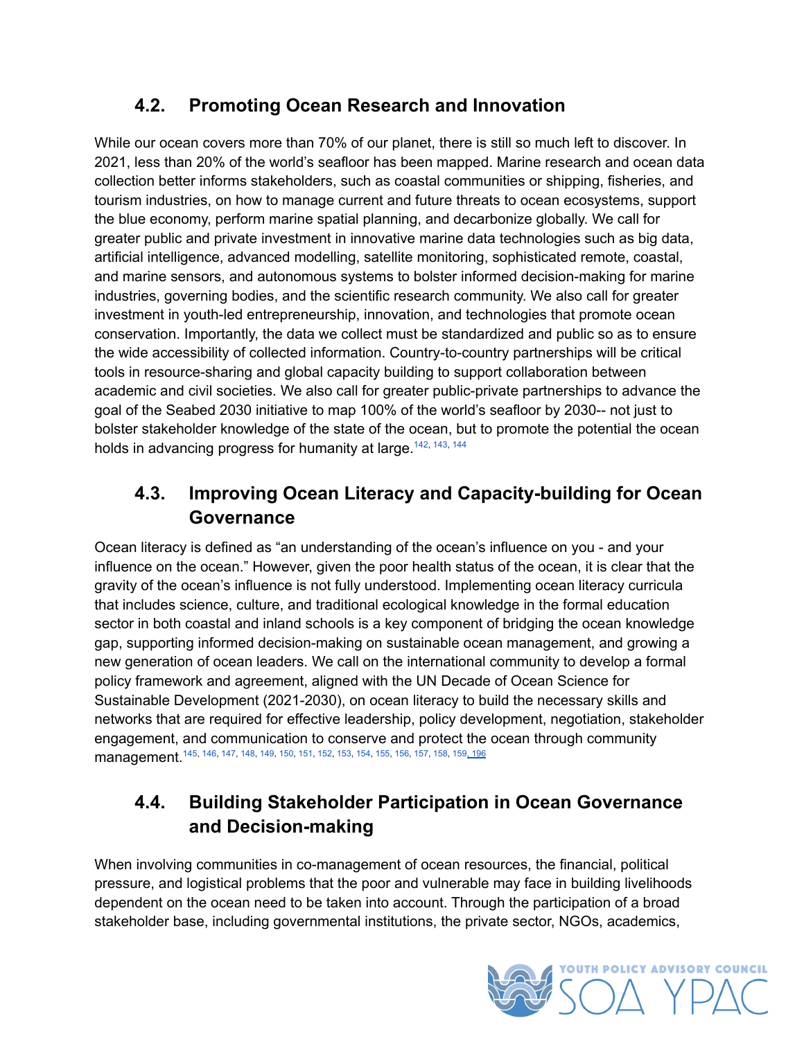## 4.2. Promoting Ocean Research and Innovation

While our ocean covers more than 70% of our planet, there is still so much left to discover. In 2021, less than 20% of the world's seafloor has been mapped. Marine research and ocean data collection better informs stakeholders, such as coastal communities or shipping, fisheries, and tourism industries, on how to manage current and future threats to ocean ecosystems, support the blue economy, perform marine spatial planning, and decarbonize globally. We call for greater public and private investment in innovative marine data technologies such as big data, artificial intelligence, advanced modelling, satellite monitoring, sophisticated remote, coastal, and marine sensors, and autonomous systems to bolster informed decision-making for marine industries, governing bodies, and the scientific research community. We also call for greater investment in youth-led entrepreneurship, innovation, and technologies that promote ocean conservation. Importantly, the data we collect must be standardized and public so as to ensure the wide accessibility of collected information. Country-to-country partnerships will be critical tools in resource-sharing and global capacity building to support collaboration between academic and civil societies. We also call for greater public-private partnerships to advance the goal of the Seabed 2030 initiative to map 100% of the world's seafloor by 2030-- not just to bolster stakeholder knowledge of the state of the ocean, but to promote the potential the ocean holds in advancing progress for humanity at large.[142, 143, 144]

## 4.3. Improving Ocean Literacy and Capacity-building for Ocean Governance

Ocean literacy is defined as "an understanding of the ocean's influence on you - and your influence on the ocean." However, given the poor health status of the ocean, it is clear that the gravity of the ocean's influence is not fully understood. Implementing ocean literacy curricula that includes science, culture, and traditional ecological knowledge in the formal education sector in both coastal and inland schools is a key component of bridging the ocean knowledge gap, supporting informed decision-making on sustainable ocean management, and growing a new generation of ocean leaders. We call on the international community to develop a formal policy framework and agreement, aligned with the UN Decade of Ocean Science for Sustainable Development (2021-2030), on ocean literacy to build the necessary skills and networks that are required for effective leadership, policy development, negotiation, stakeholder engagement, and communication to conserve and protect the ocean through community management.[145, 146, 147, 148, 149, 150, 151, 152, 153, 154, 155, 156, 157, 158, 159, 196]

## 4.4. Building Stakeholder Participation in Ocean Governance and Decision-making

When involving communities in co-management of ocean resources, the financial, political pressure, and logistical problems that the poor and vulnerable may face in building livelihoods dependent on the ocean need to be taken into account. Through the participation of a broad stakeholder base, including governmental institutions, the private sector, NGOs, academics,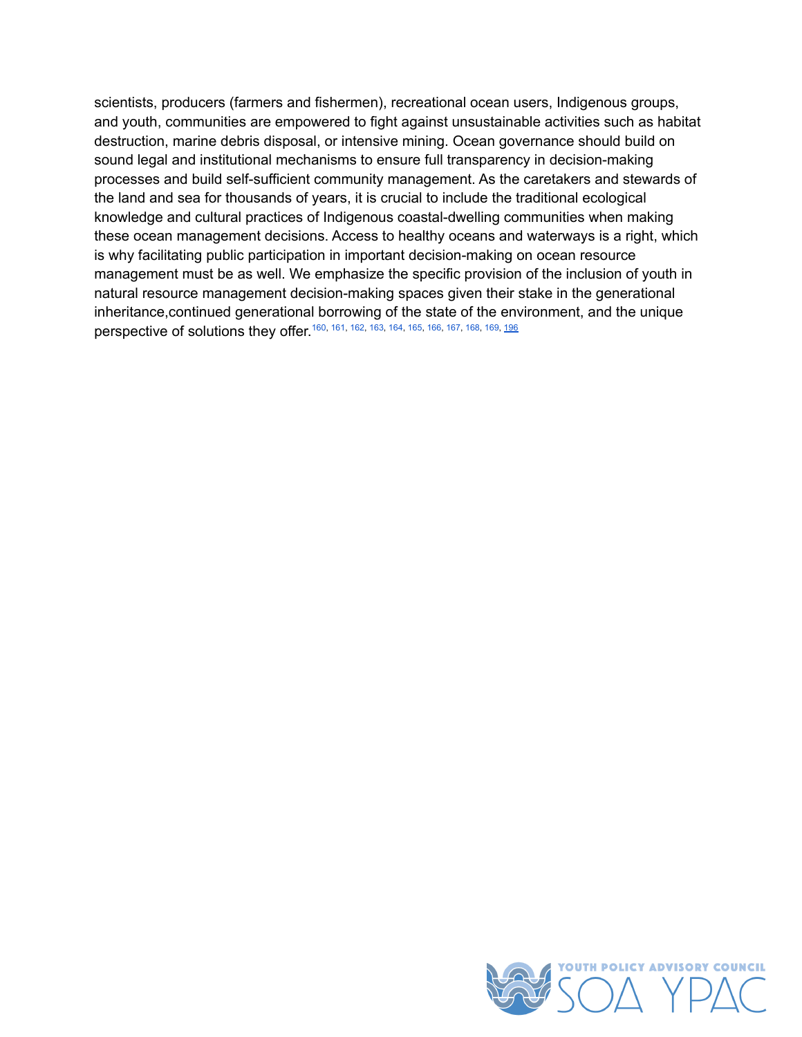scientists, producers (farmers and fishermen), recreational ocean users, Indigenous groups, and youth, communities are empowered to fight against unsustainable activities such as habitat destruction, marine debris disposal, or intensive mining. Ocean governance should build on sound legal and institutional mechanisms to ensure full transparency in decision-making processes and build self-sufficient community management. As the caretakers and stewards of the land and sea for thousands of years, it is crucial to include the traditional ecological knowledge and cultural practices of Indigenous coastal-dwelling communities when making these ocean management decisions. Access to healthy oceans and waterways is a right, which is why facilitating public participation in important decision-making on ocean resource management must be as well. We emphasize the specific provision of the inclusion of youth in natural resource management decision-making spaces given their stake in the generational inheritance,continued generational borrowing of the state of the environment, and the unique perspective of solutions they offer.[160, 161, 162, 163, 164, 165, 166, 167, 168, 169, 196]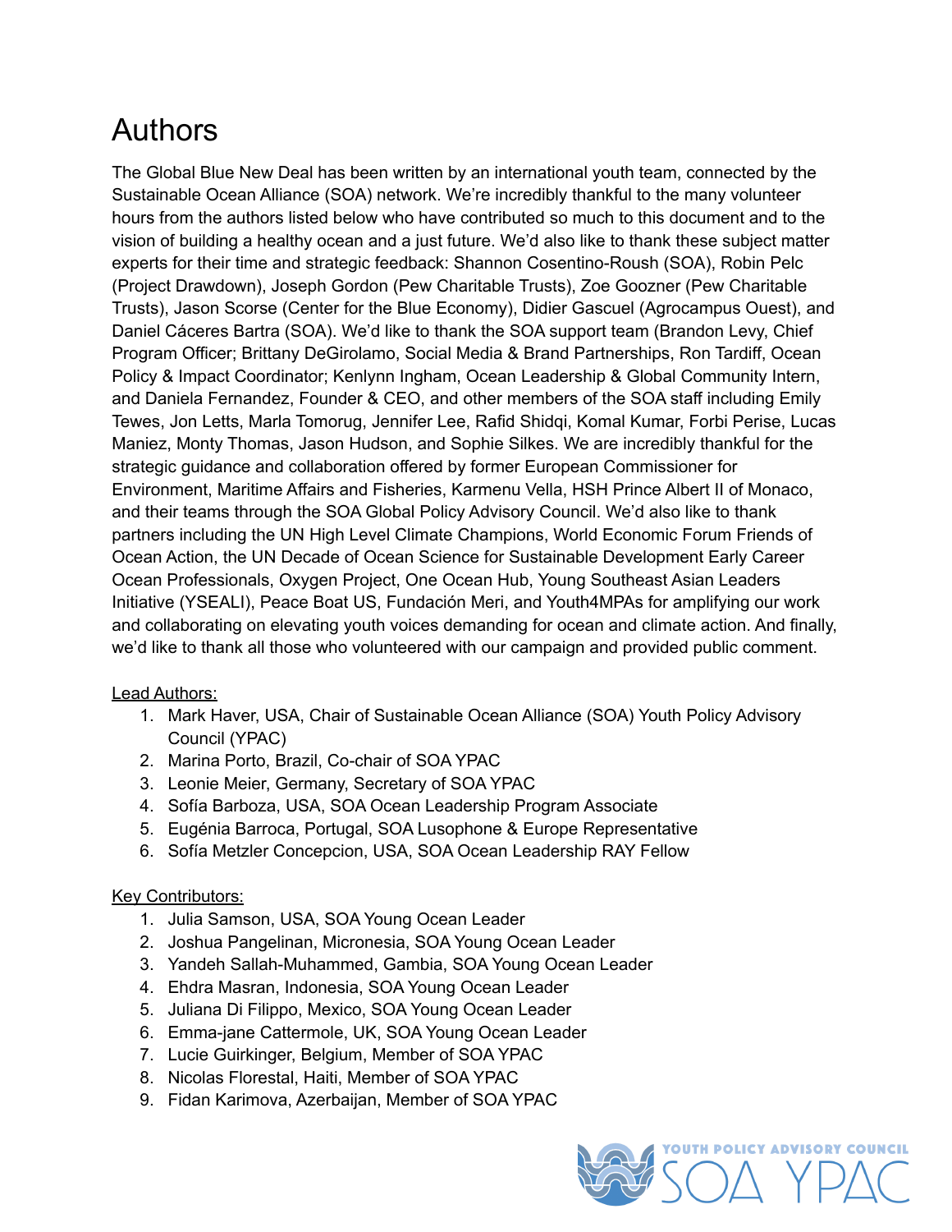# Authors

The Global Blue New Deal has been written by an international youth team, connected by the Sustainable Ocean Alliance (SOA) network. We're incredibly thankful to the many volunteer hours from the authors listed below who have contributed so much to this document and to the vision of building a healthy ocean and a just future. We'd also like to thank these subject matter experts for their time and strategic feedback: Shannon Cosentino-Roush (SOA), Robin Pelc (Project Drawdown), Joseph Gordon (Pew Charitable Trusts), Zoe Goozner (Pew Charitable Trusts), Jason Scorse (Center for the Blue Economy), Didier Gascuel (Agrocampus Ouest), and Daniel Cáceres Bartra (SOA). We'd like to thank the SOA support team (Brandon Levy, Chief Program Officer; Brittany DeGirolamo, Social Media & Brand Partnerships, Ron Tardiff, Ocean Policy & Impact Coordinator; Kenlynn Ingham, Ocean Leadership & Global Community Intern, and Daniela Fernandez, Founder & CEO, and other members of the SOA staff including Emily Tewes, Jon Letts, Marla Tomorug, Jennifer Lee, Rafid Shidqi, Komal Kumar, Forbi Perise, Lucas Maniez, Monty Thomas, Jason Hudson, and Sophie Silkes. We are incredibly thankful for the strategic guidance and collaboration offered by former European Commissioner for Environment, Maritime Affairs and Fisheries, Karmenu Vella, HSH Prince Albert II of Monaco, and their teams through the SOA Global Policy Advisory Council. We'd also like to thank partners including the UN High Level Climate Champions, World Economic Forum Friends of Ocean Action, the UN Decade of Ocean Science for Sustainable Development Early Career Ocean Professionals, Oxygen Project, One Ocean Hub, Young Southeast Asian Leaders Initiative (YSEALI), Peace Boat US, Fundación Meri, and Youth4MPAs for amplifying our work and collaborating on elevating youth voices demanding for ocean and climate action. And finally, we'd like to thank all those who volunteered with our campaign and provided public comment.

Lead Authors:

1. Mark Haver, USA, Chair of Sustainable Ocean Alliance (SOA) Youth Policy Advisory Council (YPAC)
2. Marina Porto, Brazil, Co-chair of SOA YPAC
3. Leonie Meier, Germany, Secretary of SOA YPAC
4. Sofía Barboza, USA, SOA Ocean Leadership Program Associate
5. Eugénia Barroca, Portugal, SOA Lusophone & Europe Representative
6. Sofía Metzler Concepcion, USA, SOA Ocean Leadership RAY Fellow

Key Contributors:

1. Julia Samson, USA, SOA Young Ocean Leader
2. Joshua Pangelinan, Micronesia, SOA Young Ocean Leader
3. Yandeh Sallah-Muhammed, Gambia, SOA Young Ocean Leader
4. Ehdra Masran, Indonesia, SOA Young Ocean Leader
5. Juliana Di Filippo, Mexico, SOA Young Ocean Leader
6. Emma-jane Cattermole, UK, SOA Young Ocean Leader
7. Lucie Guirkinger, Belgium, Member of SOA YPAC
8. Nicolas Florestal, Haiti, Member of SOA YPAC
9. Fidan Karimova, Azerbaijan, Member of SOA YPAC

YOUTH POLICY ADVISORY COUNCIL SOA YPAC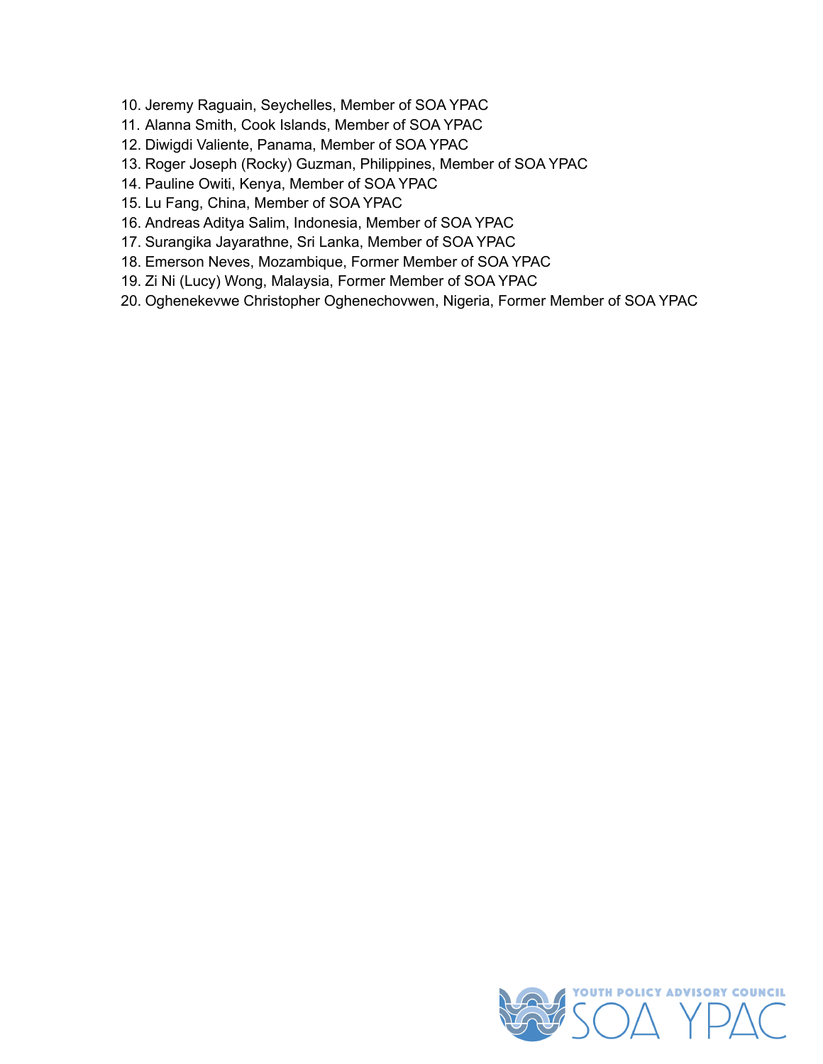10. Jeremy Raguain, Seychelles, Member of SOA YPAC
11. Alanna Smith, Cook Islands, Member of SOA YPAC
12. Diwigdi Valiente, Panama, Member of SOA YPAC
13. Roger Joseph (Rocky) Guzman, Philippines, Member of SOA YPAC
14. Pauline Owiti, Kenya, Member of SOA YPAC
15. Lu Fang, China, Member of SOA YPAC
16. Andreas Aditya Salim, Indonesia, Member of SOA YPAC
17. Surangika Jayarathne, Sri Lanka, Member of SOA YPAC
18. Emerson Neves, Mozambique, Former Member of SOA YPAC
19. Zi Ni (Lucy) Wong, Malaysia, Former Member of SOA YPAC
20. Oghenekevwe Christopher Oghenechovwen, Nigeria, Former Member of SOA YPAC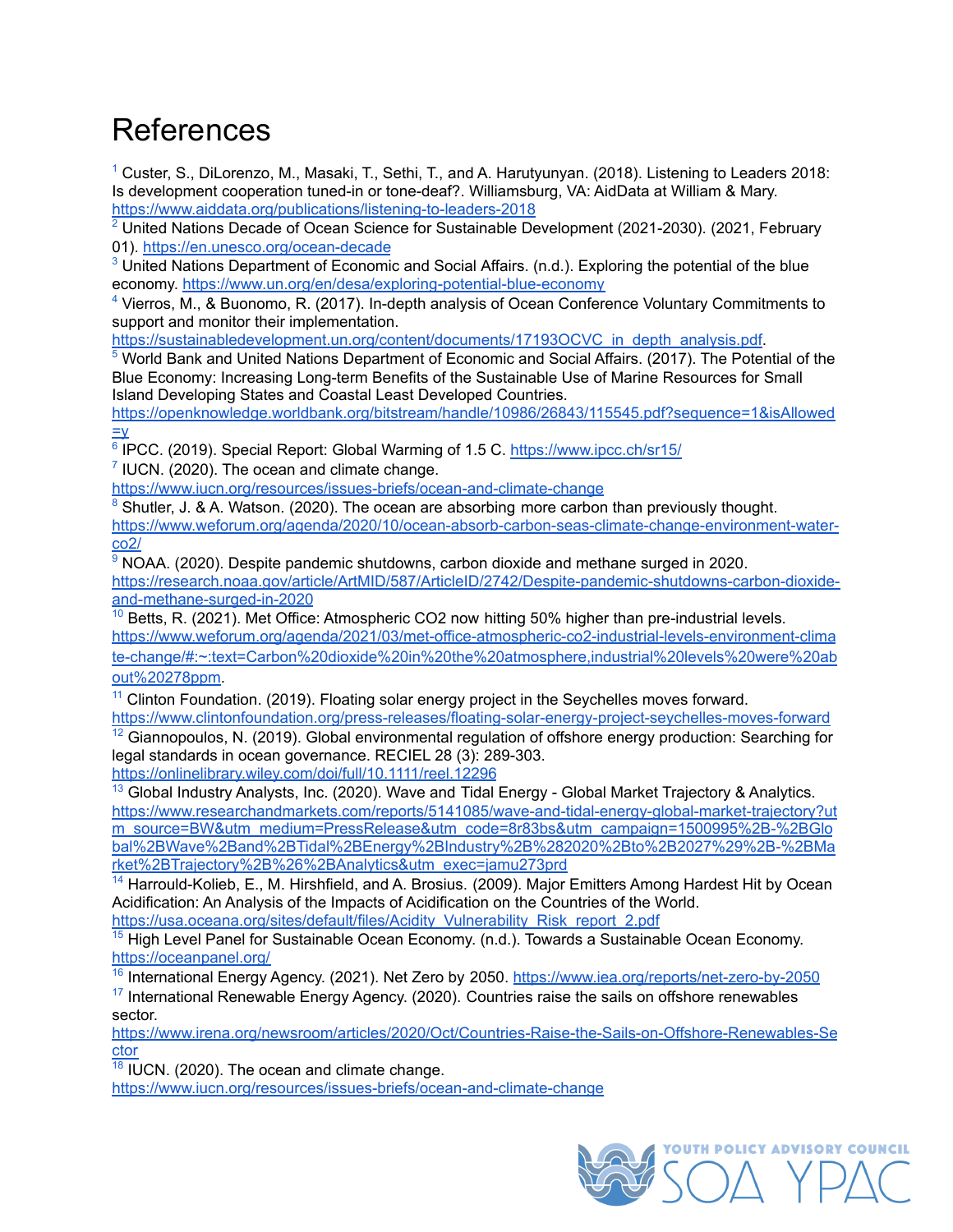# References

[1] Custer, S., DiLorenzo, M., Masaki, T., Sethi, T., and A. Harutyunyan. (2018). Listening to Leaders 2018: Is development cooperation tuned-in or tone-deaf?. Williamsburg, VA: AidData at William & Mary. https://www.aiddata.org/publications/listening-to-leaders-2018

[2] United Nations Decade of Ocean Science for Sustainable Development (2021-2030). (2021, February 01). https://en.unesco.org/ocean-decade

[3] United Nations Department of Economic and Social Affairs. (n.d.). Exploring the potential of the blue economy. https://www.un.org/en/desa/exploring-potential-blue-economy

[4] Vierros, M., & Buonomo, R. (2017). In-depth analysis of Ocean Conference Voluntary Commitments to support and monitor their implementation. https://sustainabledevelopment.un.org/content/documents/17193OCVC_in_depth_analysis.pdf.

[5] World Bank and United Nations Department of Economic and Social Affairs. (2017). The Potential of the Blue Economy: Increasing Long-term Benefits of the Sustainable Use of Marine Resources for Small Island Developing States and Coastal Least Developed Countries. https://openknowledge.worldbank.org/bitstream/handle/10986/26843/115545.pdf?sequence=1&isAllowed=y

[6] IPCC. (2019). Special Report: Global Warming of 1.5 C. https://www.ipcc.ch/sr15/

[7] IUCN. (2020). The ocean and climate change. https://www.iucn.org/resources/issues-briefs/ocean-and-climate-change

[8] Shutler, J. & A. Watson. (2020). The ocean are absorbing more carbon than previously thought. https://www.weforum.org/agenda/2020/10/ocean-absorb-carbon-seas-climate-change-environment-water-co2/

[9] NOAA. (2020). Despite pandemic shutdowns, carbon dioxide and methane surged in 2020. https://research.noaa.gov/article/ArtMID/587/ArticleID/2742/Despite-pandemic-shutdowns-carbon-dioxide-and-methane-surged-in-2020

[10] Betts, R. (2021). Met Office: Atmospheric CO2 now hitting 50% higher than pre-industrial levels. https://www.weforum.org/agenda/2021/03/met-office-atmospheric-co2-industrial-levels-environment-climate-change/#:~:text=Carbon%20dioxide%20in%20the%20atmosphere,industrial%20levels%20were%20about%20278ppm.

[11] Clinton Foundation. (2019). Floating solar energy project in the Seychelles moves forward. https://www.clintonfoundation.org/press-releases/floating-solar-energy-project-seychelles-moves-forward

[12] Giannopoulos, N. (2019). Global environmental regulation of offshore energy production: Searching for legal standards in ocean governance. RECIEL 28 (3): 289-303. https://onlinelibrary.wiley.com/doi/full/10.1111/reel.12296

[13] Global Industry Analysts, Inc. (2020). Wave and Tidal Energy - Global Market Trajectory & Analytics. https://www.researchandmarkets.com/reports/5141085/wave-and-tidal-energy-global-market-trajectory?utm_source=BW&utm_medium=PressRelease&utm_code=8r83bs&utm_campaign=1500995%2B-%2BGlobal%2BWave%2Band%2BTidal%2BEnergy%2BIndustry%2B%282020%2Bto%2B2027%29%2B-%2BMarket%2BTrajectory%2B%26%2BAnalytics&utm_exec=jamu273prd

[14] Harrould-Kolieb, E., M. Hirshfield, and A. Brosius. (2009). Major Emitters Among Hardest Hit by Ocean Acidification: An Analysis of the Impacts of Acidification on the Countries of the World. https://usa.oceana.org/sites/default/files/Acidity_Vulnerability_Risk_report_2.pdf

[15] High Level Panel for Sustainable Ocean Economy. (n.d.). Towards a Sustainable Ocean Economy. https://oceanpanel.org/

[16] International Energy Agency. (2021). Net Zero by 2050. https://www.iea.org/reports/net-zero-by-2050

[17] International Renewable Energy Agency. (2020). Countries raise the sails on offshore renewables sector. https://www.irena.org/newsroom/articles/2020/Oct/Countries-Raise-the-Sails-on-Offshore-Renewables-Sector

[18] IUCN. (2020). The ocean and climate change. https://www.iucn.org/resources/issues-briefs/ocean-and-climate-change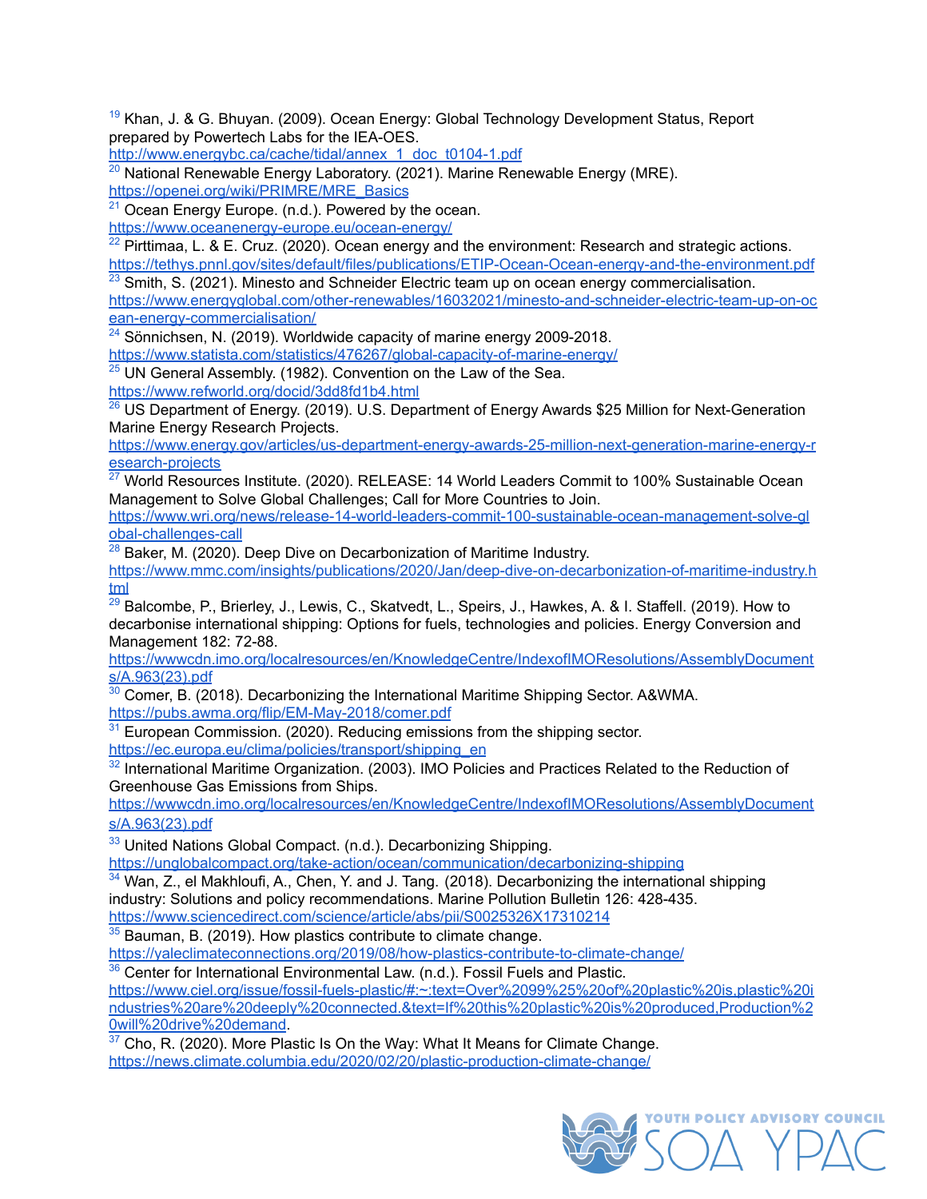[19] Khan, J. & G. Bhuyan. (2009). Ocean Energy: Global Technology Development Status, Report prepared by Powertech Labs for the IEA-OES.
http://www.energybc.ca/cache/tidal/annex_1_doc_t0104-1.pdf

[20] National Renewable Energy Laboratory. (2021). Marine Renewable Energy (MRE).
https://openei.org/wiki/PRIMRE/MRE_Basics

[21] Ocean Energy Europe. (n.d.). Powered by the ocean.
https://www.oceanenergy-europe.eu/ocean-energy/

[22] Pirttimaa, L. & E. Cruz. (2020). Ocean energy and the environment: Research and strategic actions.
https://tethys.pnnl.gov/sites/default/files/publications/ETIP-Ocean-Ocean-energy-and-the-environment.pdf

[23] Smith, S. (2021). Minesto and Schneider Electric team up on ocean energy commercialisation.
https://www.energyglobal.com/other-renewables/16032021/minesto-and-schneider-electric-team-up-on-ocean-energy-commercialisation/

[24] Sönnichsen, N. (2019). Worldwide capacity of marine energy 2009-2018.
https://www.statista.com/statistics/476267/global-capacity-of-marine-energy/

[25] UN General Assembly. (1982). Convention on the Law of the Sea.
https://www.refworld.org/docid/3dd8fd1b4.html

[26] US Department of Energy. (2019). U.S. Department of Energy Awards $25 Million for Next-Generation Marine Energy Research Projects.
https://www.energy.gov/articles/us-department-energy-awards-25-million-next-generation-marine-energy-research-projects

[27] World Resources Institute. (2020). RELEASE: 14 World Leaders Commit to 100% Sustainable Ocean Management to Solve Global Challenges; Call for More Countries to Join.
https://www.wri.org/news/release-14-world-leaders-commit-100-sustainable-ocean-management-solve-global-challenges-call

[28] Baker, M. (2020). Deep Dive on Decarbonization of Maritime Industry.
https://www.mmc.com/insights/publications/2020/Jan/deep-dive-on-decarbonization-of-maritime-industry.html

[29] Balcombe, P., Brierley, J., Lewis, C., Skatvedt, L., Speirs, J., Hawkes, A. & I. Staffell. (2019). How to decarbonise international shipping: Options for fuels, technologies and policies. Energy Conversion and Management 182: 72-88.
https://wwwcdn.imo.org/localresources/en/KnowledgeCentre/IndexofIMOResolutions/AssemblyDocuments/A.963(23).pdf

[30] Comer, B. (2018). Decarbonizing the International Maritime Shipping Sector. A&WMA.
https://pubs.awma.org/flip/EM-May-2018/comer.pdf

[31] European Commission. (2020). Reducing emissions from the shipping sector.
https://ec.europa.eu/clima/policies/transport/shipping_en

[32] International Maritime Organization. (2003). IMO Policies and Practices Related to the Reduction of Greenhouse Gas Emissions from Ships.
https://wwwcdn.imo.org/localresources/en/KnowledgeCentre/IndexofIMOResolutions/AssemblyDocuments/A.963(23).pdf

[33] United Nations Global Compact. (n.d.). Decarbonizing Shipping.
https://unglobalcompact.org/take-action/ocean/communication/decarbonizing-shipping

[34] Wan, Z., el Makhloufi, A., Chen, Y. and J. Tang. (2018). Decarbonizing the international shipping industry: Solutions and policy recommendations. Marine Pollution Bulletin 126: 428-435.
https://www.sciencedirect.com/science/article/abs/pii/S0025326X17310214

[35] Bauman, B. (2019). How plastics contribute to climate change.
https://yaleclimateconnections.org/2019/08/how-plastics-contribute-to-climate-change/

[36] Center for International Environmental Law. (n.d.). Fossil Fuels and Plastic.
https://www.ciel.org/issue/fossil-fuels-plastic/#:~:text=Over%2099%25%20of%20plastic%20is,plastic%20industries%20are%20deeply%20connected.&text=If%20this%20plastic%20is%20produced,Production%20will%20drive%20demand.

[37] Cho, R. (2020). More Plastic Is On the Way: What It Means for Climate Change.
https://news.climate.columbia.edu/2020/02/20/plastic-production-climate-change/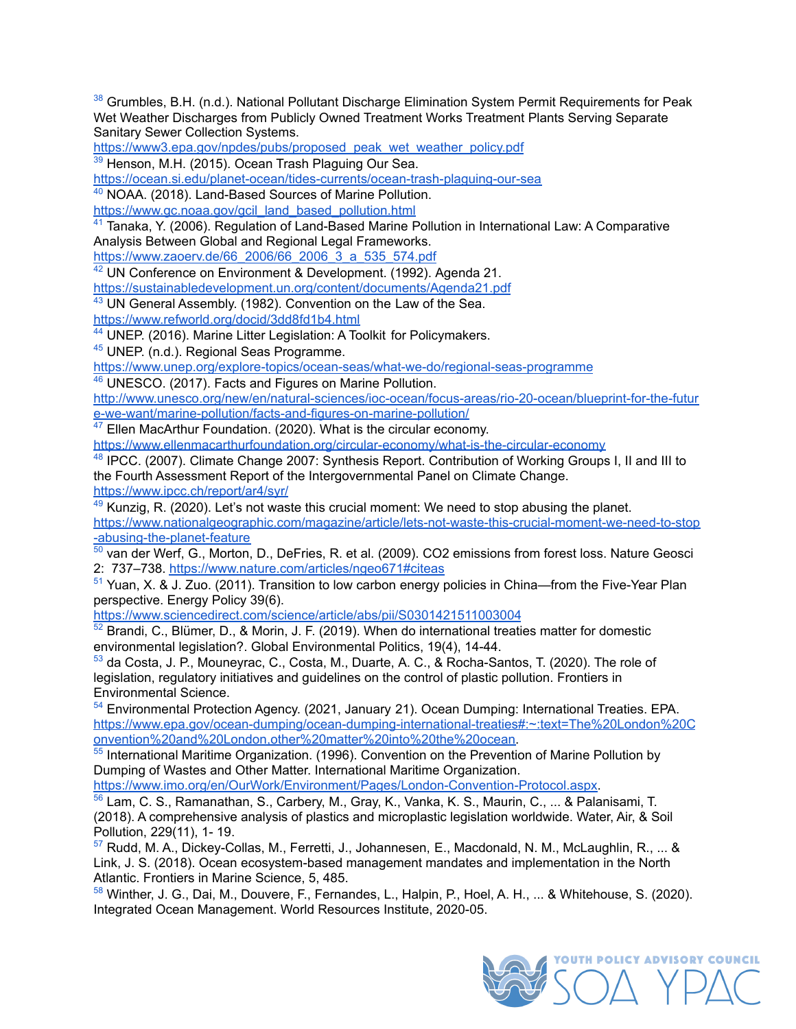[38] Grumbles, B.H. (n.d.). National Pollutant Discharge Elimination System Permit Requirements for Peak Wet Weather Discharges from Publicly Owned Treatment Works Treatment Plants Serving Separate Sanitary Sewer Collection Systems. https://www3.epa.gov/npdes/pubs/proposed_peak_wet_weather_policy.pdf

[39] Henson, M.H. (2015). Ocean Trash Plaguing Our Sea. https://ocean.si.edu/planet-ocean/tides-currents/ocean-trash-plaguing-our-sea

[40] NOAA. (2018). Land-Based Sources of Marine Pollution. https://www.gc.noaa.gov/gcil_land_based_pollution.html

[41] Tanaka, Y. (2006). Regulation of Land-Based Marine Pollution in International Law: A Comparative Analysis Between Global and Regional Legal Frameworks. https://www.zaoerv.de/66_2006/66_2006_3_a_535_574.pdf

[42] UN Conference on Environment & Development. (1992). Agenda 21. https://sustainabledevelopment.un.org/content/documents/Agenda21.pdf

[43] UN General Assembly. (1982). Convention on the Law of the Sea. https://www.refworld.org/docid/3dd8fd1b4.html

[44] UNEP. (2016). Marine Litter Legislation: A Toolkit for Policymakers.

[45] UNEP. (n.d.). Regional Seas Programme. https://www.unep.org/explore-topics/ocean-seas/what-we-do/regional-seas-programme

[46] UNESCO. (2017). Facts and Figures on Marine Pollution. http://www.unesco.org/new/en/natural-sciences/ioc-ocean/focus-areas/rio-20-ocean/blueprint-for-the-future-we-want/marine-pollution/facts-and-figures-on-marine-pollution/

[47] Ellen MacArthur Foundation. (2020). What is the circular economy. https://www.ellenmacarthurfoundation.org/circular-economy/what-is-the-circular-economy

[48] IPCC. (2007). Climate Change 2007: Synthesis Report. Contribution of Working Groups I, II and III to the Fourth Assessment Report of the Intergovernmental Panel on Climate Change. https://www.ipcc.ch/report/ar4/syr/

[49] Kunzig, R. (2020). Let's not waste this crucial moment: We need to stop abusing the planet. https://www.nationalgeographic.com/magazine/article/lets-not-waste-this-crucial-moment-we-need-to-stop-abusing-the-planet-feature

[50] van der Werf, G., Morton, D., DeFries, R. et al. (2009). CO2 emissions from forest loss. Nature Geosci 2: 737–738. https://www.nature.com/articles/ngeo671#citeas

[51] Yuan, X. & J. Zuo. (2011). Transition to low carbon energy policies in China—from the Five-Year Plan perspective. Energy Policy 39(6). https://www.sciencedirect.com/science/article/abs/pii/S0301421511003004

[52] Brandi, C., Blümer, D., & Morin, J. F. (2019). When do international treaties matter for domestic environmental legislation?. Global Environmental Politics, 19(4), 14-44.

[53] da Costa, J. P., Mouneyrac, C., Costa, M., Duarte, A. C., & Rocha-Santos, T. (2020). The role of legislation, regulatory initiatives and guidelines on the control of plastic pollution. Frontiers in Environmental Science.

[54] Environmental Protection Agency. (2021, January 21). Ocean Dumping: International Treaties. EPA. https://www.epa.gov/ocean-dumping/ocean-dumping-international-treaties#:~:text=The%20London%20Convention%20and%20London,other%20matter%20into%20the%20ocean.

[55] International Maritime Organization. (1996). Convention on the Prevention of Marine Pollution by Dumping of Wastes and Other Matter. International Maritime Organization. https://www.imo.org/en/OurWork/Environment/Pages/London-Convention-Protocol.aspx.

[56] Lam, C. S., Ramanathan, S., Carbery, M., Gray, K., Vanka, K. S., Maurin, C., ... & Palanisami, T. (2018). A comprehensive analysis of plastics and microplastic legislation worldwide. Water, Air, & Soil Pollution, 229(11), 1- 19.

[57] Rudd, M. A., Dickey-Collas, M., Ferretti, J., Johannesen, E., Macdonald, N. M., McLaughlin, R., ... & Link, J. S. (2018). Ocean ecosystem-based management mandates and implementation in the North Atlantic. Frontiers in Marine Science, 5, 485.

[58] Winther, J. G., Dai, M., Douvere, F., Fernandes, L., Halpin, P., Hoel, A. H., ... & Whitehouse, S. (2020). Integrated Ocean Management. World Resources Institute, 2020-05.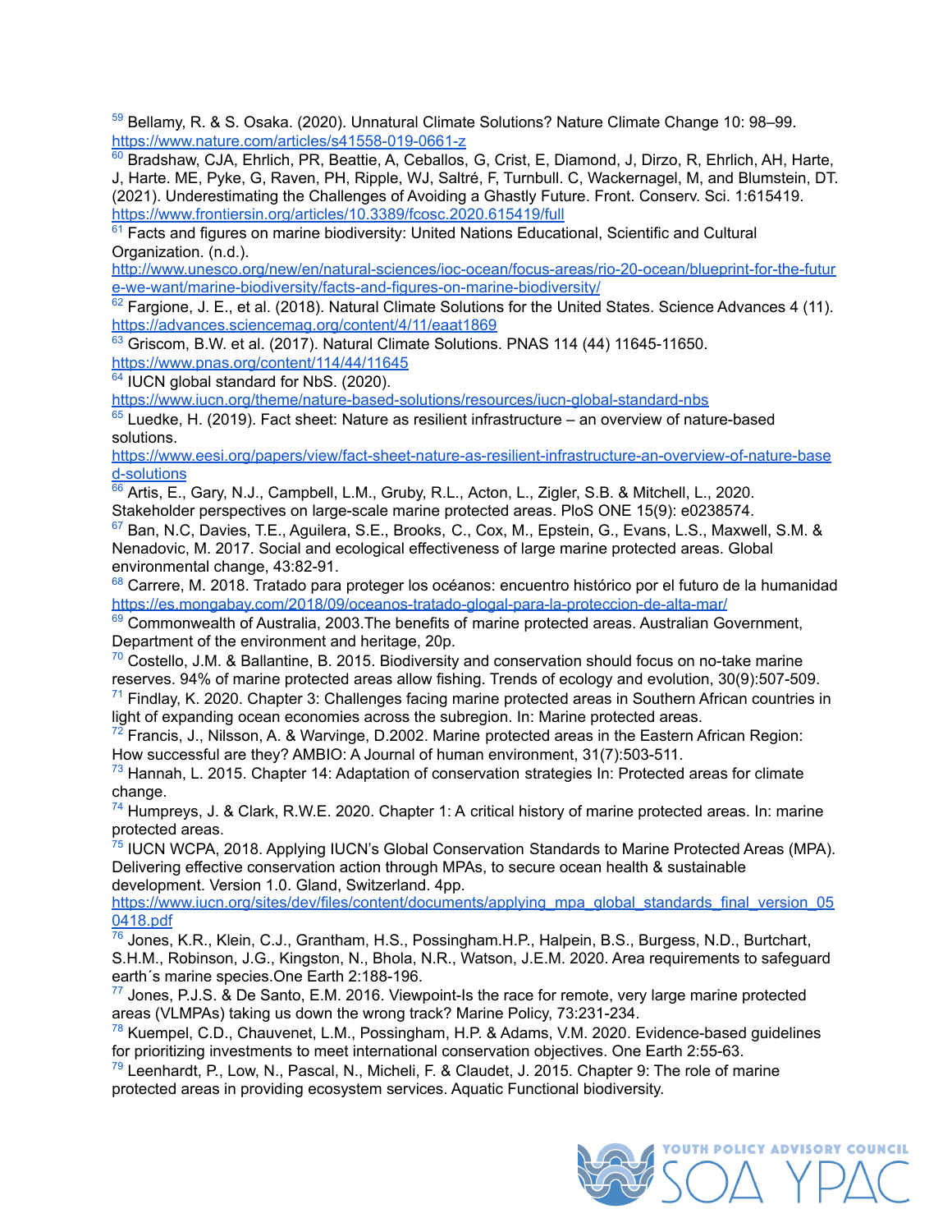[59] Bellamy, R. & S. Osaka. (2020). Unnatural Climate Solutions? Nature Climate Change 10: 98–99. https://www.nature.com/articles/s41558-019-0661-z

[60] Bradshaw, CJA, Ehrlich, PR, Beattie, A, Ceballos, G, Crist, E, Diamond, J, Dirzo, R, Ehrlich, AH, Harte, J, Harte. ME, Pyke, G, Raven, PH, Ripple, WJ, Saltré, F, Turnbull. C, Wackernagel, M, and Blumstein, DT. (2021). Underestimating the Challenges of Avoiding a Ghastly Future. Front. Conserv. Sci. 1:615419. https://www.frontiersin.org/articles/10.3389/fcosc.2020.615419/full

[61] Facts and figures on marine biodiversity: United Nations Educational, Scientific and Cultural Organization. (n.d.). http://www.unesco.org/new/en/natural-sciences/ioc-ocean/focus-areas/rio-20-ocean/blueprint-for-the-future-we-want/marine-biodiversity/facts-and-figures-on-marine-biodiversity/

[62] Fargione, J. E., et al. (2018). Natural Climate Solutions for the United States. Science Advances 4 (11). https://advances.sciencemag.org/content/4/11/eaat1869

[63] Griscom, B.W. et al. (2017). Natural Climate Solutions. PNAS 114 (44) 11645-11650. https://www.pnas.org/content/114/44/11645

[64] IUCN global standard for NbS. (2020). https://www.iucn.org/theme/nature-based-solutions/resources/iucn-global-standard-nbs

[65] Luedke, H. (2019). Fact sheet: Nature as resilient infrastructure – an overview of nature-based solutions. https://www.eesi.org/papers/view/fact-sheet-nature-as-resilient-infrastructure-an-overview-of-nature-based-solutions

[66] Artis, E., Gary, N.J., Campbell, L.M., Gruby, R.L., Acton, L., Zigler, S.B. & Mitchell, L., 2020. Stakeholder perspectives on large-scale marine protected areas. PloS ONE 15(9): e0238574.

[67] Ban, N.C, Davies, T.E., Aguilera, S.E., Brooks, C., Cox, M., Epstein, G., Evans, L.S., Maxwell, S.M. & Nenadovic, M. 2017. Social and ecological effectiveness of large marine protected areas. Global environmental change, 43:82-91.

[68] Carrere, M. 2018. Tratado para proteger los océanos: encuentro histórico por el futuro de la humanidad https://es.mongabay.com/2018/09/oceanos-tratado-glogal-para-la-proteccion-de-alta-mar/

[69] Commonwealth of Australia, 2003.The benefits of marine protected areas. Australian Government, Department of the environment and heritage, 20p.

[70] Costello, J.M. & Ballantine, B. 2015. Biodiversity and conservation should focus on no-take marine reserves. 94% of marine protected areas allow fishing. Trends of ecology and evolution, 30(9):507-509.

[71] Findlay, K. 2020. Chapter 3: Challenges facing marine protected areas in Southern African countries in light of expanding ocean economies across the subregion. In: Marine protected areas.

[72] Francis, J., Nilsson, A. & Warvinge, D.2002. Marine protected areas in the Eastern African Region: How successful are they? AMBIO: A Journal of human environment, 31(7):503-511.

[73] Hannah, L. 2015. Chapter 14: Adaptation of conservation strategies In: Protected areas for climate change.

[74] Humpreys, J. & Clark, R.W.E. 2020. Chapter 1: A critical history of marine protected areas. In: marine protected areas.

[75] IUCN WCPA, 2018. Applying IUCN's Global Conservation Standards to Marine Protected Areas (MPA). Delivering effective conservation action through MPAs, to secure ocean health & sustainable development. Version 1.0. Gland, Switzerland. 4pp. https://www.iucn.org/sites/dev/files/content/documents/applying_mpa_global_standards_final_version_050418.pdf

[76] Jones, K.R., Klein, C.J., Grantham, H.S., Possingham.H.P., Halpein, B.S., Burgess, N.D., Burtchart, S.H.M., Robinson, J.G., Kingston, N., Bhola, N.R., Watson, J.E.M. 2020. Area requirements to safeguard earth´s marine species.One Earth 2:188-196.

[77] Jones, P.J.S. & De Santo, E.M. 2016. Viewpoint-Is the race for remote, very large marine protected areas (VLMPAs) taking us down the wrong track? Marine Policy, 73:231-234.

[78] Kuempel, C.D., Chauvenet, L.M., Possingham, H.P. & Adams, V.M. 2020. Evidence-based guidelines for prioritizing investments to meet international conservation objectives. One Earth 2:55-63.

[79] Leenhardt, P., Low, N., Pascal, N., Micheli, F. & Claudet, J. 2015. Chapter 9: The role of marine protected areas in providing ecosystem services. Aquatic Functional biodiversity.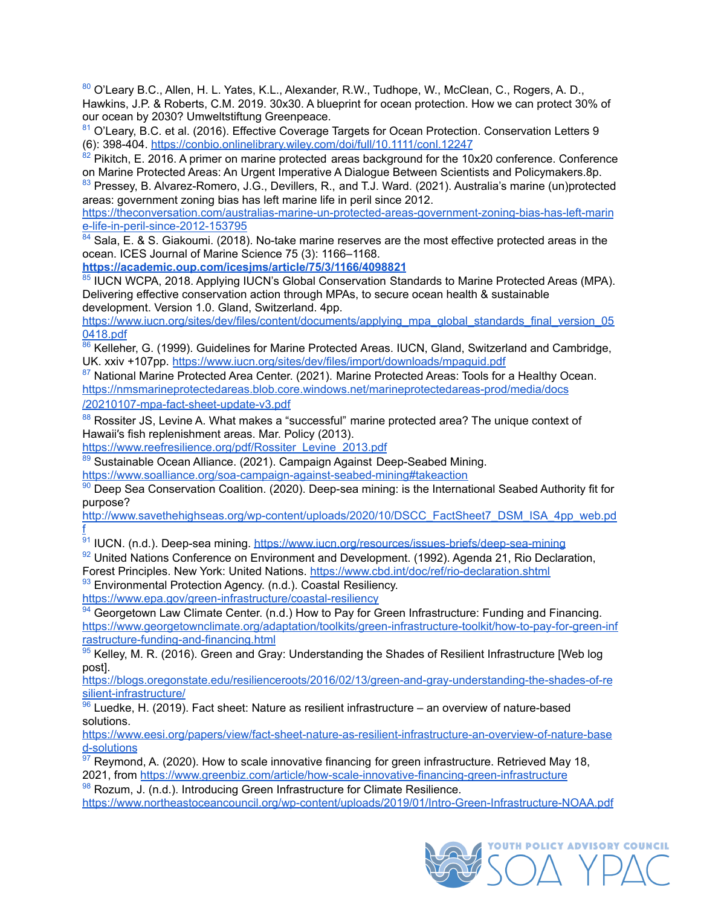[80] O'Leary B.C., Allen, H. L. Yates, K.L., Alexander, R.W., Tudhope, W., McClean, C., Rogers, A. D., Hawkins, J.P. & Roberts, C.M. 2019. 30x30. A blueprint for ocean protection. How we can protect 30% of our ocean by 2030? Umweltstiftung Greenpeace.

[81] O'Leary, B.C. et al. (2016). Effective Coverage Targets for Ocean Protection. Conservation Letters 9 (6): 398-404. https://conbio.onlinelibrary.wiley.com/doi/full/10.1111/conl.12247

[82] Pikitch, E. 2016. A primer on marine protected areas background for the 10x20 conference. Conference on Marine Protected Areas: An Urgent Imperative A Dialogue Between Scientists and Policymakers.8p.

[83] Pressey, B. Alvarez-Romero, J.G., Devillers, R., and T.J. Ward. (2021). Australia's marine (un)protected areas: government zoning bias has left marine life in peril since 2012. https://theconversation.com/australias-marine-un-protected-areas-government-zoning-bias-has-left-marine-life-in-peril-since-2012-153795

[84] Sala, E. & S. Giakoumi. (2018). No-take marine reserves are the most effective protected areas in the ocean. ICES Journal of Marine Science 75 (3): 1166–1168. **https://academic.oup.com/icesjms/article/75/3/1166/4098821**

[85] IUCN WCPA, 2018. Applying IUCN's Global Conservation Standards to Marine Protected Areas (MPA). Delivering effective conservation action through MPAs, to secure ocean health & sustainable development. Version 1.0. Gland, Switzerland. 4pp. https://www.iucn.org/sites/dev/files/content/documents/applying_mpa_global_standards_final_version_050418.pdf

[86] Kelleher, G. (1999). Guidelines for Marine Protected Areas. IUCN, Gland, Switzerland and Cambridge, UK. xxiv +107pp. https://www.iucn.org/sites/dev/files/import/downloads/mpaguid.pdf

[87] National Marine Protected Area Center. (2021). Marine Protected Areas: Tools for a Healthy Ocean. https://nmsmarineprotectedareas.blob.core.windows.net/marineprotectedareas-prod/media/docs/20210107-mpa-fact-sheet-update-v3.pdf

[88] Rossiter JS, Levine A. What makes a "successful" marine protected area? The unique context of Hawaii's fish replenishment areas. Mar. Policy (2013). https://www.reefresilience.org/pdf/Rossiter_Levine_2013.pdf

[89] Sustainable Ocean Alliance. (2021). Campaign Against Deep-Seabed Mining. https://www.soalliance.org/soa-campaign-against-seabed-mining#takeaction

[90] Deep Sea Conservation Coalition. (2020). Deep-sea mining: is the International Seabed Authority fit for purpose? http://www.savethehighseas.org/wp-content/uploads/2020/10/DSCC_FactSheet7_DSM_ISA_4pp_web.pdf

[91] IUCN. (n.d.). Deep-sea mining. https://www.iucn.org/resources/issues-briefs/deep-sea-mining

[92] United Nations Conference on Environment and Development. (1992). Agenda 21, Rio Declaration, Forest Principles. New York: United Nations. https://www.cbd.int/doc/ref/rio-declaration.shtml

[93] Environmental Protection Agency. (n.d.). Coastal Resiliency. https://www.epa.gov/green-infrastructure/coastal-resiliency

[94] Georgetown Law Climate Center. (n.d.) How to Pay for Green Infrastructure: Funding and Financing. https://www.georgetownclimate.org/adaptation/toolkits/green-infrastructure-toolkit/how-to-pay-for-green-infrastructure-funding-and-financing.html

[95] Kelley, M. R. (2016). Green and Gray: Understanding the Shades of Resilient Infrastructure [Web log post]. https://blogs.oregonstate.edu/resilienceroots/2016/02/13/green-and-gray-understanding-the-shades-of-resilient-infrastructure/

[96] Luedke, H. (2019). Fact sheet: Nature as resilient infrastructure – an overview of nature-based solutions. https://www.eesi.org/papers/view/fact-sheet-nature-as-resilient-infrastructure-an-overview-of-nature-based-solutions

[97] Reymond, A. (2020). How to scale innovative financing for green infrastructure. Retrieved May 18, 2021, from https://www.greenbiz.com/article/how-scale-innovative-financing-green-infrastructure

[98] Rozum, J. (n.d.). Introducing Green Infrastructure for Climate Resilience. https://www.northeastoceancouncil.org/wp-content/uploads/2019/01/Intro-Green-Infrastructure-NOAA.pdf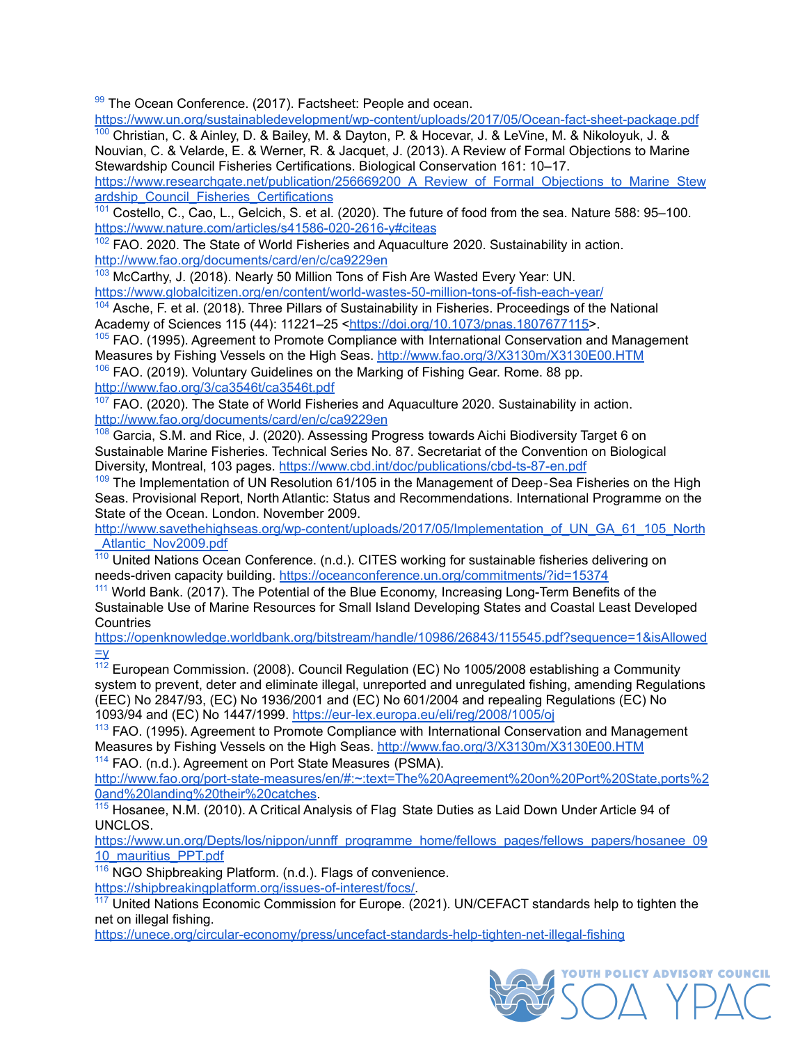[99] The Ocean Conference. (2017). Factsheet: People and ocean. https://www.un.org/sustainabledevelopment/wp-content/uploads/2017/05/Ocean-fact-sheet-package.pdf

[100] Christian, C. & Ainley, D. & Bailey, M. & Dayton, P. & Hocevar, J. & LeVine, M. & Nikoloyuk, J. & Nouvian, C. & Velarde, E. & Werner, R. & Jacquet, J. (2013). A Review of Formal Objections to Marine Stewardship Council Fisheries Certifications. Biological Conservation 161: 10–17. https://www.researchgate.net/publication/256669200_A_Review_of_Formal_Objections_to_Marine_Stewardship_Council_Fisheries_Certifications

[101] Costello, C., Cao, L., Gelcich, S. et al. (2020). The future of food from the sea. Nature 588: 95–100. https://www.nature.com/articles/s41586-020-2616-y#citeas

[102] FAO. 2020. The State of World Fisheries and Aquaculture 2020. Sustainability in action. http://www.fao.org/documents/card/en/c/ca9229en

[103] McCarthy, J. (2018). Nearly 50 Million Tons of Fish Are Wasted Every Year: UN. https://www.globalcitizen.org/en/content/world-wastes-50-million-tons-of-fish-each-year/

[104] Asche, F. et al. (2018). Three Pillars of Sustainability in Fisheries. Proceedings of the National Academy of Sciences 115 (44): 11221–25 <https://doi.org/10.1073/pnas.1807677115>.

[105] FAO. (1995). Agreement to Promote Compliance with International Conservation and Management Measures by Fishing Vessels on the High Seas. http://www.fao.org/3/X3130m/X3130E00.HTM

[106] FAO. (2019). Voluntary Guidelines on the Marking of Fishing Gear. Rome. 88 pp. http://www.fao.org/3/ca3546t/ca3546t.pdf

[107] FAO. (2020). The State of World Fisheries and Aquaculture 2020. Sustainability in action. http://www.fao.org/documents/card/en/c/ca9229en

[108] Garcia, S.M. and Rice, J. (2020). Assessing Progress towards Aichi Biodiversity Target 6 on Sustainable Marine Fisheries. Technical Series No. 87. Secretariat of the Convention on Biological Diversity, Montreal, 103 pages. https://www.cbd.int/doc/publications/cbd-ts-87-en.pdf

[109] The Implementation of UN Resolution 61/105 in the Management of Deep-Sea Fisheries on the High Seas. Provisional Report, North Atlantic: Status and Recommendations. International Programme on the State of the Ocean. London. November 2009. http://www.savethehighseas.org/wp-content/uploads/2017/05/Implementation_of_UN_GA_61_105_North_Atlantic_Nov2009.pdf

[110] United Nations Ocean Conference. (n.d.). CITES working for sustainable fisheries delivering on needs-driven capacity building. https://oceanconference.un.org/commitments/?id=15374

[111] World Bank. (2017). The Potential of the Blue Economy, Increasing Long-Term Benefits of the Sustainable Use of Marine Resources for Small Island Developing States and Coastal Least Developed Countries https://openknowledge.worldbank.org/bitstream/handle/10986/26843/115545.pdf?sequence=1&isAllowed=y

[112] European Commission. (2008). Council Regulation (EC) No 1005/2008 establishing a Community system to prevent, deter and eliminate illegal, unreported and unregulated fishing, amending Regulations (EEC) No 2847/93, (EC) No 1936/2001 and (EC) No 601/2004 and repealing Regulations (EC) No 1093/94 and (EC) No 1447/1999. https://eur-lex.europa.eu/eli/reg/2008/1005/oj

[113] FAO. (1995). Agreement to Promote Compliance with International Conservation and Management Measures by Fishing Vessels on the High Seas. http://www.fao.org/3/X3130m/X3130E00.HTM

[114] FAO. (n.d.). Agreement on Port State Measures (PSMA). http://www.fao.org/port-state-measures/en/#:~:text=The%20Agreement%20on%20Port%20State,ports%20and%20landing%20their%20catches.

[115] Hosanee, N.M. (2010). A Critical Analysis of Flag State Duties as Laid Down Under Article 94 of UNCLOS. https://www.un.org/Depts/los/nippon/unnff_programme_home/fellows_pages/fellows_papers/hosanee_0910_mauritius_PPT.pdf

[116] NGO Shipbreaking Platform. (n.d.). Flags of convenience. https://shipbreakingplatform.org/issues-of-interest/focs/.

[117] United Nations Economic Commission for Europe. (2021). UN/CEFACT standards help to tighten the net on illegal fishing. https://unece.org/circular-economy/press/uncefact-standards-help-tighten-net-illegal-fishing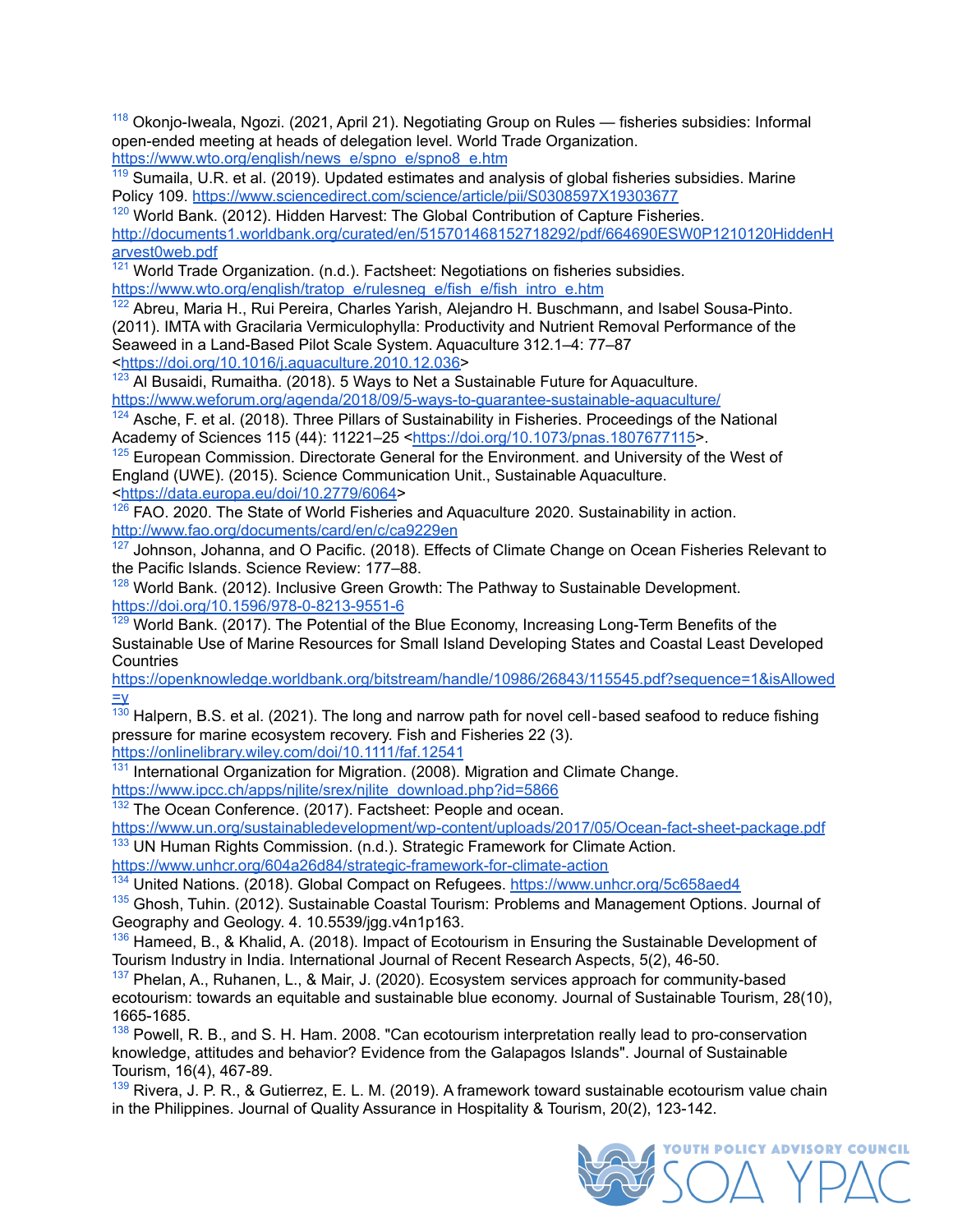[118] Okonjo-Iweala, Ngozi. (2021, April 21). Negotiating Group on Rules — fisheries subsidies: Informal open-ended meeting at heads of delegation level. World Trade Organization. https://www.wto.org/english/news_e/spno_e/spno8_e.htm

[119] Sumaila, U.R. et al. (2019). Updated estimates and analysis of global fisheries subsidies. Marine Policy 109. https://www.sciencedirect.com/science/article/pii/S0308597X19303677

[120] World Bank. (2012). Hidden Harvest: The Global Contribution of Capture Fisheries. http://documents1.worldbank.org/curated/en/515701468152718292/pdf/664690ESW0P1210120HiddenHarvest0web.pdf

[121] World Trade Organization. (n.d.). Factsheet: Negotiations on fisheries subsidies. https://www.wto.org/english/tratop_e/rulesneg_e/fish_e/fish_intro_e.htm

[122] Abreu, Maria H., Rui Pereira, Charles Yarish, Alejandro H. Buschmann, and Isabel Sousa-Pinto. (2011). IMTA with Gracilaria Vermiculophylla: Productivity and Nutrient Removal Performance of the Seaweed in a Land-Based Pilot Scale System. Aquaculture 312.1–4: 77–87 <https://doi.org/10.1016/j.aquaculture.2010.12.036>

[123] Al Busaidi, Rumaitha. (2018). 5 Ways to Net a Sustainable Future for Aquaculture. https://www.weforum.org/agenda/2018/09/5-ways-to-guarantee-sustainable-aquaculture/

[124] Asche, F. et al. (2018). Three Pillars of Sustainability in Fisheries. Proceedings of the National Academy of Sciences 115 (44): 11221–25 <https://doi.org/10.1073/pnas.1807677115>.

[125] European Commission. Directorate General for the Environment. and University of the West of England (UWE). (2015). Science Communication Unit., Sustainable Aquaculture. <https://data.europa.eu/doi/10.2779/6064>

[126] FAO. 2020. The State of World Fisheries and Aquaculture 2020. Sustainability in action. http://www.fao.org/documents/card/en/c/ca9229en

[127] Johnson, Johanna, and O Pacific. (2018). Effects of Climate Change on Ocean Fisheries Relevant to the Pacific Islands. Science Review: 177–88.

[128] World Bank. (2012). Inclusive Green Growth: The Pathway to Sustainable Development. https://doi.org/10.1596/978-0-8213-9551-6

[129] World Bank. (2017). The Potential of the Blue Economy, Increasing Long-Term Benefits of the Sustainable Use of Marine Resources for Small Island Developing States and Coastal Least Developed Countries https://openknowledge.worldbank.org/bitstream/handle/10986/26843/115545.pdf?sequence=1&isAllowed=y

[130] Halpern, B.S. et al. (2021). The long and narrow path for novel cell‐based seafood to reduce fishing pressure for marine ecosystem recovery. Fish and Fisheries 22 (3). https://onlinelibrary.wiley.com/doi/10.1111/faf.12541

[131] International Organization for Migration. (2008). Migration and Climate Change. https://www.ipcc.ch/apps/njlite/srex/njlite_download.php?id=5866

[132] The Ocean Conference. (2017). Factsheet: People and ocean. https://www.un.org/sustainabledevelopment/wp-content/uploads/2017/05/Ocean-fact-sheet-package.pdf

[133] UN Human Rights Commission. (n.d.). Strategic Framework for Climate Action. https://www.unhcr.org/604a26d84/strategic-framework-for-climate-action

[134] United Nations. (2018). Global Compact on Refugees. https://www.unhcr.org/5c658aed4

[135] Ghosh, Tuhin. (2012). Sustainable Coastal Tourism: Problems and Management Options. Journal of Geography and Geology. 4. 10.5539/jgg.v4n1p163.

[136] Hameed, B., & Khalid, A. (2018). Impact of Ecotourism in Ensuring the Sustainable Development of Tourism Industry in India. International Journal of Recent Research Aspects, 5(2), 46-50.

[137] Phelan, A., Ruhanen, L., & Mair, J. (2020). Ecosystem services approach for community-based ecotourism: towards an equitable and sustainable blue economy. Journal of Sustainable Tourism, 28(10), 1665-1685.

[138] Powell, R. B., and S. H. Ham. 2008. "Can ecotourism interpretation really lead to pro-conservation knowledge, attitudes and behavior? Evidence from the Galapagos Islands". Journal of Sustainable Tourism, 16(4), 467-89.

[139] Rivera, J. P. R., & Gutierrez, E. L. M. (2019). A framework toward sustainable ecotourism value chain in the Philippines. Journal of Quality Assurance in Hospitality & Tourism, 20(2), 123-142.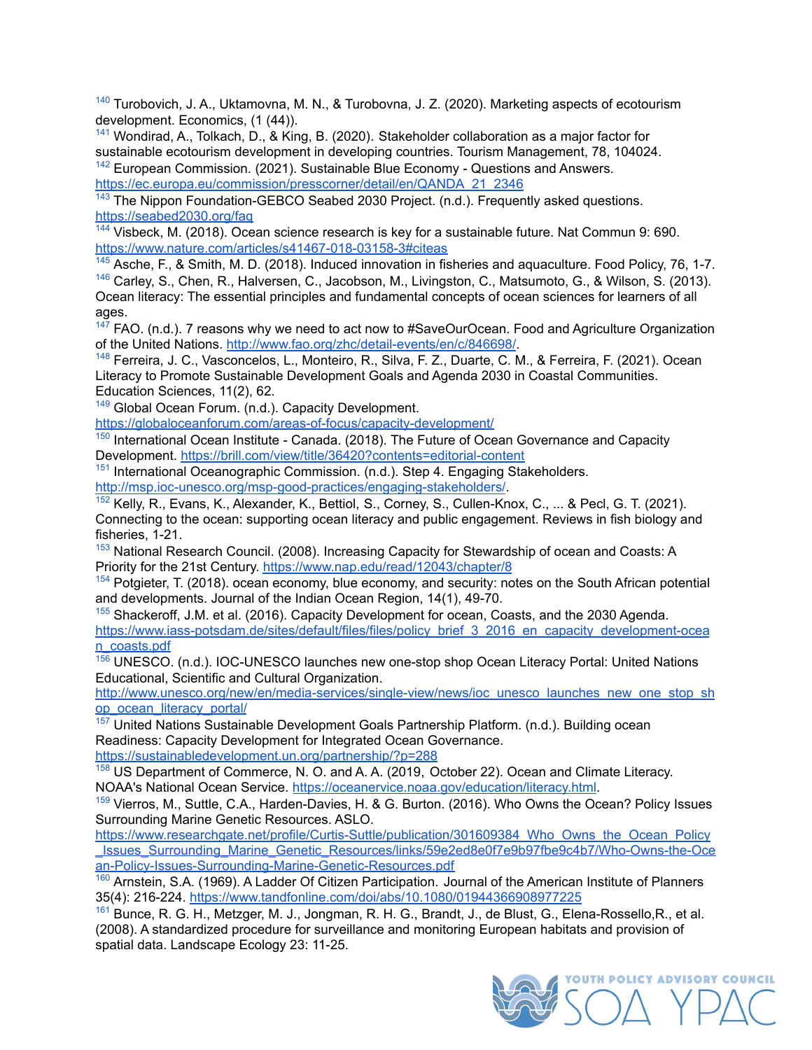[140] Turobovich, J. A., Uktamovna, M. N., & Turobovna, J. Z. (2020). Marketing aspects of ecotourism development. Economics, (1 (44)).

[141] Wondirad, A., Tolkach, D., & King, B. (2020). Stakeholder collaboration as a major factor for sustainable ecotourism development in developing countries. Tourism Management, 78, 104024.

[142] European Commission. (2021). Sustainable Blue Economy - Questions and Answers. https://ec.europa.eu/commission/presscorner/detail/en/QANDA_21_2346

[143] The Nippon Foundation-GEBCO Seabed 2030 Project. (n.d.). Frequently asked questions. https://seabed2030.org/faq

[144] Visbeck, M. (2018). Ocean science research is key for a sustainable future. Nat Commun 9: 690. https://www.nature.com/articles/s41467-018-03158-3#citeas

[145] Asche, F., & Smith, M. D. (2018). Induced innovation in fisheries and aquaculture. Food Policy, 76, 1-7.

[146] Carley, S., Chen, R., Halversen, C., Jacobson, M., Livingston, C., Matsumoto, G., & Wilson, S. (2013). Ocean literacy: The essential principles and fundamental concepts of ocean sciences for learners of all ages.

[147] FAO. (n.d.). 7 reasons why we need to act now to #SaveOurOcean. Food and Agriculture Organization of the United Nations. http://www.fao.org/zhc/detail-events/en/c/846698/.

[148] Ferreira, J. C., Vasconcelos, L., Monteiro, R., Silva, F. Z., Duarte, C. M., & Ferreira, F. (2021). Ocean Literacy to Promote Sustainable Development Goals and Agenda 2030 in Coastal Communities. Education Sciences, 11(2), 62.

[149] Global Ocean Forum. (n.d.). Capacity Development. https://globaloceanforum.com/areas-of-focus/capacity-development/

[150] International Ocean Institute - Canada. (2018). The Future of Ocean Governance and Capacity Development. https://brill.com/view/title/36420?contents=editorial-content

[151] International Oceanographic Commission. (n.d.). Step 4. Engaging Stakeholders. http://msp.ioc-unesco.org/msp-good-practices/engaging-stakeholders/.

[152] Kelly, R., Evans, K., Alexander, K., Bettiol, S., Corney, S., Cullen-Knox, C., ... & Pecl, G. T. (2021). Connecting to the ocean: supporting ocean literacy and public engagement. Reviews in fish biology and fisheries, 1-21.

[153] National Research Council. (2008). Increasing Capacity for Stewardship of ocean and Coasts: A Priority for the 21st Century. https://www.nap.edu/read/12043/chapter/8

[154] Potgieter, T. (2018). ocean economy, blue economy, and security: notes on the South African potential and developments. Journal of the Indian Ocean Region, 14(1), 49-70.

[155] Shackeroff, J.M. et al. (2016). Capacity Development for ocean, Coasts, and the 2030 Agenda. https://www.iass-potsdam.de/sites/default/files/files/policy_brief_3_2016_en_capacity_development-ocean_coasts.pdf

[156] UNESCO. (n.d.). IOC-UNESCO launches new one-stop shop Ocean Literacy Portal: United Nations Educational, Scientific and Cultural Organization. http://www.unesco.org/new/en/media-services/single-view/news/ioc_unesco_launches_new_one_stop_shop_ocean_literacy_portal/

[157] United Nations Sustainable Development Goals Partnership Platform. (n.d.). Building ocean Readiness: Capacity Development for Integrated Ocean Governance. https://sustainabledevelopment.un.org/partnership/?p=288

[158] US Department of Commerce, N. O. and A. A. (2019, October 22). Ocean and Climate Literacy. NOAA's National Ocean Service. https://oceanservice.noaa.gov/education/literacy.html.

[159] Vierros, M., Suttle, C.A., Harden-Davies, H. & G. Burton. (2016). Who Owns the Ocean? Policy Issues Surrounding Marine Genetic Resources. ASLO. https://www.researchgate.net/profile/Curtis-Suttle/publication/301609384_Who_Owns_the_Ocean_Policy_Issues_Surrounding_Marine_Genetic_Resources/links/59e2ed8e0f7e9b97fbe9c4b7/Who-Owns-the-Ocean-Policy-Issues-Surrounding-Marine-Genetic-Resources.pdf

[160] Arnstein, S.A. (1969). A Ladder Of Citizen Participation. Journal of the American Institute of Planners 35(4): 216-224. https://www.tandfonline.com/doi/abs/10.1080/01944366908977225

[161] Bunce, R. G. H., Metzger, M. J., Jongman, R. H. G., Brandt, J., de Blust, G., Elena-Rossello,R., et al. (2008). A standardized procedure for surveillance and monitoring European habitats and provision of spatial data. Landscape Ecology 23: 11-25.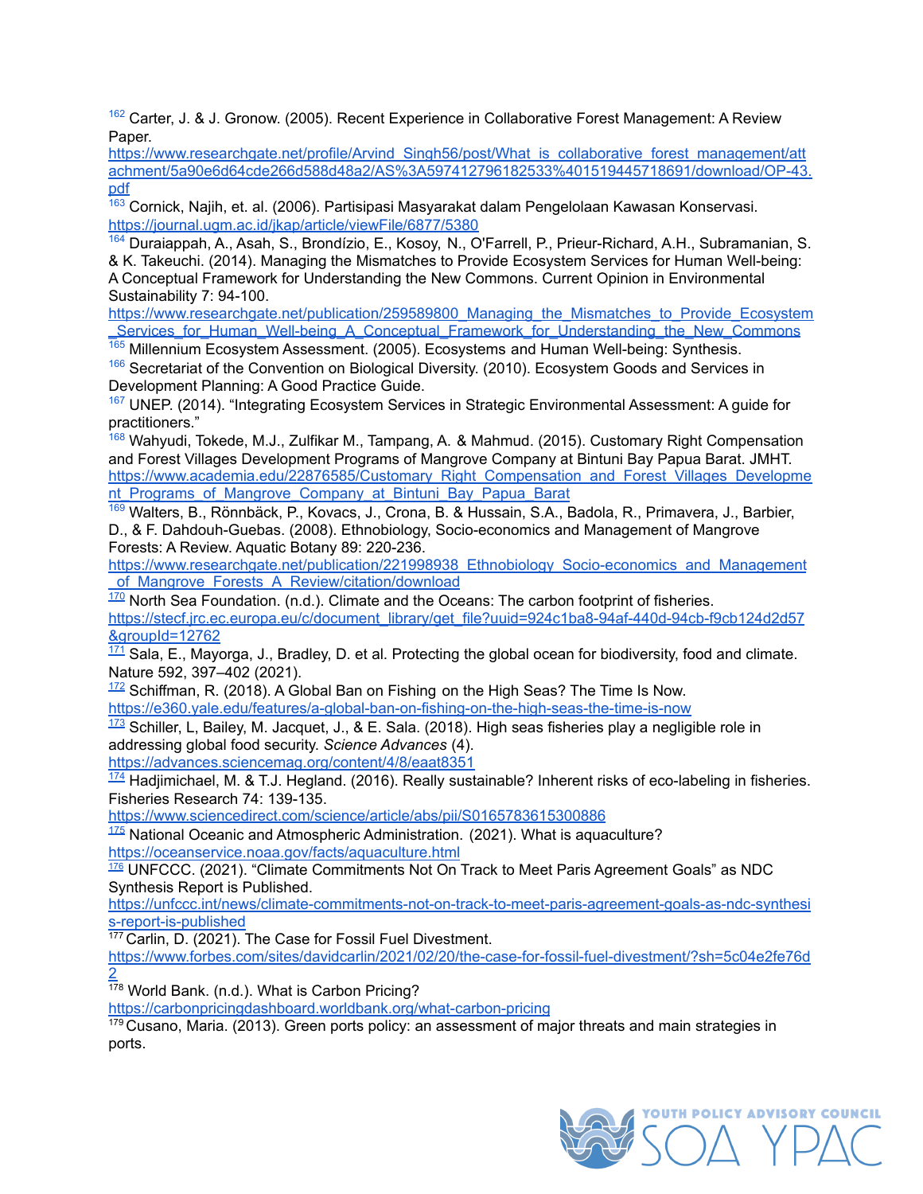[162] Carter, J. & J. Gronow. (2005). Recent Experience in Collaborative Forest Management: A Review Paper. https://www.researchgate.net/profile/Arvind_Singh56/post/What_is_collaborative_forest_management/attachment/5a90e6d64cde266d588d48a2/AS%3A597412796182533%401519445718691/download/OP-43.pdf

[163] Cornick, Najih, et. al. (2006). Partisipasi Masyarakat dalam Pengelolaan Kawasan Konservasi. https://journal.ugm.ac.id/jkap/article/viewFile/6877/5380

[164] Duraiappah, A., Asah, S., Brondízio, E., Kosoy, N., O'Farrell, P., Prieur-Richard, A.H., Subramanian, S. & K. Takeuchi. (2014). Managing the Mismatches to Provide Ecosystem Services for Human Well-being: A Conceptual Framework for Understanding the New Commons. Current Opinion in Environmental Sustainability 7: 94-100. https://www.researchgate.net/publication/259589800_Managing_the_Mismatches_to_Provide_Ecosystem_Services_for_Human_Well-being_A_Conceptual_Framework_for_Understanding_the_New_Commons

[165] Millennium Ecosystem Assessment. (2005). Ecosystems and Human Well-being: Synthesis.

[166] Secretariat of the Convention on Biological Diversity. (2010). Ecosystem Goods and Services in Development Planning: A Good Practice Guide.

[167] UNEP. (2014). "Integrating Ecosystem Services in Strategic Environmental Assessment: A guide for practitioners."

[168] Wahyudi, Tokede, M.J., Zulfikar M., Tampang, A. & Mahmud. (2015). Customary Right Compensation and Forest Villages Development Programs of Mangrove Company at Bintuni Bay Papua Barat. JMHT. https://www.academia.edu/22876585/Customary_Right_Compensation_and_Forest_Villages_Development_Programs_of_Mangrove_Company_at_Bintuni_Bay_Papua_Barat

[169] Walters, B., Rönnbäck, P., Kovacs, J., Crona, B. & Hussain, S.A., Badola, R., Primavera, J., Barbier, D., & F. Dahdouh-Guebas. (2008). Ethnobiology, Socio-economics and Management of Mangrove Forests: A Review. Aquatic Botany 89: 220-236. https://www.researchgate.net/publication/221998938_Ethnobiology_Socio-economics_and_Management_of_Mangrove_Forests_A_Review/citation/download

[170] North Sea Foundation. (n.d.). Climate and the Oceans: The carbon footprint of fisheries. https://stecf.jrc.ec.europa.eu/c/document_library/get_file?uuid=924c1ba8-94af-440d-94cb-f9cb124d2d57&groupId=12762

[171] Sala, E., Mayorga, J., Bradley, D. et al. Protecting the global ocean for biodiversity, food and climate. Nature 592, 397–402 (2021).

[172] Schiffman, R. (2018). A Global Ban on Fishing on the High Seas? The Time Is Now. https://e360.yale.edu/features/a-global-ban-on-fishing-on-the-high-seas-the-time-is-now

[173] Schiller, L, Bailey, M. Jacquet, J., & E. Sala. (2018). High seas fisheries play a negligible role in addressing global food security. *Science Advances* (4). https://advances.sciencemag.org/content/4/8/eaat8351

[174] Hadjimichael, M. & T.J. Hegland. (2016). Really sustainable? Inherent risks of eco-labeling in fisheries. Fisheries Research 74: 139-135. https://www.sciencedirect.com/science/article/abs/pii/S0165783615300886

[175] National Oceanic and Atmospheric Administration. (2021). What is aquaculture? https://oceanservice.noaa.gov/facts/aquaculture.html

[176] UNFCCC. (2021). "Climate Commitments Not On Track to Meet Paris Agreement Goals" as NDC Synthesis Report is Published. https://unfccc.int/news/climate-commitments-not-on-track-to-meet-paris-agreement-goals-as-ndc-synthesis-report-is-published

[177] Carlin, D. (2021). The Case for Fossil Fuel Divestment. https://www.forbes.com/sites/davidcarlin/2021/02/20/the-case-for-fossil-fuel-divestment/?sh=5c04e2fe76d2

[178] World Bank. (n.d.). What is Carbon Pricing? https://carbonpricingdashboard.worldbank.org/what-carbon-pricing

[179] Cusano, Maria. (2013). Green ports policy: an assessment of major threats and main strategies in ports.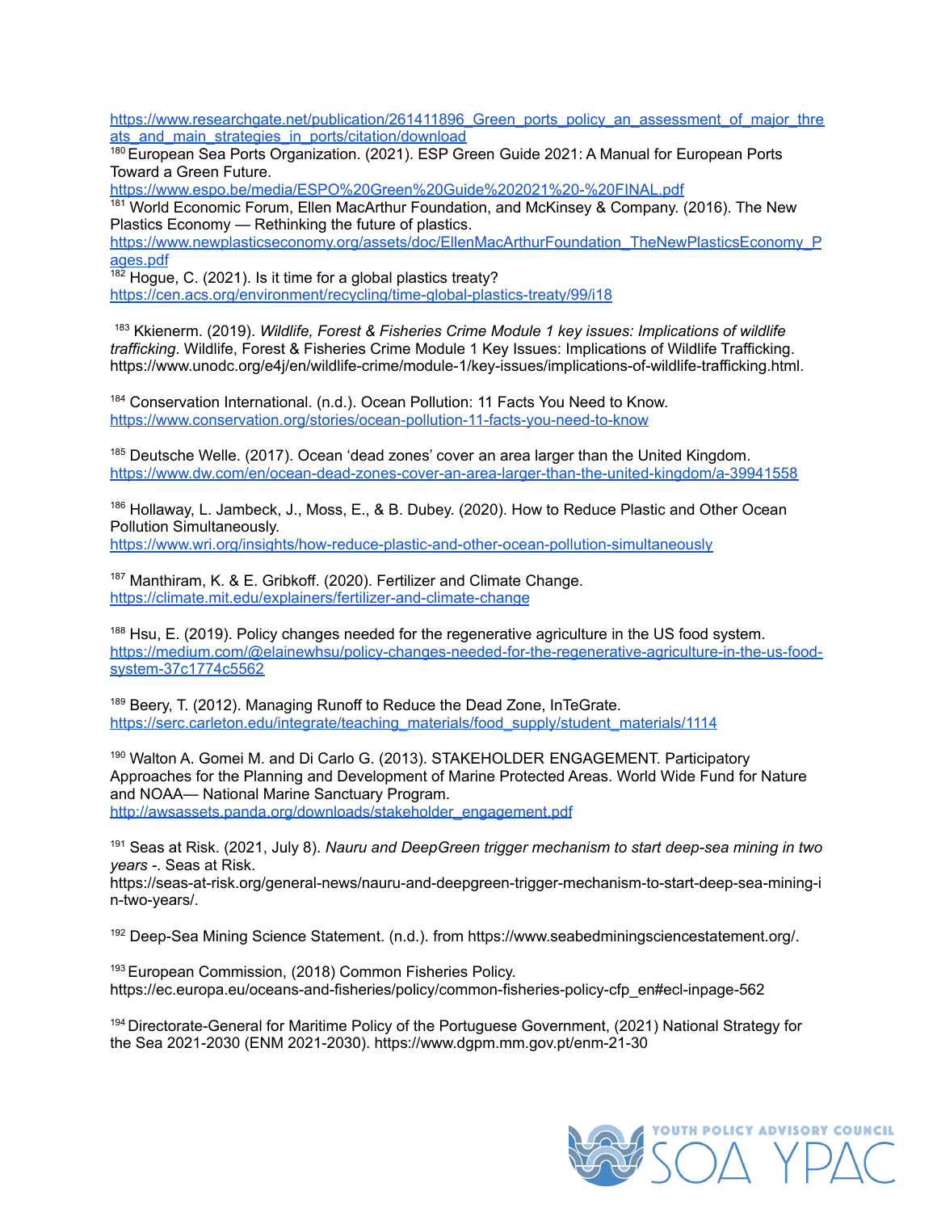https://www.researchgate.net/publication/261411896_Green_ports_policy_an_assessment_of_major_threats_and_main_strategies_in_ports/citation/download

[180] European Sea Ports Organization. (2021). ESP Green Guide 2021: A Manual for European Ports Toward a Green Future.
https://www.espo.be/media/ESPO%20Green%20Guide%202021%20-%20FINAL.pdf

[181] World Economic Forum, Ellen MacArthur Foundation, and McKinsey & Company. (2016). The New Plastics Economy — Rethinking the future of plastics.
https://www.newplasticseconomy.org/assets/doc/EllenMacArthurFoundation_TheNewPlasticsEconomy_Pages.pdf

[182] Hogue, C. (2021). Is it time for a global plastics treaty?
https://cen.acs.org/environment/recycling/time-global-plastics-treaty/99/i18

[183] Kkienerm. (2019). *Wildlife, Forest & Fisheries Crime Module 1 key issues: Implications of wildlife trafficking*. Wildlife, Forest & Fisheries Crime Module 1 Key Issues: Implications of Wildlife Trafficking. https://www.unodc.org/e4j/en/wildlife-crime/module-1/key-issues/implications-of-wildlife-trafficking.html.

[184] Conservation International. (n.d.). Ocean Pollution: 11 Facts You Need to Know.
https://www.conservation.org/stories/ocean-pollution-11-facts-you-need-to-know

[185] Deutsche Welle. (2017). Ocean 'dead zones' cover an area larger than the United Kingdom.
https://www.dw.com/en/ocean-dead-zones-cover-an-area-larger-than-the-united-kingdom/a-39941558

[186] Hollaway, L. Jambeck, J., Moss, E., & B. Dubey. (2020). How to Reduce Plastic and Other Ocean Pollution Simultaneously.
https://www.wri.org/insights/how-reduce-plastic-and-other-ocean-pollution-simultaneously

[187] Manthiram, K. & E. Gribkoff. (2020). Fertilizer and Climate Change.
https://climate.mit.edu/explainers/fertilizer-and-climate-change

[188] Hsu, E. (2019). Policy changes needed for the regenerative agriculture in the US food system.
https://medium.com/@elainewhsu/policy-changes-needed-for-the-regenerative-agriculture-in-the-us-food-system-37c1774c5562

[189] Beery, T. (2012). Managing Runoff to Reduce the Dead Zone, InTeGrate.
https://serc.carleton.edu/integrate/teaching_materials/food_supply/student_materials/1114

[190] Walton A. Gomei M. and Di Carlo G. (2013). STAKEHOLDER ENGAGEMENT. Participatory Approaches for the Planning and Development of Marine Protected Areas. World Wide Fund for Nature and NOAA— National Marine Sanctuary Program.
http://awsassets.panda.org/downloads/stakeholder_engagement.pdf

[191] Seas at Risk. (2021, July 8). *Nauru and DeepGreen trigger mechanism to start deep-sea mining in two years* -. Seas at Risk.
https://seas-at-risk.org/general-news/nauru-and-deepgreen-trigger-mechanism-to-start-deep-sea-mining-in-two-years/.

[192] Deep-Sea Mining Science Statement. (n.d.). from https://www.seabedminingsciencestatement.org/.

[193] European Commission, (2018) Common Fisheries Policy.
https://ec.europa.eu/oceans-and-fisheries/policy/common-fisheries-policy-cfp_en#ecl-inpage-562

[194] Directorate-General for Maritime Policy of the Portuguese Government, (2021) National Strategy for the Sea 2021-2030 (ENM 2021-2030). https://www.dgpm.mm.gov.pt/enm-21-30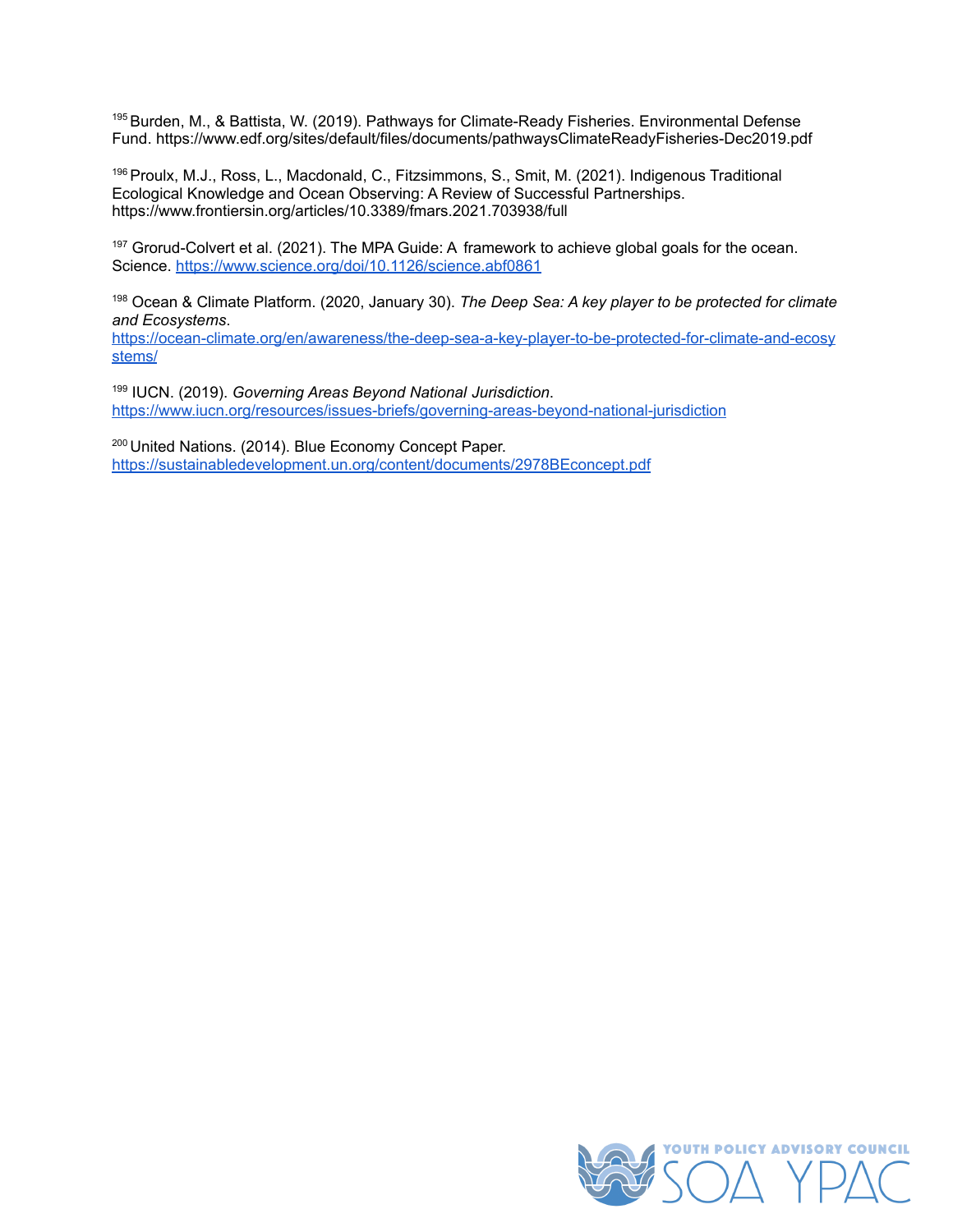[195] Burden, M., & Battista, W. (2019). Pathways for Climate-Ready Fisheries. Environmental Defense Fund. https://www.edf.org/sites/default/files/documents/pathwaysClimateReadyFisheries-Dec2019.pdf

[196] Proulx, M.J., Ross, L., Macdonald, C., Fitzsimmons, S., Smit, M. (2021). Indigenous Traditional Ecological Knowledge and Ocean Observing: A Review of Successful Partnerships. https://www.frontiersin.org/articles/10.3389/fmars.2021.703938/full

[197] Grorud-Colvert et al. (2021). The MPA Guide: A framework to achieve global goals for the ocean. Science. https://www.science.org/doi/10.1126/science.abf0861

[198] Ocean & Climate Platform. (2020, January 30). *The Deep Sea: A key player to be protected for climate and Ecosystems*. https://ocean-climate.org/en/awareness/the-deep-sea-a-key-player-to-be-protected-for-climate-and-ecosystems/

[199] IUCN. (2019). *Governing Areas Beyond National Jurisdiction*. https://www.iucn.org/resources/issues-briefs/governing-areas-beyond-national-jurisdiction

[200] United Nations. (2014). Blue Economy Concept Paper. https://sustainabledevelopment.un.org/content/documents/2978BEconcept.pdf